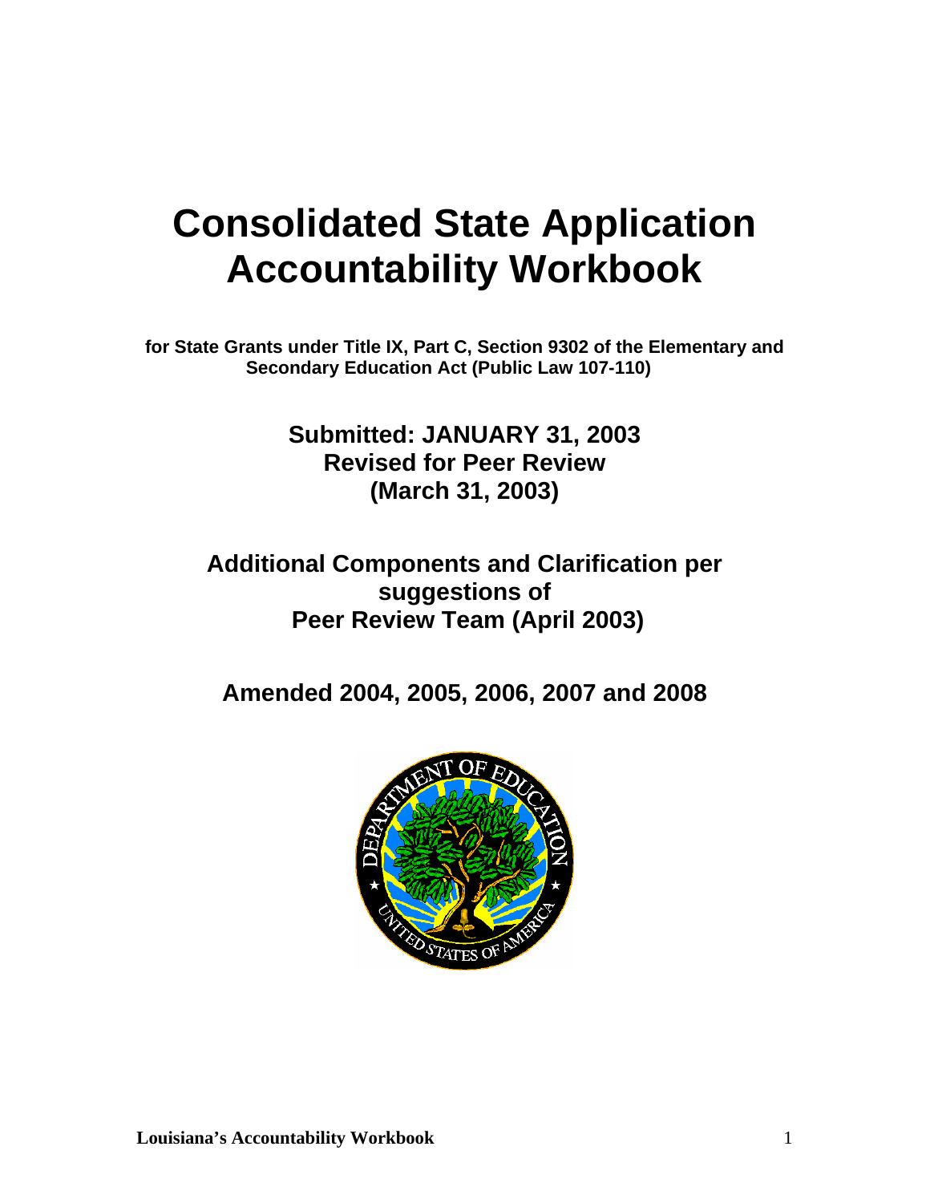# Consolidated State Application Accountability Workbook

**for State Grants under Title IX, Part C, Section 9302 of the Elementary and Secondary Education Act (Public Law 107-110)**

## Submitted: JANUARY 31, 2003
## Revised for Peer Review
## (March 31, 2003)

## Additional Components and Clarification per suggestions of Peer Review Team (April 2003)

## Amended 2004, 2005, 2006, 2007 and 2008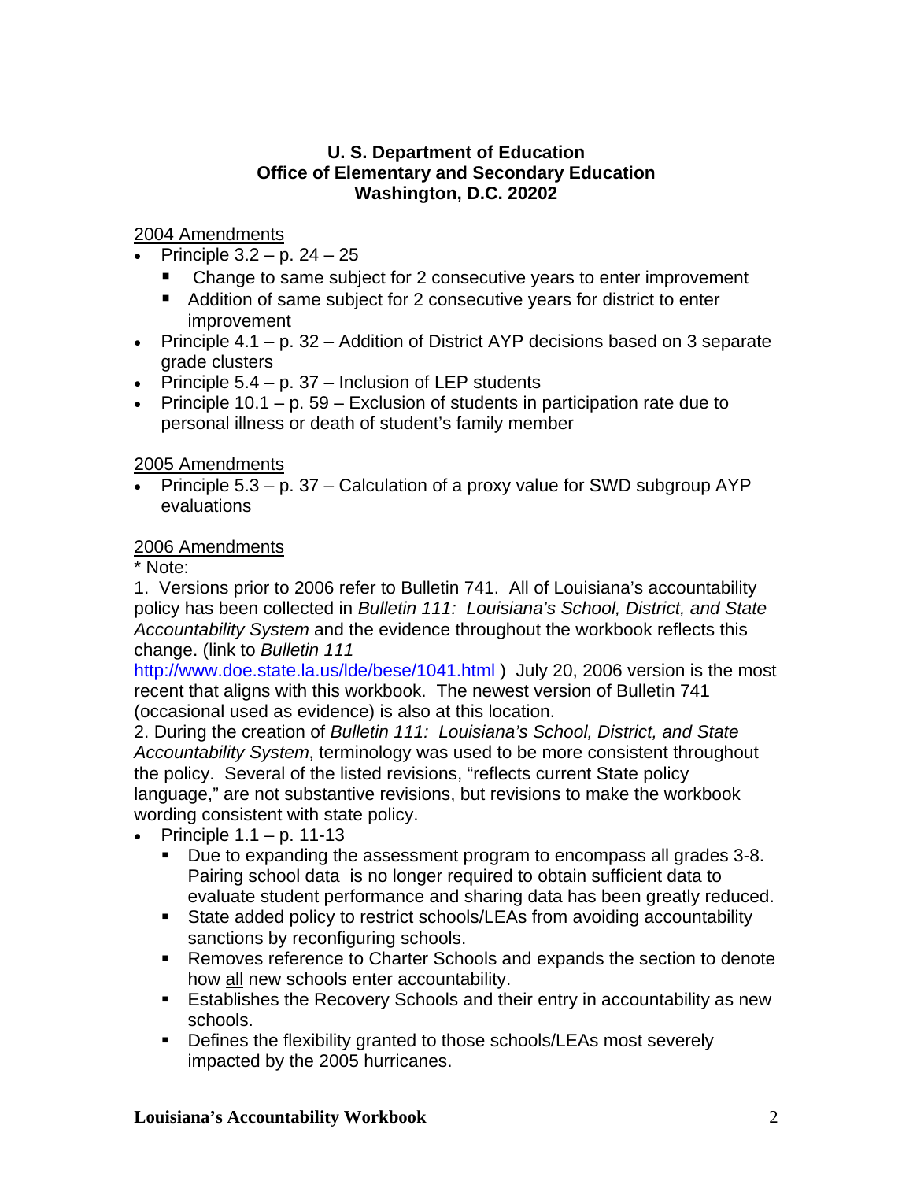**U. S. Department of Education**
**Office of Elementary and Secondary Education**
**Washington, D.C. 20202**

<u>2004 Amendments</u>

- Principle 3.2 – p. 24 – 25
  - Change to same subject for 2 consecutive years to enter improvement
  - Addition of same subject for 2 consecutive years for district to enter improvement
- Principle 4.1 – p. 32 – Addition of District AYP decisions based on 3 separate grade clusters
- Principle 5.4 – p. 37 – Inclusion of LEP students
- Principle 10.1 – p. 59 – Exclusion of students in participation rate due to personal illness or death of student's family member

<u>2005 Amendments</u>

- Principle 5.3 – p. 37 – Calculation of a proxy value for SWD subgroup AYP evaluations

<u>2006 Amendments</u>

* Note:

1. Versions prior to 2006 refer to Bulletin 741. All of Louisiana's accountability policy has been collected in *Bulletin 111: Louisiana's School, District, and State Accountability System* and the evidence throughout the workbook reflects this change. (link to *Bulletin 111* http://www.doe.state.la.us/lde/bese/1041.html ) July 20, 2006 version is the most recent that aligns with this workbook. The newest version of Bulletin 741 (occasional used as evidence) is also at this location.
2. During the creation of *Bulletin 111: Louisiana's School, District, and State Accountability System*, terminology was used to be more consistent throughout the policy. Several of the listed revisions, "reflects current State policy language," are not substantive revisions, but revisions to make the workbook wording consistent with state policy.

- Principle 1.1 – p. 11-13
  - Due to expanding the assessment program to encompass all grades 3-8. Pairing school data is no longer required to obtain sufficient data to evaluate student performance and sharing data has been greatly reduced.
  - State added policy to restrict schools/LEAs from avoiding accountability sanctions by reconfiguring schools.
  - Removes reference to Charter Schools and expands the section to denote how <u>all</u> new schools enter accountability.
  - Establishes the Recovery Schools and their entry in accountability as new schools.
  - Defines the flexibility granted to those schools/LEAs most severely impacted by the 2005 hurricanes.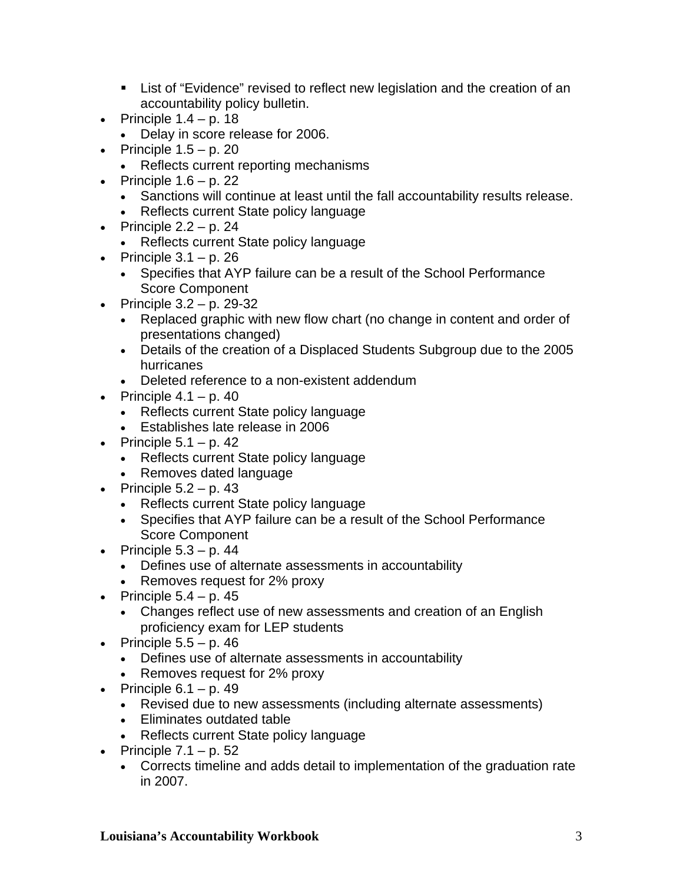- List of "Evidence" revised to reflect new legislation and the creation of an accountability policy bulletin.
- Principle 1.4 – p. 18
  - Delay in score release for 2006.
- Principle 1.5 – p. 20
  - Reflects current reporting mechanisms
- Principle 1.6 – p. 22
  - Sanctions will continue at least until the fall accountability results release.
  - Reflects current State policy language
- Principle 2.2 – p. 24
  - Reflects current State policy language
- Principle 3.1 – p. 26
  - Specifies that AYP failure can be a result of the School Performance Score Component
- Principle 3.2 – p. 29-32
  - Replaced graphic with new flow chart (no change in content and order of presentations changed)
  - Details of the creation of a Displaced Students Subgroup due to the 2005 hurricanes
  - Deleted reference to a non-existent addendum
- Principle 4.1 – p. 40
  - Reflects current State policy language
  - Establishes late release in 2006
- Principle 5.1 – p. 42
  - Reflects current State policy language
  - Removes dated language
- Principle 5.2 – p. 43
  - Reflects current State policy language
  - Specifies that AYP failure can be a result of the School Performance Score Component
- Principle 5.3 – p. 44
  - Defines use of alternate assessments in accountability
  - Removes request for 2% proxy
- Principle 5.4 – p. 45
  - Changes reflect use of new assessments and creation of an English proficiency exam for LEP students
- Principle 5.5 – p. 46
  - Defines use of alternate assessments in accountability
  - Removes request for 2% proxy
- Principle 6.1 – p. 49
  - Revised due to new assessments (including alternate assessments)
  - Eliminates outdated table
  - Reflects current State policy language
- Principle 7.1 – p. 52
  - Corrects timeline and adds detail to implementation of the graduation rate in 2007.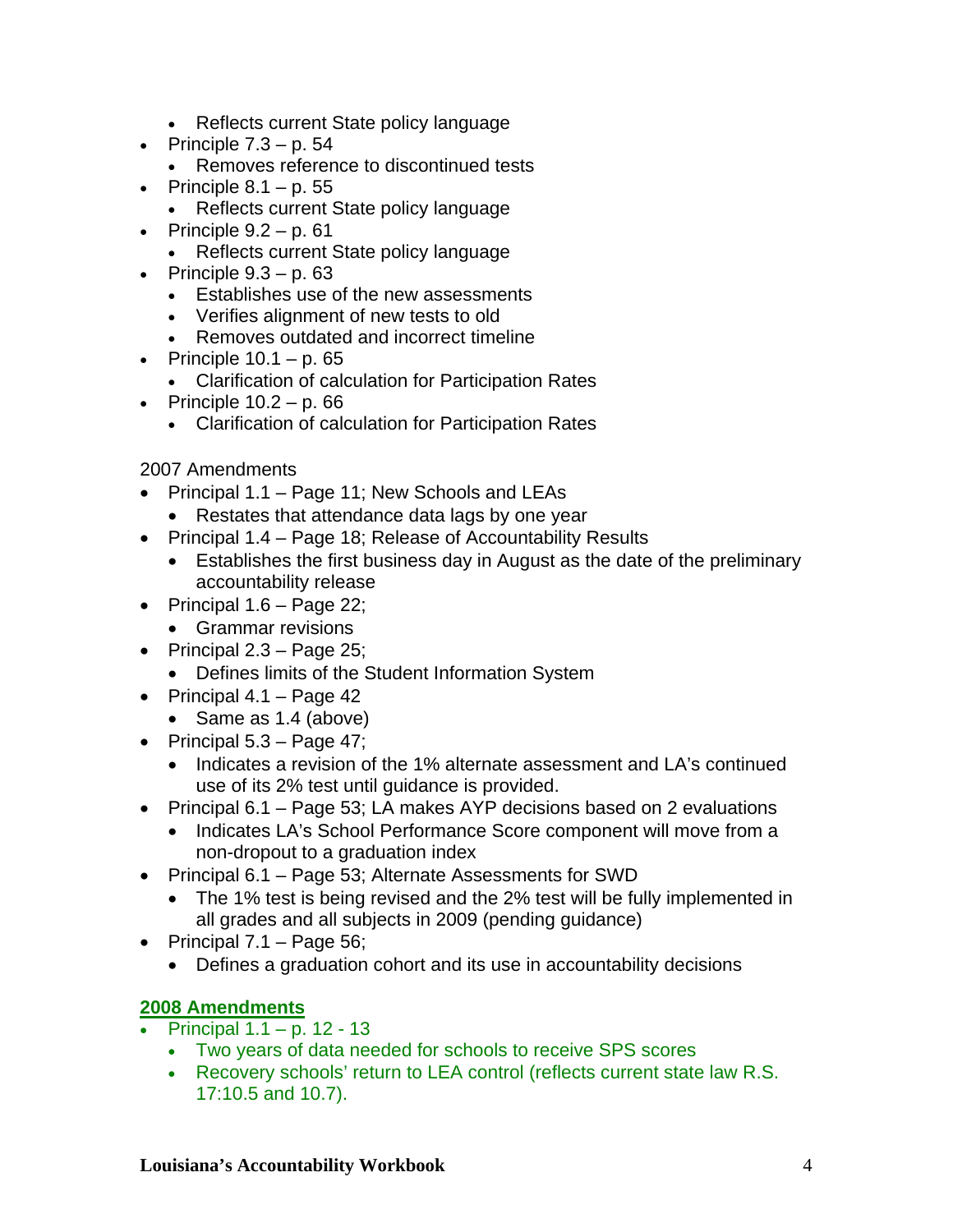- Reflects current State policy language
- Principle 7.3 – p. 54
  - Removes reference to discontinued tests
- Principle 8.1 – p. 55
  - Reflects current State policy language
- Principle 9.2 – p. 61
  - Reflects current State policy language
- Principle 9.3 – p. 63
  - Establishes use of the new assessments
  - Verifies alignment of new tests to old
  - Removes outdated and incorrect timeline
- Principle 10.1 – p. 65
  - Clarification of calculation for Participation Rates
- Principle 10.2 – p. 66
  - Clarification of calculation for Participation Rates

2007 Amendments

- Principal 1.1 – Page 11; New Schools and LEAs
  - Restates that attendance data lags by one year
- Principal 1.4 – Page 18; Release of Accountability Results
  - Establishes the first business day in August as the date of the preliminary accountability release
- Principal 1.6 – Page 22;
  - Grammar revisions
- Principal 2.3 – Page 25;
  - Defines limits of the Student Information System
- Principal 4.1 – Page 42
  - Same as 1.4 (above)
- Principal 5.3 – Page 47;
  - Indicates a revision of the 1% alternate assessment and LA's continued use of its 2% test until guidance is provided.
- Principal 6.1 – Page 53; LA makes AYP decisions based on 2 evaluations
  - Indicates LA's School Performance Score component will move from a non-dropout to a graduation index
- Principal 6.1 – Page 53; Alternate Assessments for SWD
  - The 1% test is being revised and the 2% test will be fully implemented in all grades and all subjects in 2009 (pending guidance)
- Principal 7.1 – Page 56;
  - Defines a graduation cohort and its use in accountability decisions

**2008 Amendments**

- Principal 1.1 – p. 12 - 13
  - Two years of data needed for schools to receive SPS scores
  - Recovery schools' return to LEA control (reflects current state law R.S. 17:10.5 and 10.7).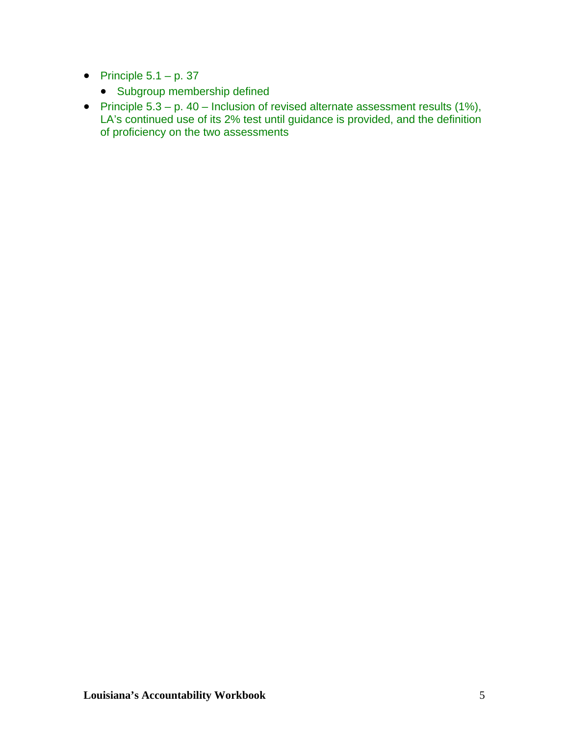- Principle 5.1 – p. 37
  - Subgroup membership defined
- Principle 5.3 – p. 40 – Inclusion of revised alternate assessment results (1%), LA's continued use of its 2% test until guidance is provided, and the definition of proficiency on the two assessments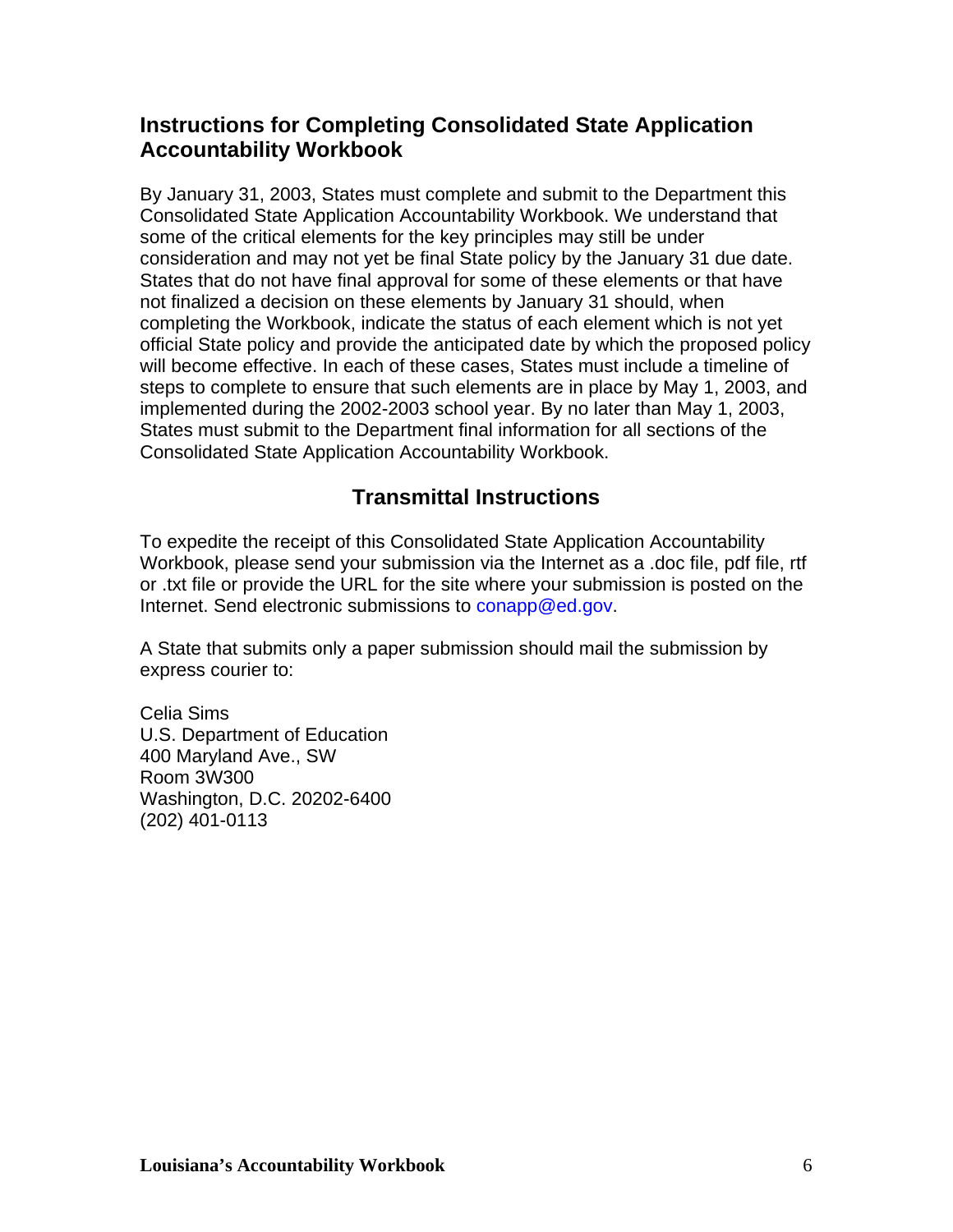## Instructions for Completing Consolidated State Application Accountability Workbook

By January 31, 2003, States must complete and submit to the Department this Consolidated State Application Accountability Workbook. We understand that some of the critical elements for the key principles may still be under consideration and may not yet be final State policy by the January 31 due date. States that do not have final approval for some of these elements or that have not finalized a decision on these elements by January 31 should, when completing the Workbook, indicate the status of each element which is not yet official State policy and provide the anticipated date by which the proposed policy will become effective. In each of these cases, States must include a timeline of steps to complete to ensure that such elements are in place by May 1, 2003, and implemented during the 2002-2003 school year. By no later than May 1, 2003, States must submit to the Department final information for all sections of the Consolidated State Application Accountability Workbook.

## Transmittal Instructions

To expedite the receipt of this Consolidated State Application Accountability Workbook, please send your submission via the Internet as a .doc file, pdf file, rtf or .txt file or provide the URL for the site where your submission is posted on the Internet. Send electronic submissions to conapp@ed.gov.

A State that submits only a paper submission should mail the submission by express courier to:

Celia Sims
U.S. Department of Education
400 Maryland Ave., SW
Room 3W300
Washington, D.C. 20202-6400
(202) 401-0113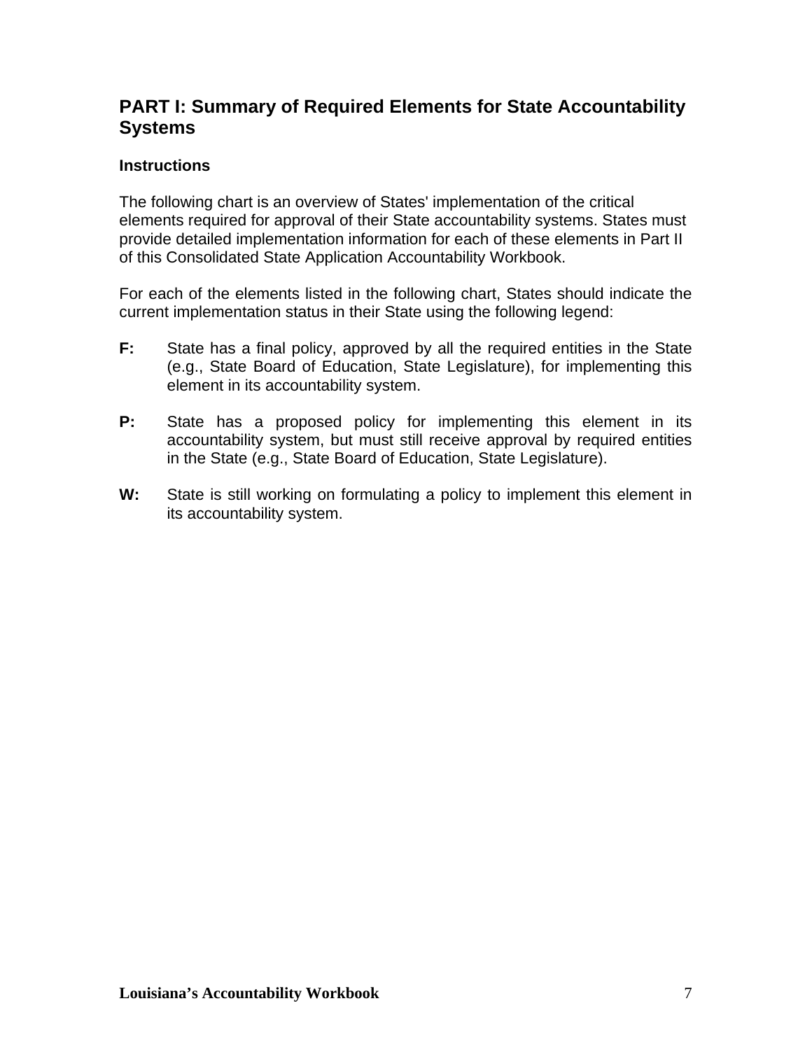## PART I: Summary of Required Elements for State Accountability Systems

### Instructions

The following chart is an overview of States' implementation of the critical elements required for approval of their State accountability systems. States must provide detailed implementation information for each of these elements in Part II of this Consolidated State Application Accountability Workbook.

For each of the elements listed in the following chart, States should indicate the current implementation status in their State using the following legend:

**F:** State has a final policy, approved by all the required entities in the State (e.g., State Board of Education, State Legislature), for implementing this element in its accountability system.

**P:** State has a proposed policy for implementing this element in its accountability system, but must still receive approval by required entities in the State (e.g., State Board of Education, State Legislature).

**W:** State is still working on formulating a policy to implement this element in its accountability system.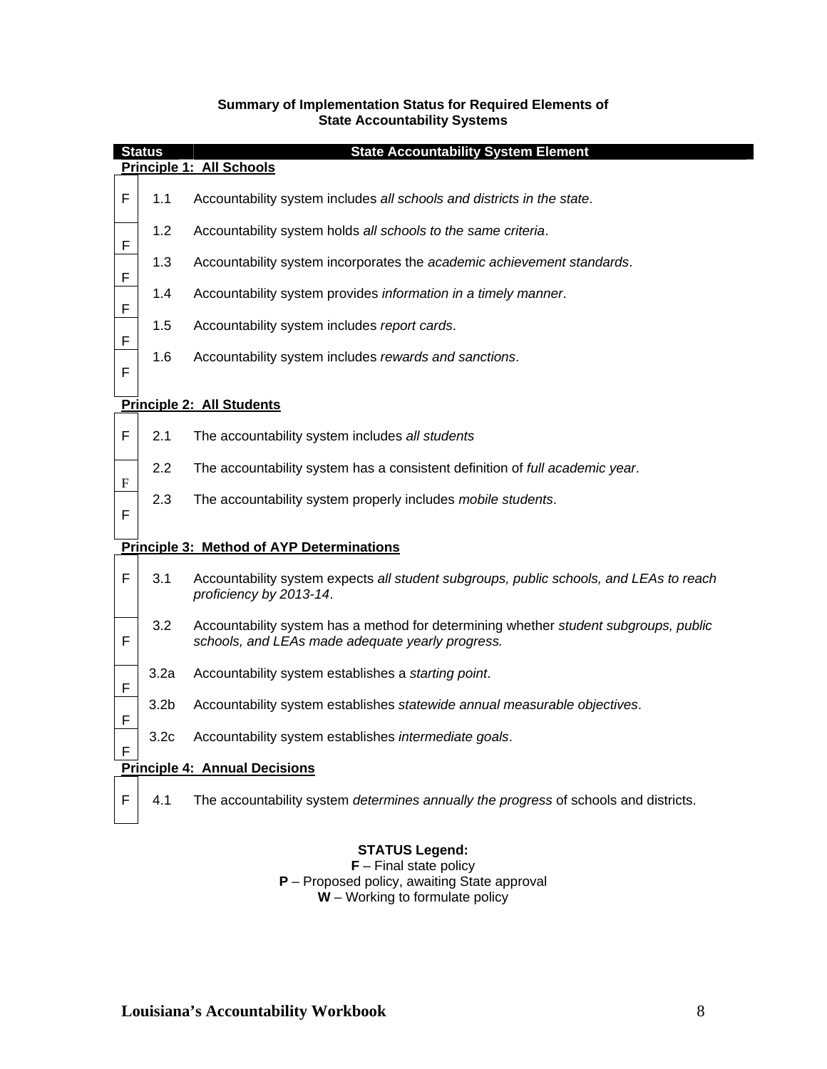**Summary of Implementation Status for Required Elements of State Accountability Systems**

| Status | | State Accountability System Element |
|---|---|---|
| **Principle 1: All Schools** | | |
| F | 1.1 | Accountability system includes *all schools and districts in the state*. |
| F | 1.2 | Accountability system holds *all schools to the same criteria*. |
| F | 1.3 | Accountability system incorporates the *academic achievement standards*. |
| F | 1.4 | Accountability system provides *information in a timely manner*. |
| F | 1.5 | Accountability system includes *report cards*. |
| F | 1.6 | Accountability system includes *rewards and sanctions*. |
| **Principle 2: All Students** | | |
| F | 2.1 | The accountability system includes *all students* |
| F | 2.2 | The accountability system has a consistent definition of *full academic year*. |
| F | 2.3 | The accountability system properly includes *mobile students*. |
| **Principle 3: Method of AYP Determinations** | | |
| F | 3.1 | Accountability system expects *all student subgroups, public schools, and LEAs to reach proficiency by 2013-14*. |
| F | 3.2 | Accountability system has a method for determining whether *student subgroups, public schools, and LEAs made adequate yearly progress.* |
| F | 3.2a | Accountability system establishes a *starting point*. |
| F | 3.2b | Accountability system establishes *statewide annual measurable objectives*. |
| F | 3.2c | Accountability system establishes *intermediate goals*. |
| **Principle 4: Annual Decisions** | | |
| F | 4.1 | The accountability system *determines annually the progress* of schools and districts. |

**STATUS Legend:**
**F** – Final state policy
**P** – Proposed policy, awaiting State approval
**W** – Working to formulate policy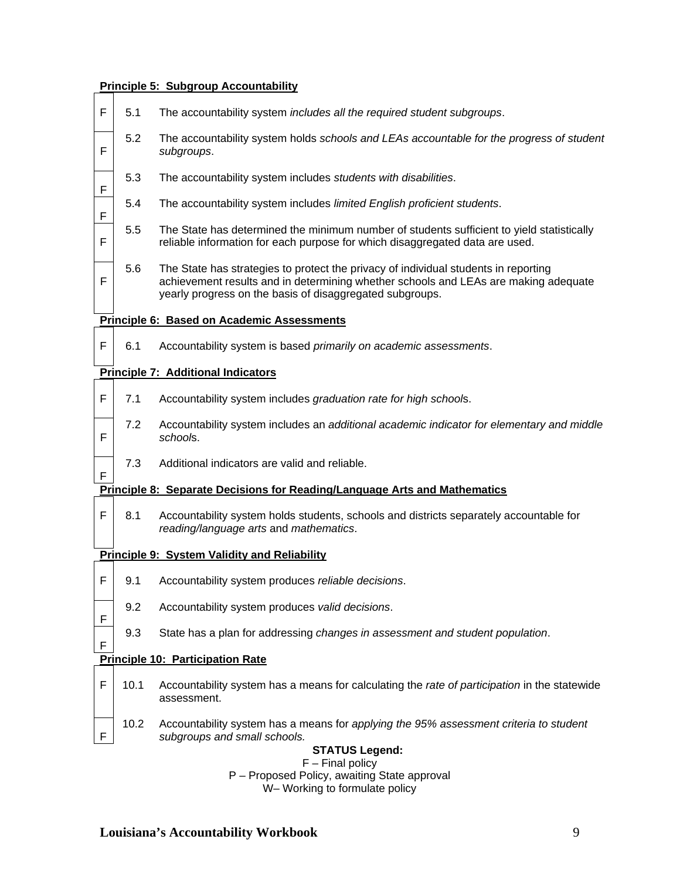**Principle 5: Subgroup Accountability**

| Status | | |
|---|---|---|
| F | 5.1 | The accountability system *includes all the required student subgroups*. |
| F | 5.2 | The accountability system holds *schools and LEAs accountable for the progress of student subgroups*. |
| F | 5.3 | The accountability system includes *students with disabilities*. |
| F | 5.4 | The accountability system includes *limited English proficient students*. |
| F | 5.5 | The State has determined the minimum number of students sufficient to yield statistically reliable information for each purpose for which disaggregated data are used. |
| F | 5.6 | The State has strategies to protect the privacy of individual students in reporting achievement results and in determining whether schools and LEAs are making adequate yearly progress on the basis of disaggregated subgroups. |

**Principle 6: Based on Academic Assessments**

| Status | | |
|---|---|---|
| F | 6.1 | Accountability system is based *primarily on academic assessments*. |

**Principle 7: Additional Indicators**

| Status | | |
|---|---|---|
| F | 7.1 | Accountability system includes *graduation rate for high school*s. |
| F | 7.2 | Accountability system includes an *additional academic indicator for elementary and middle school*s. |
| F | 7.3 | Additional indicators are valid and reliable. |

**Principle 8: Separate Decisions for Reading/Language Arts and Mathematics**

| Status | | |
|---|---|---|
| F | 8.1 | Accountability system holds students, schools and districts separately accountable for *reading/language arts* and *mathematics*. |

**Principle 9: System Validity and Reliability**

| Status | | |
|---|---|---|
| F | 9.1 | Accountability system produces *reliable decisions*. |
| F | 9.2 | Accountability system produces *valid decisions*. |
| F | 9.3 | State has a plan for addressing *changes in assessment and student population*. |

**Principle 10: Participation Rate**

| Status | | |
|---|---|---|
| F | 10.1 | Accountability system has a means for calculating the *rate of participation* in the statewide assessment. |
| F | 10.2 | Accountability system has a means for *applying the 95% assessment criteria to student subgroups and small schools.* |

**STATUS Legend:**
F – Final policy
P – Proposed Policy, awaiting State approval
W– Working to formulate policy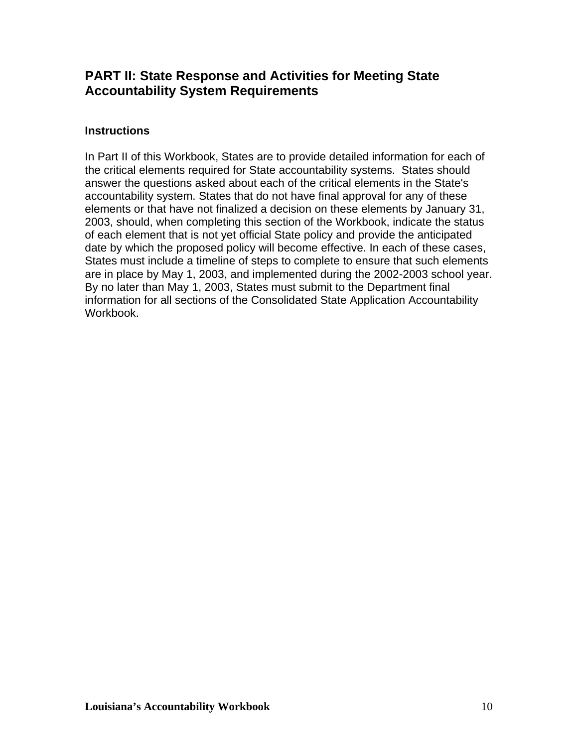## PART II: State Response and Activities for Meeting State Accountability System Requirements

### Instructions

In Part II of this Workbook, States are to provide detailed information for each of the critical elements required for State accountability systems. States should answer the questions asked about each of the critical elements in the State's accountability system. States that do not have final approval for any of these elements or that have not finalized a decision on these elements by January 31, 2003, should, when completing this section of the Workbook, indicate the status of each element that is not yet official State policy and provide the anticipated date by which the proposed policy will become effective. In each of these cases, States must include a timeline of steps to complete to ensure that such elements are in place by May 1, 2003, and implemented during the 2002-2003 school year. By no later than May 1, 2003, States must submit to the Department final information for all sections of the Consolidated State Application Accountability Workbook.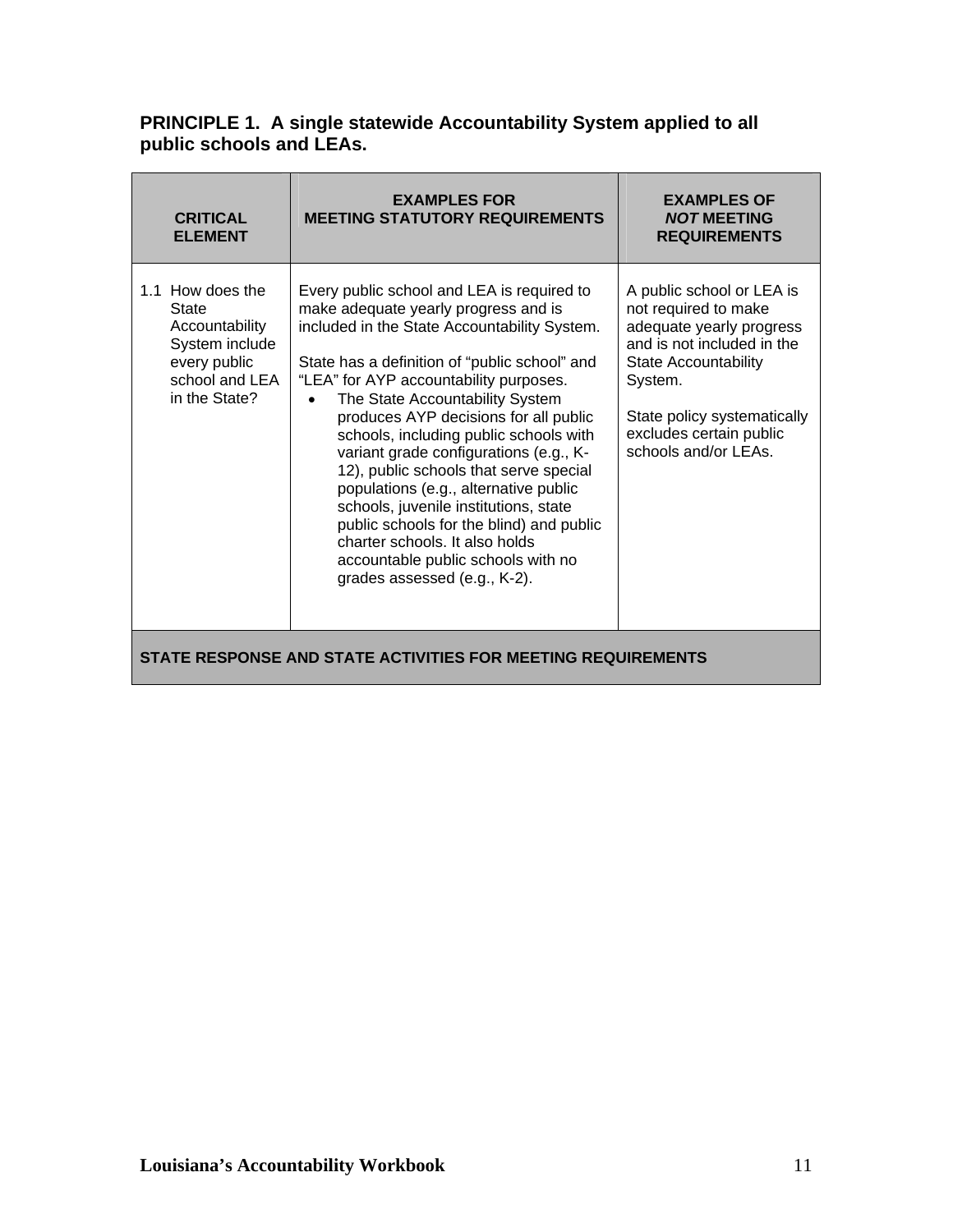**PRINCIPLE 1. A single statewide Accountability System applied to all public schools and LEAs.**

| CRITICAL ELEMENT | EXAMPLES FOR MEETING STATUTORY REQUIREMENTS | EXAMPLES OF *NOT* MEETING REQUIREMENTS |
|---|---|---|
| 1.1 How does the State Accountability System include every public school and LEA in the State? | Every public school and LEA is required to make adequate yearly progress and is included in the State Accountability System.<br><br>State has a definition of "public school" and "LEA" for AYP accountability purposes.<br>• The State Accountability System produces AYP decisions for all public schools, including public schools with variant grade configurations (e.g., K-12), public schools that serve special populations (e.g., alternative public schools, juvenile institutions, state public schools for the blind) and public charter schools. It also holds accountable public schools with no grades assessed (e.g., K-2). | A public school or LEA is not required to make adequate yearly progress and is not included in the State Accountability System.<br><br>State policy systematically excludes certain public schools and/or LEAs. |
| **STATE RESPONSE AND STATE ACTIVITIES FOR MEETING REQUIREMENTS** | | |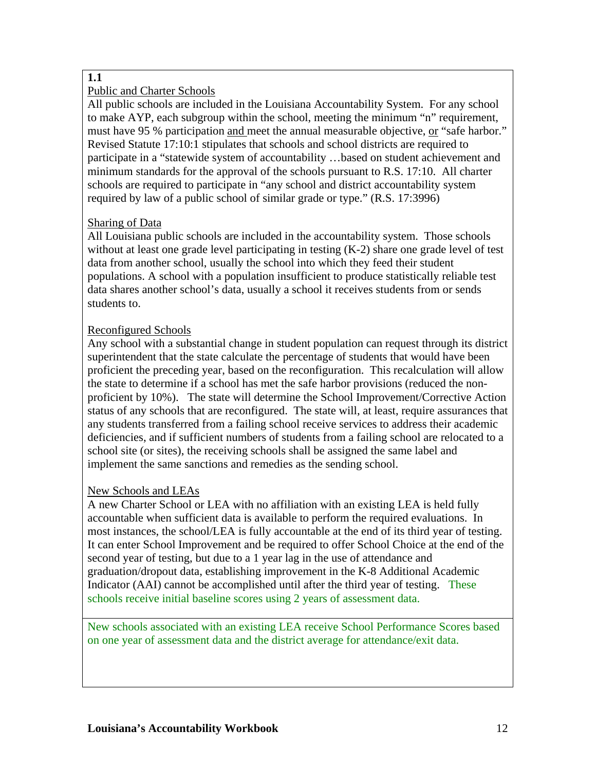**1.1**

Public and Charter Schools

All public schools are included in the Louisiana Accountability System. For any school to make AYP, each subgroup within the school, meeting the minimum "n" requirement, must have 95 % participation and meet the annual measurable objective, or "safe harbor." Revised Statute 17:10:1 stipulates that schools and school districts are required to participate in a "statewide system of accountability …based on student achievement and minimum standards for the approval of the schools pursuant to R.S. 17:10. All charter schools are required to participate in "any school and district accountability system required by law of a public school of similar grade or type." (R.S. 17:3996)

Sharing of Data

All Louisiana public schools are included in the accountability system. Those schools without at least one grade level participating in testing (K-2) share one grade level of test data from another school, usually the school into which they feed their student populations. A school with a population insufficient to produce statistically reliable test data shares another school's data, usually a school it receives students from or sends students to.

Reconfigured Schools

Any school with a substantial change in student population can request through its district superintendent that the state calculate the percentage of students that would have been proficient the preceding year, based on the reconfiguration. This recalculation will allow the state to determine if a school has met the safe harbor provisions (reduced the non-proficient by 10%). The state will determine the School Improvement/Corrective Action status of any schools that are reconfigured. The state will, at least, require assurances that any students transferred from a failing school receive services to address their academic deficiencies, and if sufficient numbers of students from a failing school are relocated to a school site (or sites), the receiving schools shall be assigned the same label and implement the same sanctions and remedies as the sending school.

New Schools and LEAs

A new Charter School or LEA with no affiliation with an existing LEA is held fully accountable when sufficient data is available to perform the required evaluations. In most instances, the school/LEA is fully accountable at the end of its third year of testing. It can enter School Improvement and be required to offer School Choice at the end of the second year of testing, but due to a 1 year lag in the use of attendance and graduation/dropout data, establishing improvement in the K-8 Additional Academic Indicator (AAI) cannot be accomplished until after the third year of testing. These schools receive initial baseline scores using 2 years of assessment data.

New schools associated with an existing LEA receive School Performance Scores based on one year of assessment data and the district average for attendance/exit data.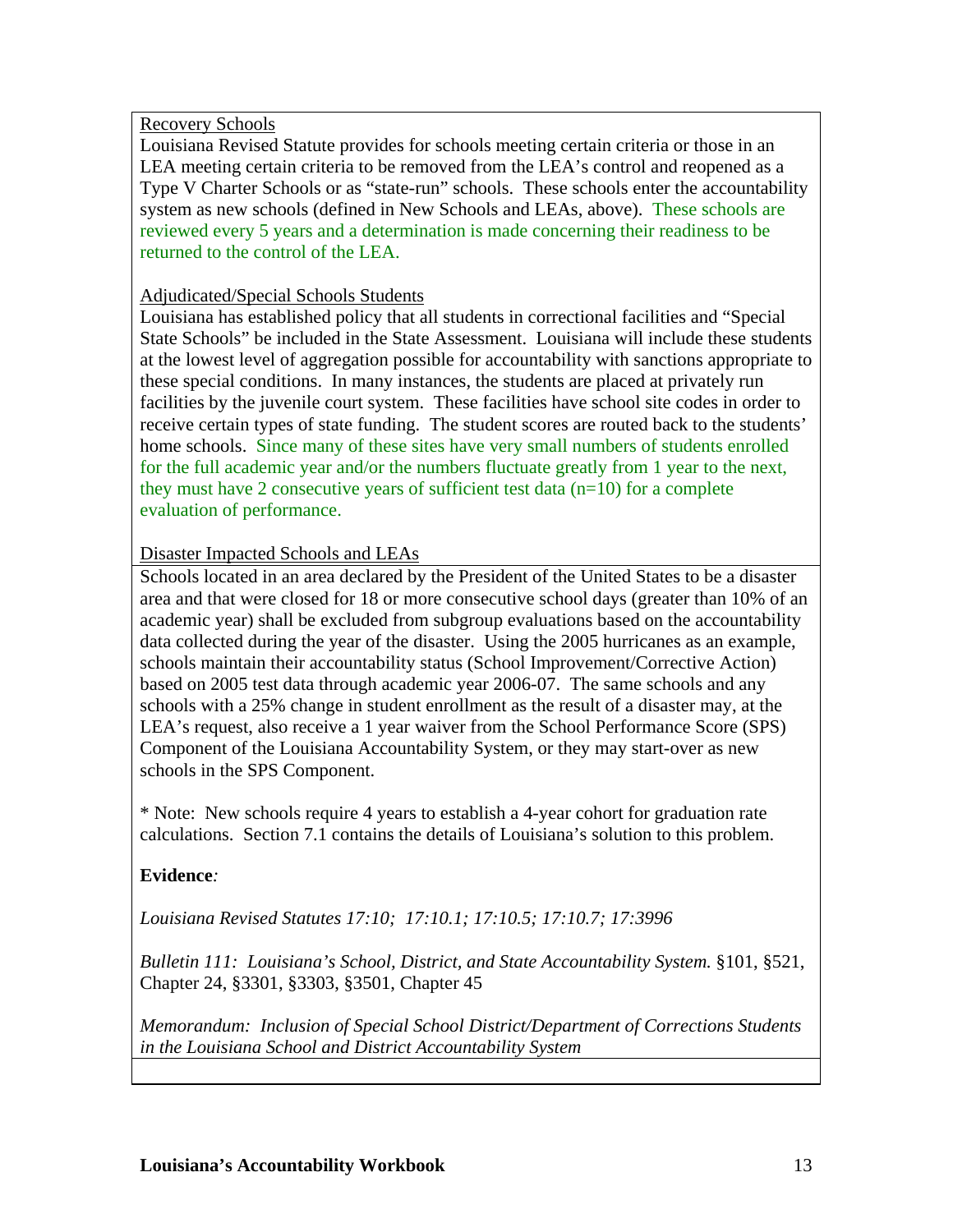Recovery Schools

Louisiana Revised Statute provides for schools meeting certain criteria or those in an LEA meeting certain criteria to be removed from the LEA's control and reopened as a Type V Charter Schools or as "state-run" schools. These schools enter the accountability system as new schools (defined in New Schools and LEAs, above). These schools are reviewed every 5 years and a determination is made concerning their readiness to be returned to the control of the LEA.

Adjudicated/Special Schools Students

Louisiana has established policy that all students in correctional facilities and "Special State Schools" be included in the State Assessment. Louisiana will include these students at the lowest level of aggregation possible for accountability with sanctions appropriate to these special conditions. In many instances, the students are placed at privately run facilities by the juvenile court system. These facilities have school site codes in order to receive certain types of state funding. The student scores are routed back to the students' home schools. Since many of these sites have very small numbers of students enrolled for the full academic year and/or the numbers fluctuate greatly from 1 year to the next, they must have 2 consecutive years of sufficient test data (n=10) for a complete evaluation of performance.

Disaster Impacted Schools and LEAs

Schools located in an area declared by the President of the United States to be a disaster area and that were closed for 18 or more consecutive school days (greater than 10% of an academic year) shall be excluded from subgroup evaluations based on the accountability data collected during the year of the disaster. Using the 2005 hurricanes as an example, schools maintain their accountability status (School Improvement/Corrective Action) based on 2005 test data through academic year 2006-07. The same schools and any schools with a 25% change in student enrollment as the result of a disaster may, at the LEA's request, also receive a 1 year waiver from the School Performance Score (SPS) Component of the Louisiana Accountability System, or they may start-over as new schools in the SPS Component.

* Note: New schools require 4 years to establish a 4-year cohort for graduation rate calculations. Section 7.1 contains the details of Louisiana's solution to this problem.

**Evidence***:*

*Louisiana Revised Statutes 17:10; 17:10.1; 17:10.5; 17:10.7; 17:3996*

*Bulletin 111: Louisiana's School, District, and State Accountability System.* §101, §521, Chapter 24, §3301, §3303, §3501, Chapter 45

*Memorandum: Inclusion of Special School District/Department of Corrections Students in the Louisiana School and District Accountability System*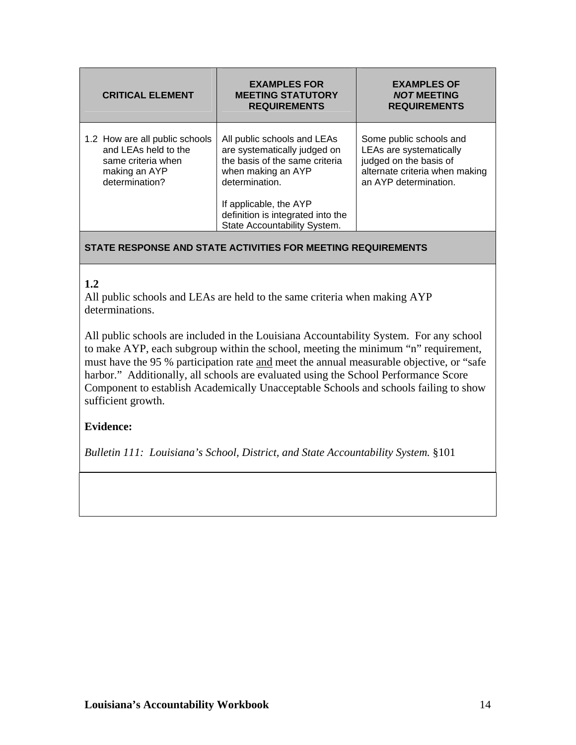| CRITICAL ELEMENT | EXAMPLES FOR MEETING STATUTORY REQUIREMENTS | EXAMPLES OF *NOT* MEETING REQUIREMENTS |
|---|---|---|
| 1.2 How are all public schools and LEAs held to the same criteria when making an AYP determination? | All public schools and LEAs are systematically judged on the basis of the same criteria when making an AYP determination.<br><br>If applicable, the AYP definition is integrated into the State Accountability System. | Some public schools and LEAs are systematically judged on the basis of alternate criteria when making an AYP determination. |

**STATE RESPONSE AND STATE ACTIVITIES FOR MEETING REQUIREMENTS**

**1.2**

All public schools and LEAs are held to the same criteria when making AYP determinations.

All public schools are included in the Louisiana Accountability System. For any school to make AYP, each subgroup within the school, meeting the minimum "n" requirement, must have the 95 % participation rate <u>and</u> meet the annual measurable objective, or "safe harbor." Additionally, all schools are evaluated using the School Performance Score Component to establish Academically Unacceptable Schools and schools failing to show sufficient growth.

**Evidence:**

*Bulletin 111: Louisiana's School, District, and State Accountability System.* §101

**Louisiana's Accountability Workbook**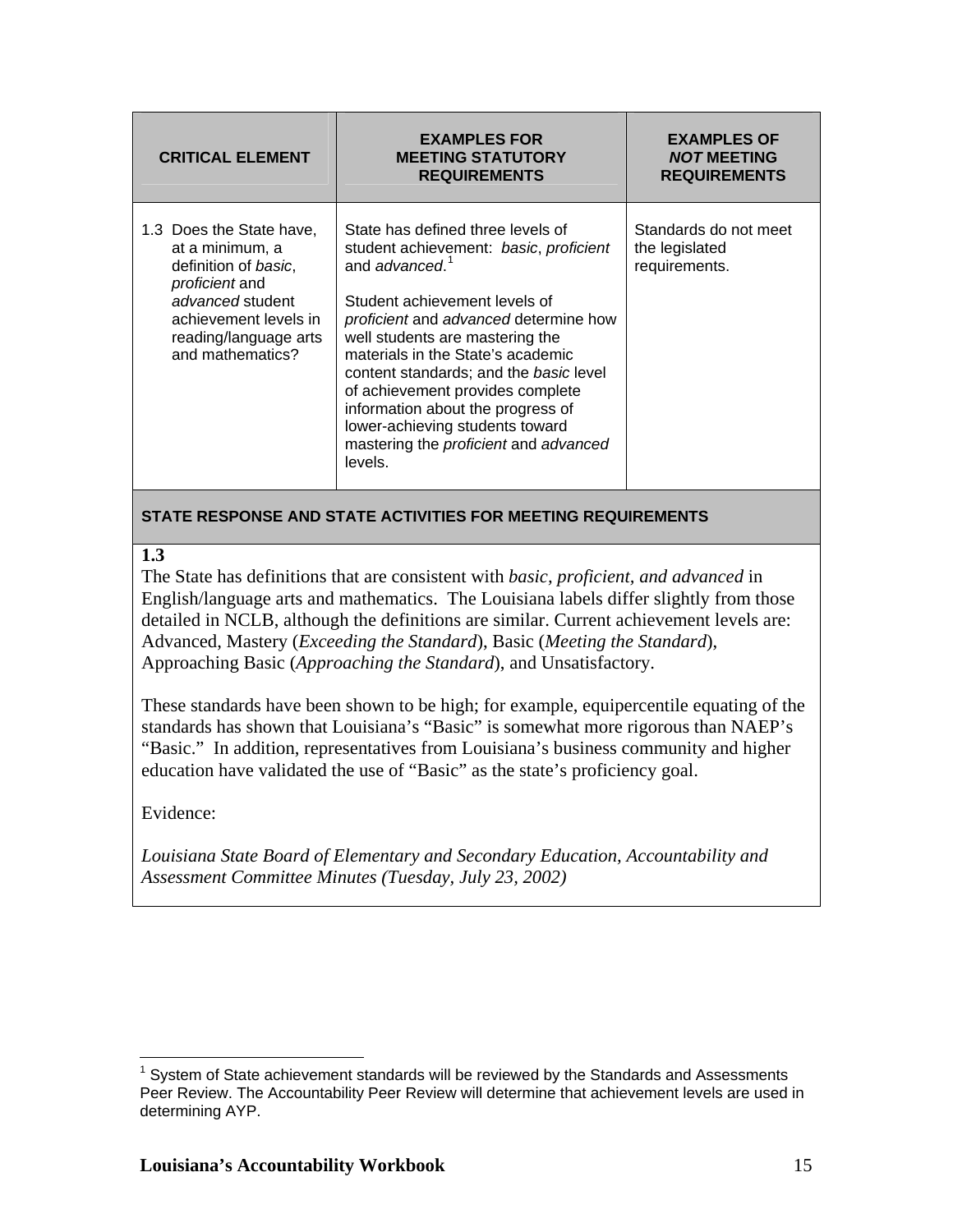| CRITICAL ELEMENT | EXAMPLES FOR MEETING STATUTORY REQUIREMENTS | EXAMPLES OF *NOT* MEETING REQUIREMENTS |
|---|---|---|
| 1.3 Does the State have, at a minimum, a definition of *basic*, *proficient* and *advanced* student achievement levels in reading/language arts and mathematics? | State has defined three levels of student achievement: *basic*, *proficient* and *advanced*.[1]<br><br>Student achievement levels of *proficient* and *advanced* determine how well students are mastering the materials in the State's academic content standards; and the *basic* level of achievement provides complete information about the progress of lower-achieving students toward mastering the *proficient* and *advanced* levels. | Standards do not meet the legislated requirements. |

**STATE RESPONSE AND STATE ACTIVITIES FOR MEETING REQUIREMENTS**

**1.3**

The State has definitions that are consistent with *basic, proficient, and advanced* in English/language arts and mathematics. The Louisiana labels differ slightly from those detailed in NCLB, although the definitions are similar. Current achievement levels are: Advanced, Mastery (*Exceeding the Standard*), Basic (*Meeting the Standard*), Approaching Basic (*Approaching the Standard*), and Unsatisfactory.

These standards have been shown to be high; for example, equipercentile equating of the standards has shown that Louisiana's "Basic" is somewhat more rigorous than NAEP's "Basic." In addition, representatives from Louisiana's business community and higher education have validated the use of "Basic" as the state's proficiency goal.

Evidence:

*Louisiana State Board of Elementary and Secondary Education, Accountability and Assessment Committee Minutes (Tuesday, July 23, 2002)*

---

[1] System of State achievement standards will be reviewed by the Standards and Assessments Peer Review. The Accountability Peer Review will determine that achievement levels are used in determining AYP.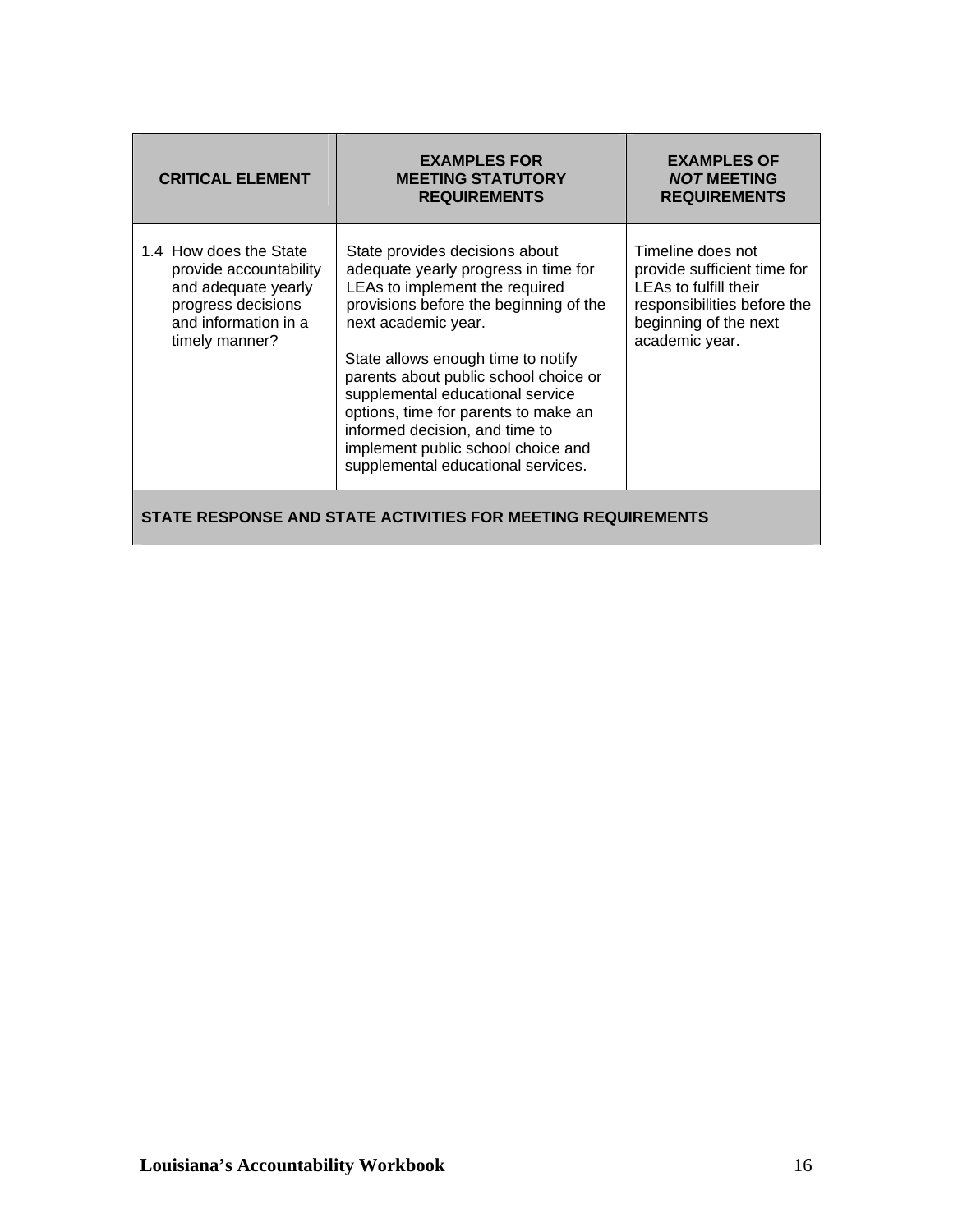| CRITICAL ELEMENT | EXAMPLES FOR MEETING STATUTORY REQUIREMENTS | EXAMPLES OF ***NOT*** MEETING REQUIREMENTS |
|---|---|---|
| 1.4 How does the State provide accountability and adequate yearly progress decisions and information in a timely manner? | State provides decisions about adequate yearly progress in time for LEAs to implement the required provisions before the beginning of the next academic year.<br><br>State allows enough time to notify parents about public school choice or supplemental educational service options, time for parents to make an informed decision, and time to implement public school choice and supplemental educational services. | Timeline does not provide sufficient time for LEAs to fulfill their responsibilities before the beginning of the next academic year. |
| **STATE RESPONSE AND STATE ACTIVITIES FOR MEETING REQUIREMENTS** | | |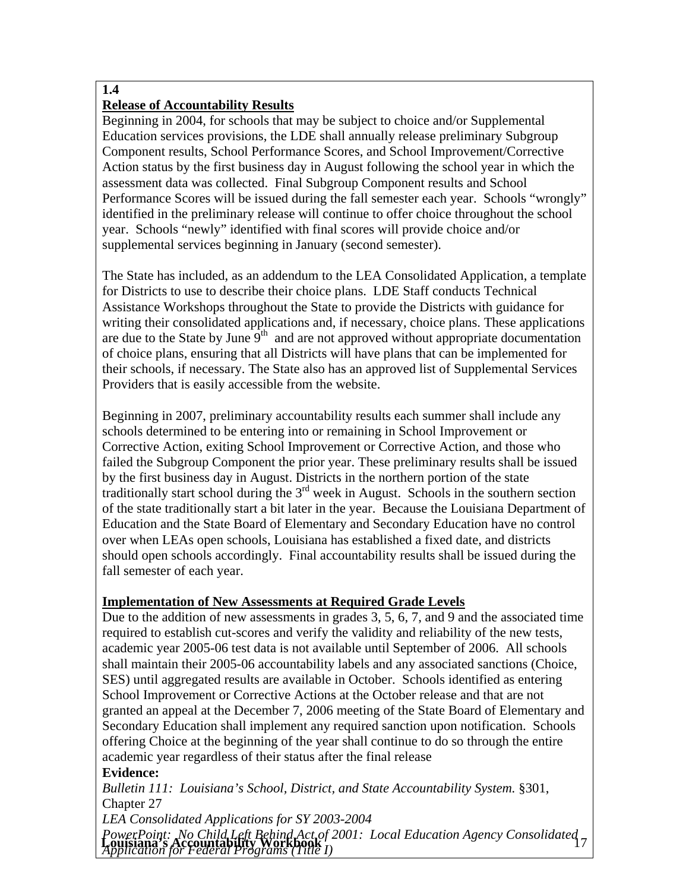**1.4**

**Release of Accountability Results**

Beginning in 2004, for schools that may be subject to choice and/or Supplemental Education services provisions, the LDE shall annually release preliminary Subgroup Component results, School Performance Scores, and School Improvement/Corrective Action status by the first business day in August following the school year in which the assessment data was collected. Final Subgroup Component results and School Performance Scores will be issued during the fall semester each year. Schools "wrongly" identified in the preliminary release will continue to offer choice throughout the school year. Schools "newly" identified with final scores will provide choice and/or supplemental services beginning in January (second semester).

The State has included, as an addendum to the LEA Consolidated Application, a template for Districts to use to describe their choice plans. LDE Staff conducts Technical Assistance Workshops throughout the State to provide the Districts with guidance for writing their consolidated applications and, if necessary, choice plans. These applications are due to the State by June 9th and are not approved without appropriate documentation of choice plans, ensuring that all Districts will have plans that can be implemented for their schools, if necessary. The State also has an approved list of Supplemental Services Providers that is easily accessible from the website.

Beginning in 2007, preliminary accountability results each summer shall include any schools determined to be entering into or remaining in School Improvement or Corrective Action, exiting School Improvement or Corrective Action, and those who failed the Subgroup Component the prior year. These preliminary results shall be issued by the first business day in August. Districts in the northern portion of the state traditionally start school during the 3rd week in August. Schools in the southern section of the state traditionally start a bit later in the year. Because the Louisiana Department of Education and the State Board of Elementary and Secondary Education have no control over when LEAs open schools, Louisiana has established a fixed date, and districts should open schools accordingly. Final accountability results shall be issued during the fall semester of each year.

**Implementation of New Assessments at Required Grade Levels**

Due to the addition of new assessments in grades 3, 5, 6, 7, and 9 and the associated time required to establish cut-scores and verify the validity and reliability of the new tests, academic year 2005-06 test data is not available until September of 2006. All schools shall maintain their 2005-06 accountability labels and any associated sanctions (Choice, SES) until aggregated results are available in October. Schools identified as entering School Improvement or Corrective Actions at the October release and that are not granted an appeal at the December 7, 2006 meeting of the State Board of Elementary and Secondary Education shall implement any required sanction upon notification. Schools offering Choice at the beginning of the year shall continue to do so through the entire academic year regardless of their status after the final release

**Evidence:**

*Bulletin 111: Louisiana's School, District, and State Accountability System.* §301, Chapter 27

*LEA Consolidated Applications for SY 2003-2004*

*PowerPoint: No Child Left Behind Act of 2001: Local Education Agency Consolidated Application for Federal Programs (Title I)*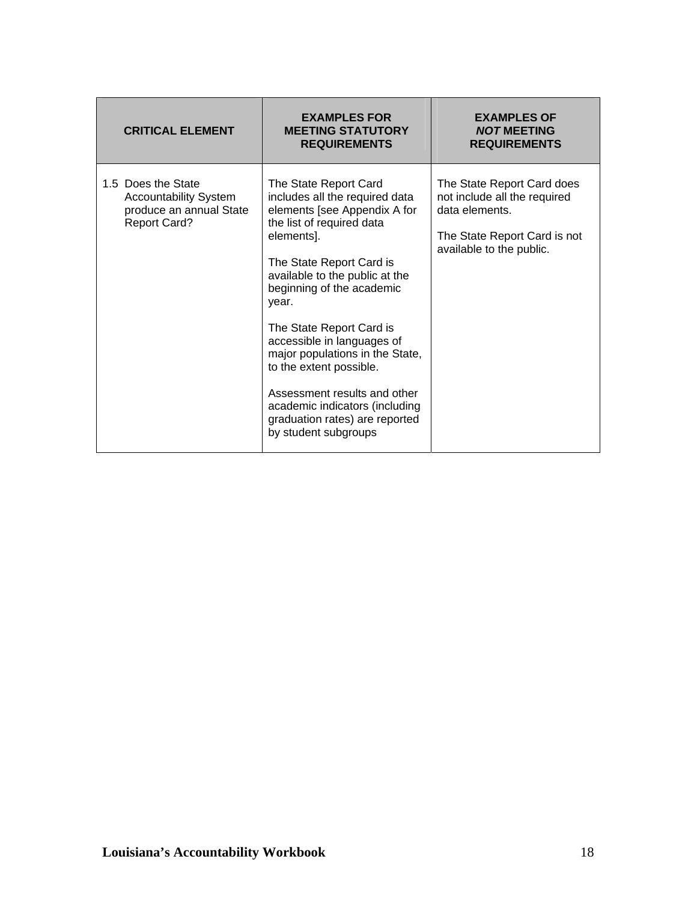| CRITICAL ELEMENT | EXAMPLES FOR MEETING STATUTORY REQUIREMENTS | EXAMPLES OF *NOT* MEETING REQUIREMENTS |
|---|---|---|
| 1.5 Does the State Accountability System produce an annual State Report Card? | The State Report Card includes all the required data elements [see Appendix A for the list of required data elements].<br><br>The State Report Card is available to the public at the beginning of the academic year.<br><br>The State Report Card is accessible in languages of major populations in the State, to the extent possible.<br><br>Assessment results and other academic indicators (including graduation rates) are reported by student subgroups | The State Report Card does not include all the required data elements.<br><br>The State Report Card is not available to the public. |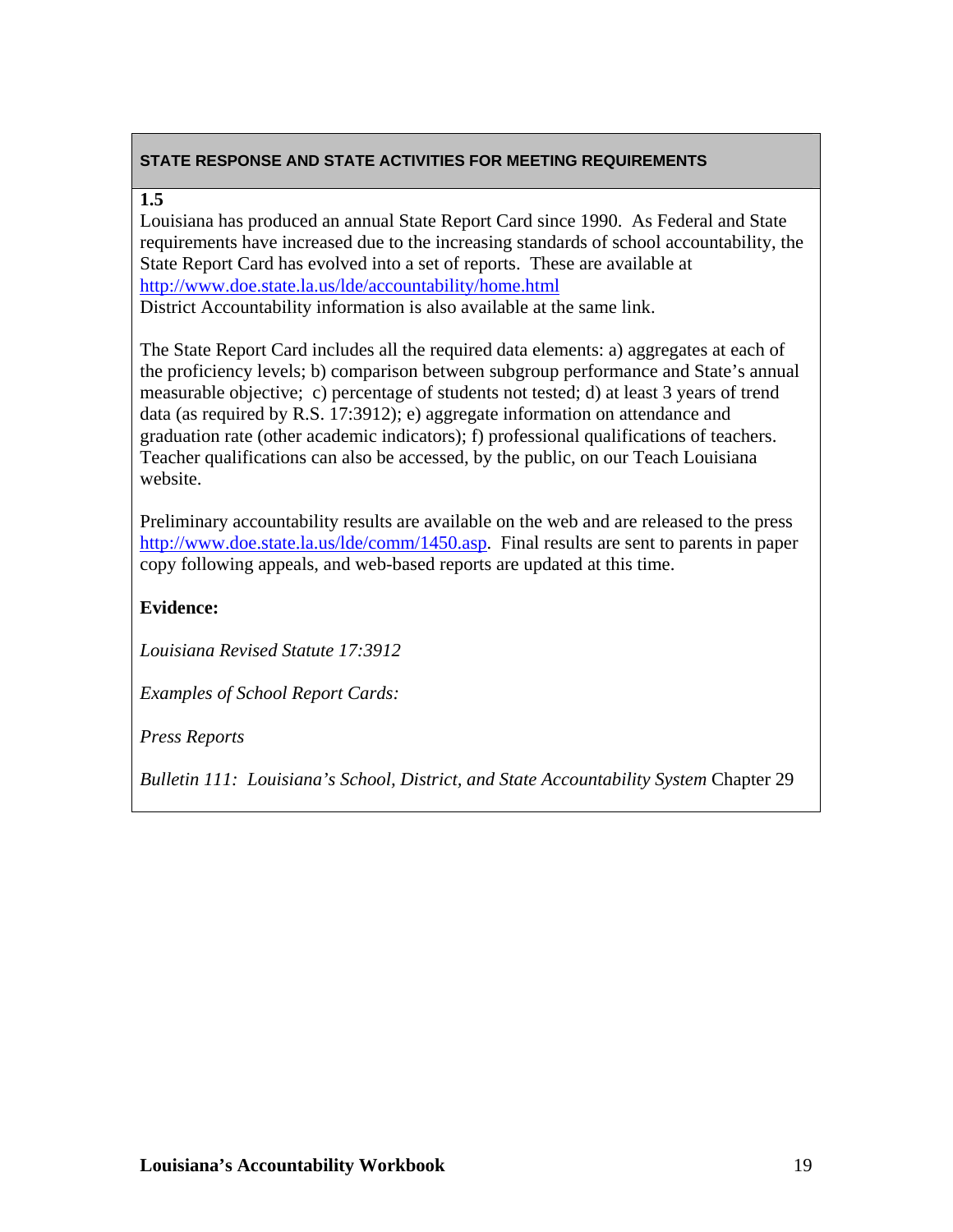**STATE RESPONSE AND STATE ACTIVITIES FOR MEETING REQUIREMENTS**

**1.5**

Louisiana has produced an annual State Report Card since 1990. As Federal and State requirements have increased due to the increasing standards of school accountability, the State Report Card has evolved into a set of reports. These are available at [http://www.doe.state.la.us/lde/accountability/home.html](http://www.doe.state.la.us/lde/accountability/home.html)
District Accountability information is also available at the same link.

The State Report Card includes all the required data elements: a) aggregates at each of the proficiency levels; b) comparison between subgroup performance and State's annual measurable objective; c) percentage of students not tested; d) at least 3 years of trend data (as required by R.S. 17:3912); e) aggregate information on attendance and graduation rate (other academic indicators); f) professional qualifications of teachers. Teacher qualifications can also be accessed, by the public, on our Teach Louisiana website.

Preliminary accountability results are available on the web and are released to the press [http://www.doe.state.la.us/lde/comm/1450.asp](http://www.doe.state.la.us/lde/comm/1450.asp). Final results are sent to parents in paper copy following appeals, and web-based reports are updated at this time.

**Evidence:**

*Louisiana Revised Statute 17:3912*

*Examples of School Report Cards:*

*Press Reports*

*Bulletin 111: Louisiana's School, District, and State Accountability System* Chapter 29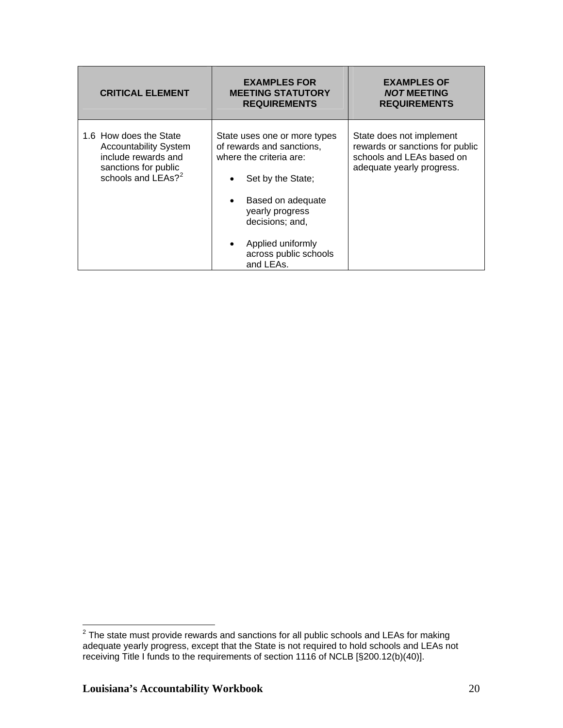| CRITICAL ELEMENT | EXAMPLES FOR MEETING STATUTORY REQUIREMENTS | EXAMPLES OF *NOT* MEETING REQUIREMENTS |
|---|---|---|
| 1.6 How does the State Accountability System include rewards and sanctions for public schools and LEAs?[2] | State uses one or more types of rewards and sanctions, where the criteria are:<br>• Set by the State;<br>• Based on adequate yearly progress decisions; and,<br>• Applied uniformly across public schools and LEAs. | State does not implement rewards or sanctions for public schools and LEAs based on adequate yearly progress. |

[2] The state must provide rewards and sanctions for all public schools and LEAs for making adequate yearly progress, except that the State is not required to hold schools and LEAs not receiving Title I funds to the requirements of section 1116 of NCLB [§200.12(b)(40)].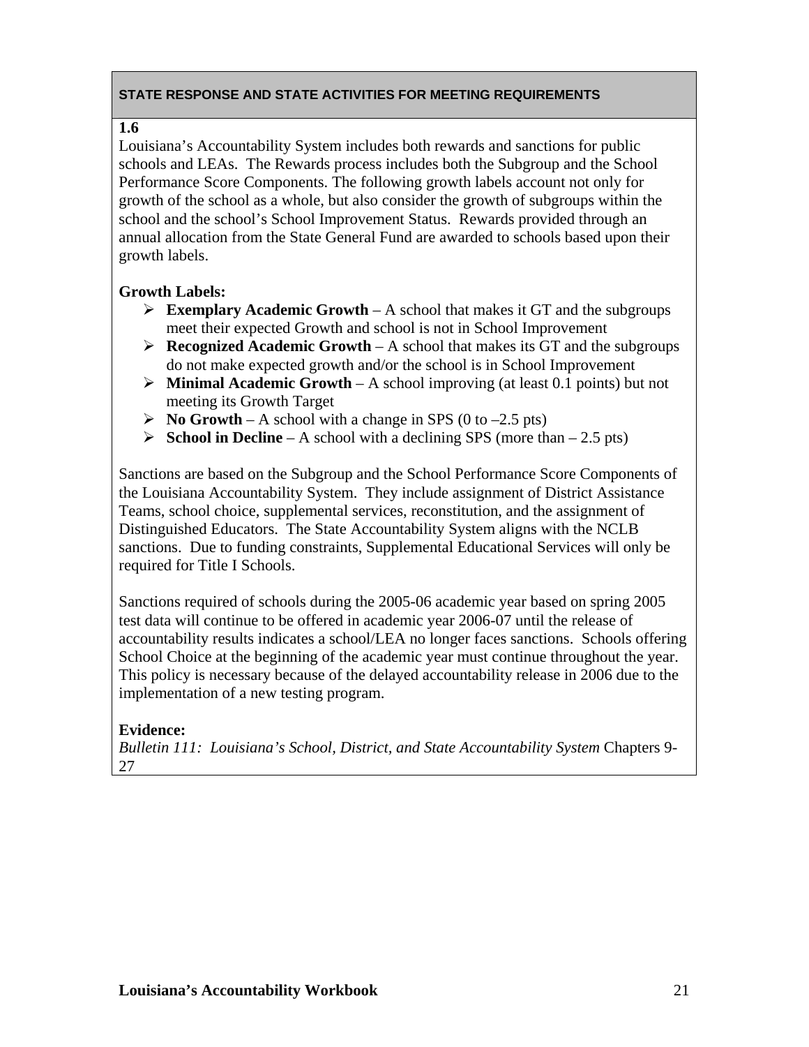**STATE RESPONSE AND STATE ACTIVITIES FOR MEETING REQUIREMENTS**

**1.6**

Louisiana's Accountability System includes both rewards and sanctions for public schools and LEAs. The Rewards process includes both the Subgroup and the School Performance Score Components. The following growth labels account not only for growth of the school as a whole, but also consider the growth of subgroups within the school and the school's School Improvement Status. Rewards provided through an annual allocation from the State General Fund are awarded to schools based upon their growth labels.

**Growth Labels:**

- **Exemplary Academic Growth** – A school that makes it GT and the subgroups meet their expected Growth and school is not in School Improvement
- **Recognized Academic Growth** – A school that makes its GT and the subgroups do not make expected growth and/or the school is in School Improvement
- **Minimal Academic Growth** – A school improving (at least 0.1 points) but not meeting its Growth Target
- **No Growth** – A school with a change in SPS (0 to –2.5 pts)
- **School in Decline** – A school with a declining SPS (more than – 2.5 pts)

Sanctions are based on the Subgroup and the School Performance Score Components of the Louisiana Accountability System. They include assignment of District Assistance Teams, school choice, supplemental services, reconstitution, and the assignment of Distinguished Educators. The State Accountability System aligns with the NCLB sanctions. Due to funding constraints, Supplemental Educational Services will only be required for Title I Schools.

Sanctions required of schools during the 2005-06 academic year based on spring 2005 test data will continue to be offered in academic year 2006-07 until the release of accountability results indicates a school/LEA no longer faces sanctions. Schools offering School Choice at the beginning of the academic year must continue throughout the year. This policy is necessary because of the delayed accountability release in 2006 due to the implementation of a new testing program.

**Evidence:**

*Bulletin 111: Louisiana's School, District, and State Accountability System* Chapters 9-27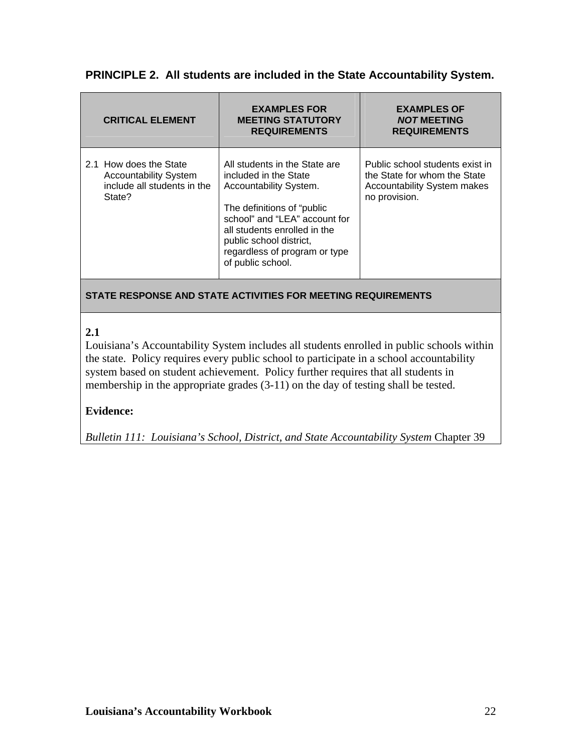**PRINCIPLE 2. All students are included in the State Accountability System.**

| CRITICAL ELEMENT | EXAMPLES FOR MEETING STATUTORY REQUIREMENTS | EXAMPLES OF *NOT* MEETING REQUIREMENTS |
|---|---|---|
| 2.1 How does the State Accountability System include all students in the State? | All students in the State are included in the State Accountability System.<br><br>The definitions of "public school" and "LEA" account for all students enrolled in the public school district, regardless of program or type of public school. | Public school students exist in the State for whom the State Accountability System makes no provision. |

**STATE RESPONSE AND STATE ACTIVITIES FOR MEETING REQUIREMENTS**

**2.1**

Louisiana's Accountability System includes all students enrolled in public schools within the state. Policy requires every public school to participate in a school accountability system based on student achievement. Policy further requires that all students in membership in the appropriate grades (3-11) on the day of testing shall be tested.

**Evidence:**

*Bulletin 111: Louisiana's School, District, and State Accountability System* Chapter 39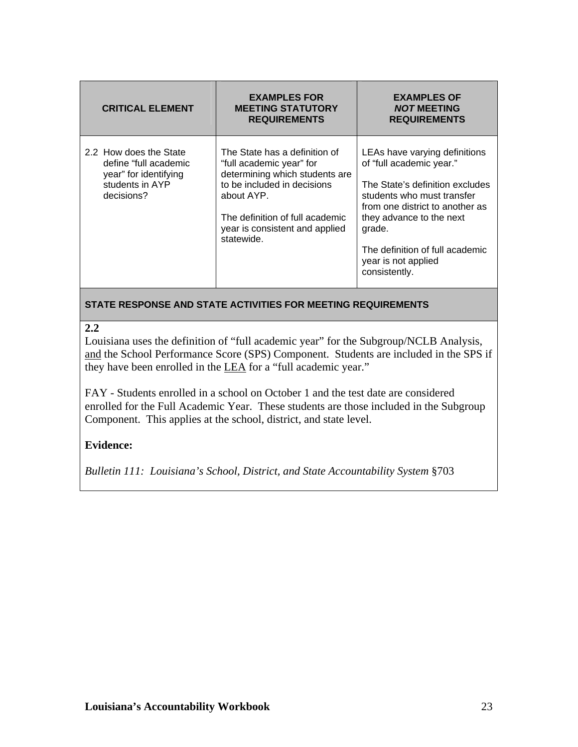| CRITICAL ELEMENT | EXAMPLES FOR MEETING STATUTORY REQUIREMENTS | EXAMPLES OF *NOT* MEETING REQUIREMENTS |
|---|---|---|
| 2.2 How does the State define "full academic year" for identifying students in AYP decisions? | The State has a definition of "full academic year" for determining which students are to be included in decisions about AYP.<br><br>The definition of full academic year is consistent and applied statewide. | LEAs have varying definitions of "full academic year."<br><br>The State's definition excludes students who must transfer from one district to another as they advance to the next grade.<br><br>The definition of full academic year is not applied consistently. |

**STATE RESPONSE AND STATE ACTIVITIES FOR MEETING REQUIREMENTS**

**2.2**

Louisiana uses the definition of "full academic year" for the Subgroup/NCLB Analysis, <u>and</u> the School Performance Score (SPS) Component. Students are included in the SPS if they have been enrolled in the <u>LEA</u> for a "full academic year."

FAY - Students enrolled in a school on October 1 and the test date are considered enrolled for the Full Academic Year. These students are those included in the Subgroup Component. This applies at the school, district, and state level.

**Evidence:**

*Bulletin 111: Louisiana's School, District, and State Accountability System* §703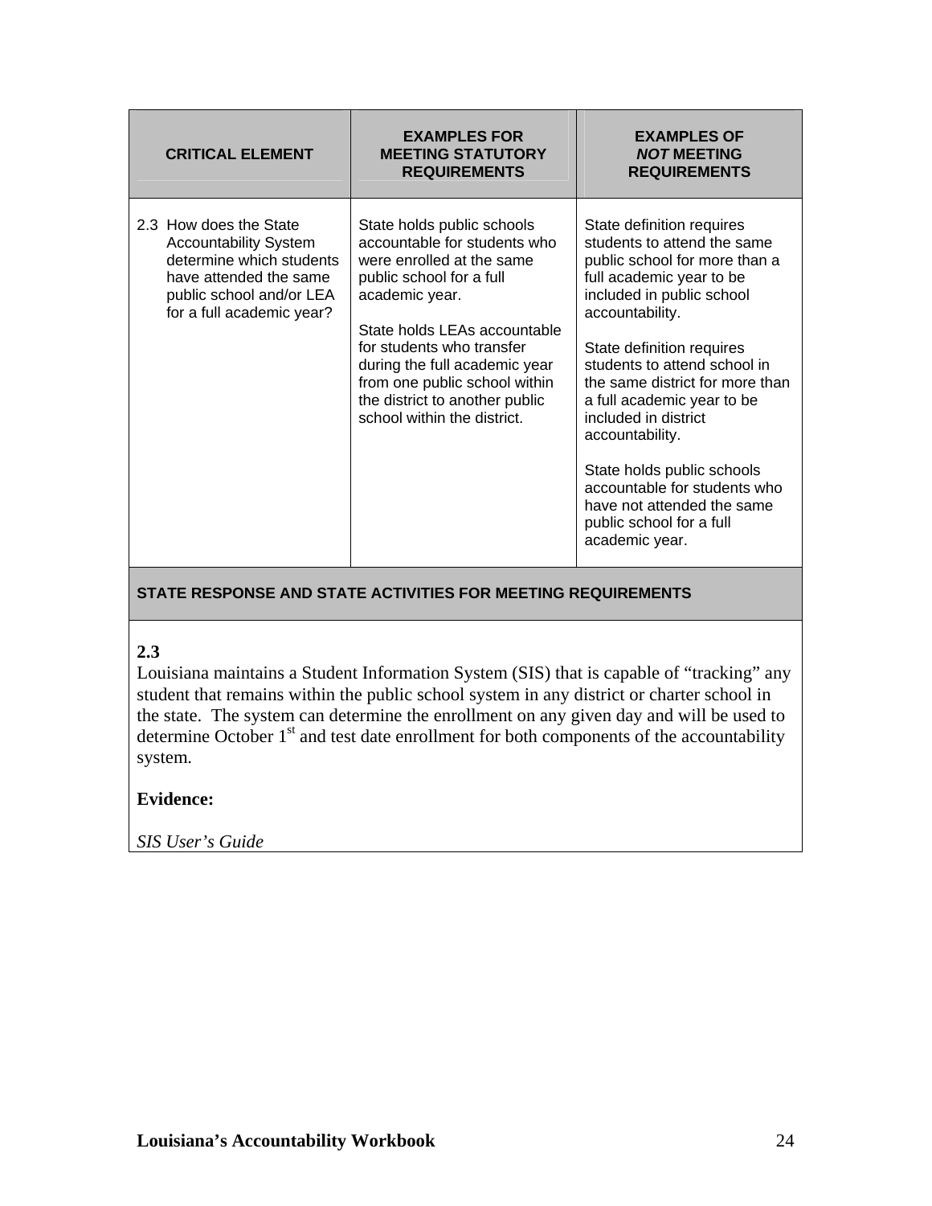| CRITICAL ELEMENT | EXAMPLES FOR MEETING STATUTORY REQUIREMENTS | EXAMPLES OF *NOT* MEETING REQUIREMENTS |
|---|---|---|
| 2.3 How does the State Accountability System determine which students have attended the same public school and/or LEA for a full academic year? | State holds public schools accountable for students who were enrolled at the same public school for a full academic year.<br><br>State holds LEAs accountable for students who transfer during the full academic year from one public school within the district to another public school within the district. | State definition requires students to attend the same public school for more than a full academic year to be included in public school accountability.<br><br>State definition requires students to attend school in the same district for more than a full academic year to be included in district accountability.<br><br>State holds public schools accountable for students who have not attended the same public school for a full academic year. |

**STATE RESPONSE AND STATE ACTIVITIES FOR MEETING REQUIREMENTS**

**2.3**

Louisiana maintains a Student Information System (SIS) that is capable of "tracking" any student that remains within the public school system in any district or charter school in the state. The system can determine the enrollment on any given day and will be used to determine October 1st and test date enrollment for both components of the accountability system.

**Evidence:**

*SIS User's Guide*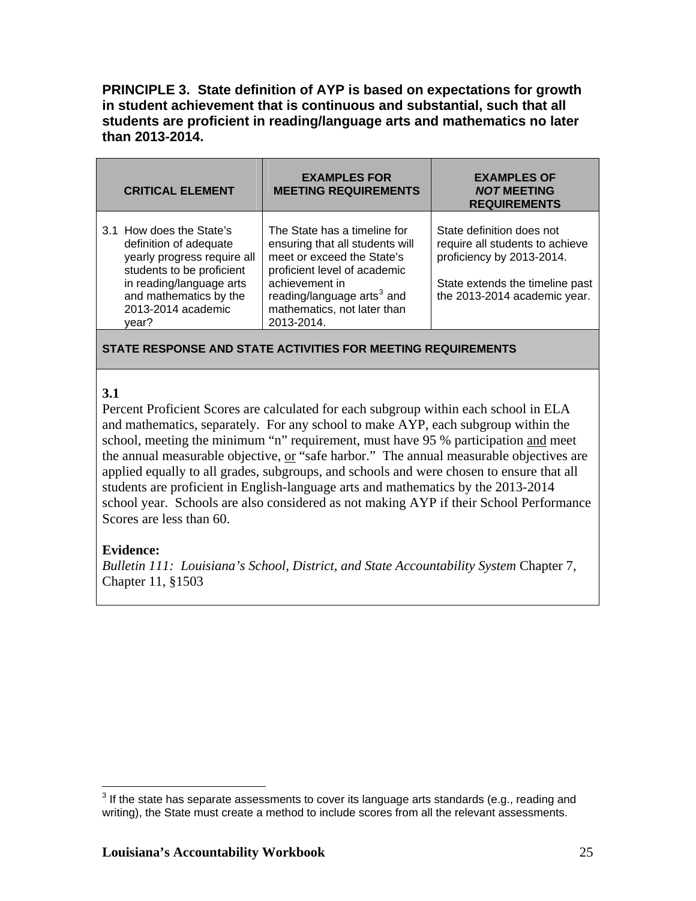**PRINCIPLE 3. State definition of AYP is based on expectations for growth in student achievement that is continuous and substantial, such that all students are proficient in reading/language arts and mathematics no later than 2013-2014.**

| CRITICAL ELEMENT | EXAMPLES FOR MEETING REQUIREMENTS | EXAMPLES OF *NOT* MEETING REQUIREMENTS |
|---|---|---|
| 3.1 How does the State's definition of adequate yearly progress require all students to be proficient in reading/language arts and mathematics by the 2013-2014 academic year? | The State has a timeline for ensuring that all students will meet or exceed the State's proficient level of academic achievement in reading/language arts[3] and mathematics, not later than 2013-2014. | State definition does not require all students to achieve proficiency by 2013-2014.<br><br>State extends the timeline past the 2013-2014 academic year. |

**STATE RESPONSE AND STATE ACTIVITIES FOR MEETING REQUIREMENTS**

**3.1**

Percent Proficient Scores are calculated for each subgroup within each school in ELA and mathematics, separately. For any school to make AYP, each subgroup within the school, meeting the minimum "n" requirement, must have 95 % participation and meet the annual measurable objective, or "safe harbor." The annual measurable objectives are applied equally to all grades, subgroups, and schools and were chosen to ensure that all students are proficient in English-language arts and mathematics by the 2013-2014 school year. Schools are also considered as not making AYP if their School Performance Scores are less than 60.

**Evidence:**

*Bulletin 111: Louisiana's School, District, and State Accountability System* Chapter 7, Chapter 11, §1503

[3] If the state has separate assessments to cover its language arts standards (e.g., reading and writing), the State must create a method to include scores from all the relevant assessments.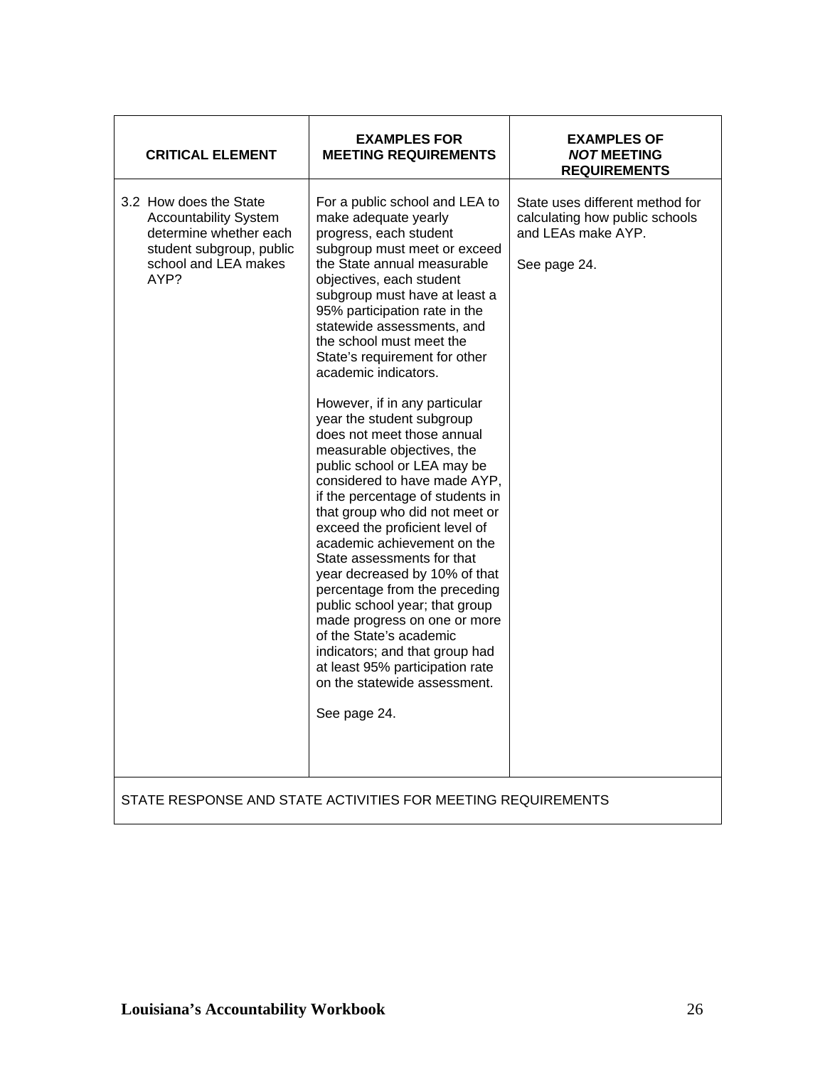| CRITICAL ELEMENT | EXAMPLES FOR MEETING REQUIREMENTS | EXAMPLES OF ***NOT*** MEETING REQUIREMENTS |
|---|---|---|
| 3.2 How does the State Accountability System determine whether each student subgroup, public school and LEA makes AYP? | For a public school and LEA to make adequate yearly progress, each student subgroup must meet or exceed the State annual measurable objectives, each student subgroup must have at least a 95% participation rate in the statewide assessments, and the school must meet the State's requirement for other academic indicators.<br><br>However, if in any particular year the student subgroup does not meet those annual measurable objectives, the public school or LEA may be considered to have made AYP, if the percentage of students in that group who did not meet or exceed the proficient level of academic achievement on the State assessments for that year decreased by 10% of that percentage from the preceding public school year; that group made progress on one or more of the State's academic indicators; and that group had at least 95% participation rate on the statewide assessment.<br><br>See page 24. | State uses different method for calculating how public schools and LEAs make AYP.<br><br>See page 24. |
| STATE RESPONSE AND STATE ACTIVITIES FOR MEETING REQUIREMENTS | | |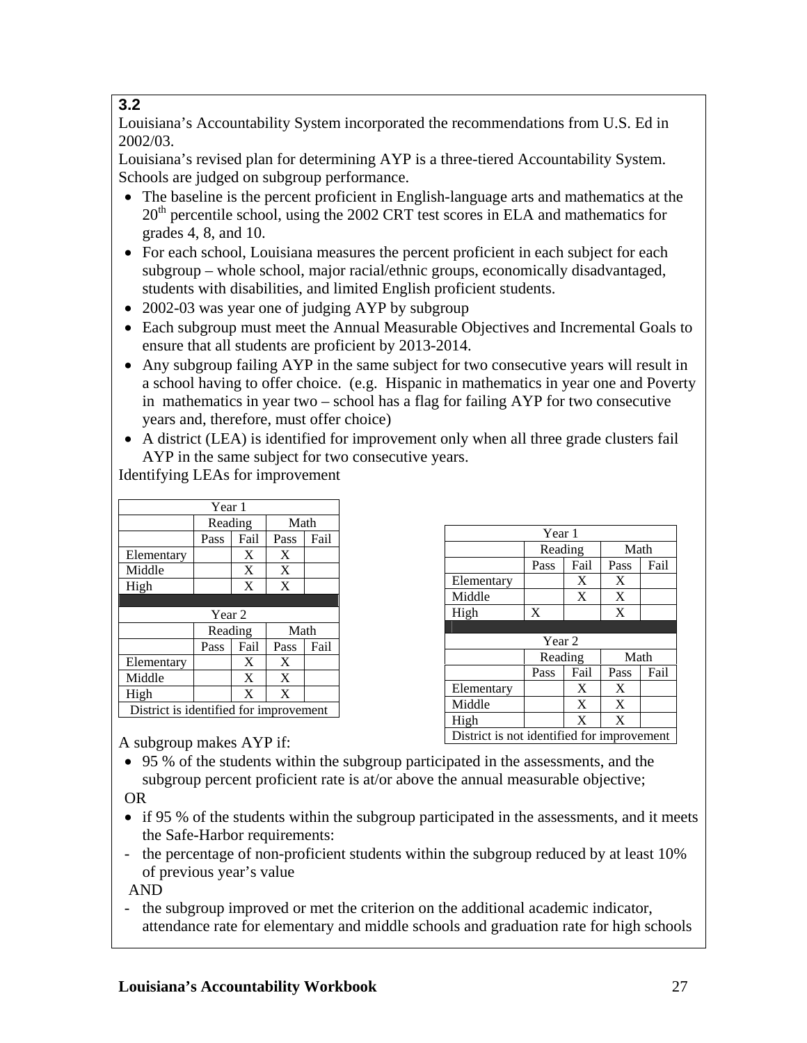**3.2**

Louisiana's Accountability System incorporated the recommendations from U.S. Ed in 2002/03.

Louisiana's revised plan for determining AYP is a three-tiered Accountability System. Schools are judged on subgroup performance.

- The baseline is the percent proficient in English-language arts and mathematics at the 20th percentile school, using the 2002 CRT test scores in ELA and mathematics for grades 4, 8, and 10.
- For each school, Louisiana measures the percent proficient in each subject for each subgroup – whole school, major racial/ethnic groups, economically disadvantaged, students with disabilities, and limited English proficient students.
- 2002-03 was year one of judging AYP by subgroup
- Each subgroup must meet the Annual Measurable Objectives and Incremental Goals to ensure that all students are proficient by 2013-2014.
- Any subgroup failing AYP in the same subject for two consecutive years will result in a school having to offer choice. (e.g. Hispanic in mathematics in year one and Poverty in mathematics in year two – school has a flag for failing AYP for two consecutive years and, therefore, must offer choice)
- A district (LEA) is identified for improvement only when all three grade clusters fail AYP in the same subject for two consecutive years.

Identifying LEAs for improvement

| Year 1 | | | | |
|---|---|---|---|---|
| | Reading | | Math | |
| | Pass | Fail | Pass | Fail |
| Elementary | | X | X | |
| Middle | | X | X | |
| High | | X | X | |
| **Year 2** | | | | |
| | Reading | | Math | |
| | Pass | Fail | Pass | Fail |
| Elementary | | X | X | |
| Middle | | X | X | |
| High | | X | X | |
| District is identified for improvement | | | | |

| Year 1 | | | | |
|---|---|---|---|---|
| | Reading | | Math | |
| | Pass | Fail | Pass | Fail |
| Elementary | | X | X | |
| Middle | | X | X | |
| High | X | | X | |
| **Year 2** | | | | |
| | Reading | | Math | |
| | Pass | Fail | Pass | Fail |
| Elementary | | X | X | |
| Middle | | X | X | |
| High | | X | X | |
| District is not identified for improvement | | | | |

A subgroup makes AYP if:

- 95 % of the students within the subgroup participated in the assessments, and the subgroup percent proficient rate is at/or above the annual measurable objective;

OR

- if 95 % of the students within the subgroup participated in the assessments, and it meets the Safe-Harbor requirements:
  - the percentage of non-proficient students within the subgroup reduced by at least 10% of previous year's value

  AND

  - the subgroup improved or met the criterion on the additional academic indicator, attendance rate for elementary and middle schools and graduation rate for high schools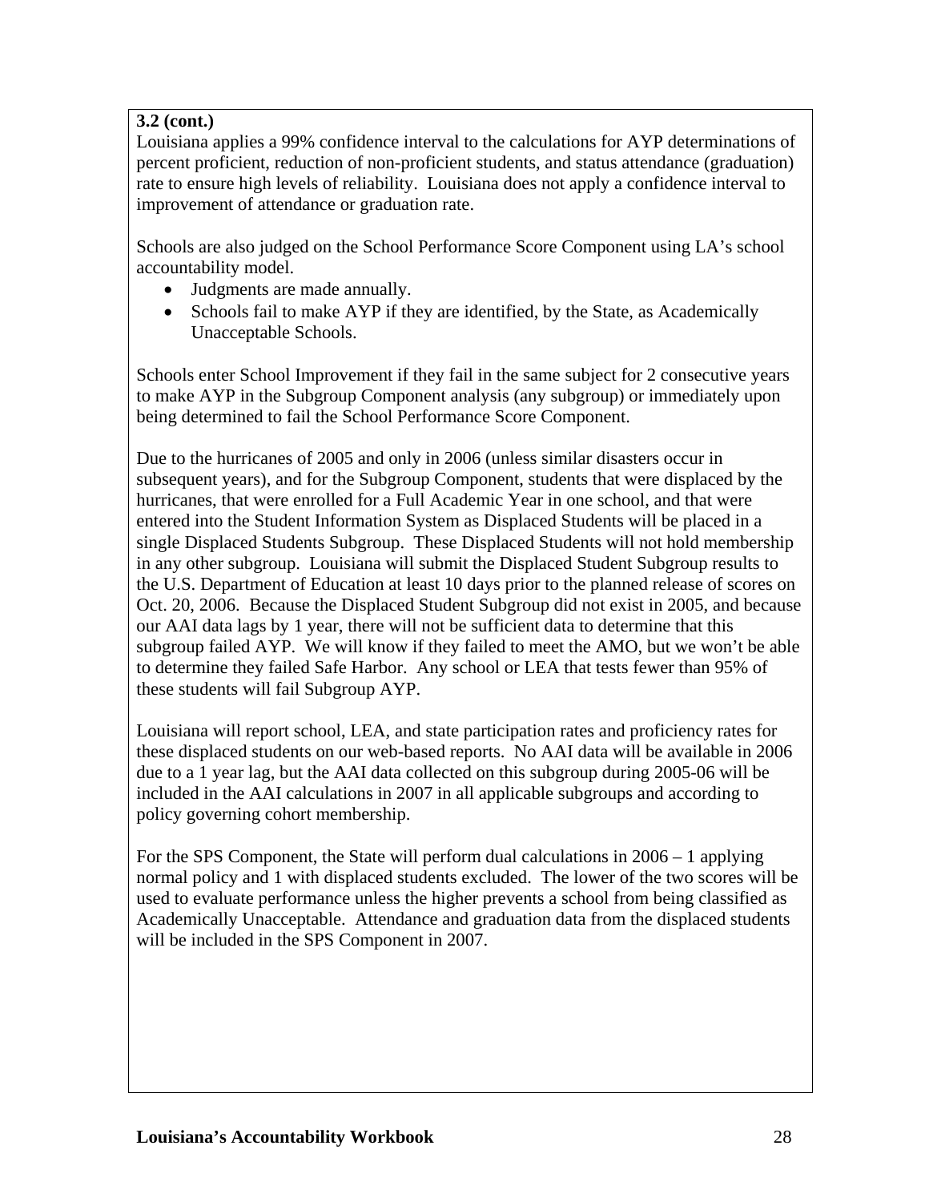**3.2 (cont.)**

Louisiana applies a 99% confidence interval to the calculations for AYP determinations of percent proficient, reduction of non-proficient students, and status attendance (graduation) rate to ensure high levels of reliability. Louisiana does not apply a confidence interval to improvement of attendance or graduation rate.

Schools are also judged on the School Performance Score Component using LA's school accountability model.

- Judgments are made annually.
- Schools fail to make AYP if they are identified, by the State, as Academically Unacceptable Schools.

Schools enter School Improvement if they fail in the same subject for 2 consecutive years to make AYP in the Subgroup Component analysis (any subgroup) or immediately upon being determined to fail the School Performance Score Component.

Due to the hurricanes of 2005 and only in 2006 (unless similar disasters occur in subsequent years), and for the Subgroup Component, students that were displaced by the hurricanes, that were enrolled for a Full Academic Year in one school, and that were entered into the Student Information System as Displaced Students will be placed in a single Displaced Students Subgroup. These Displaced Students will not hold membership in any other subgroup. Louisiana will submit the Displaced Student Subgroup results to the U.S. Department of Education at least 10 days prior to the planned release of scores on Oct. 20, 2006. Because the Displaced Student Subgroup did not exist in 2005, and because our AAI data lags by 1 year, there will not be sufficient data to determine that this subgroup failed AYP. We will know if they failed to meet the AMO, but we won't be able to determine they failed Safe Harbor. Any school or LEA that tests fewer than 95% of these students will fail Subgroup AYP.

Louisiana will report school, LEA, and state participation rates and proficiency rates for these displaced students on our web-based reports. No AAI data will be available in 2006 due to a 1 year lag, but the AAI data collected on this subgroup during 2005-06 will be included in the AAI calculations in 2007 in all applicable subgroups and according to policy governing cohort membership.

For the SPS Component, the State will perform dual calculations in 2006 – 1 applying normal policy and 1 with displaced students excluded. The lower of the two scores will be used to evaluate performance unless the higher prevents a school from being classified as Academically Unacceptable. Attendance and graduation data from the displaced students will be included in the SPS Component in 2007.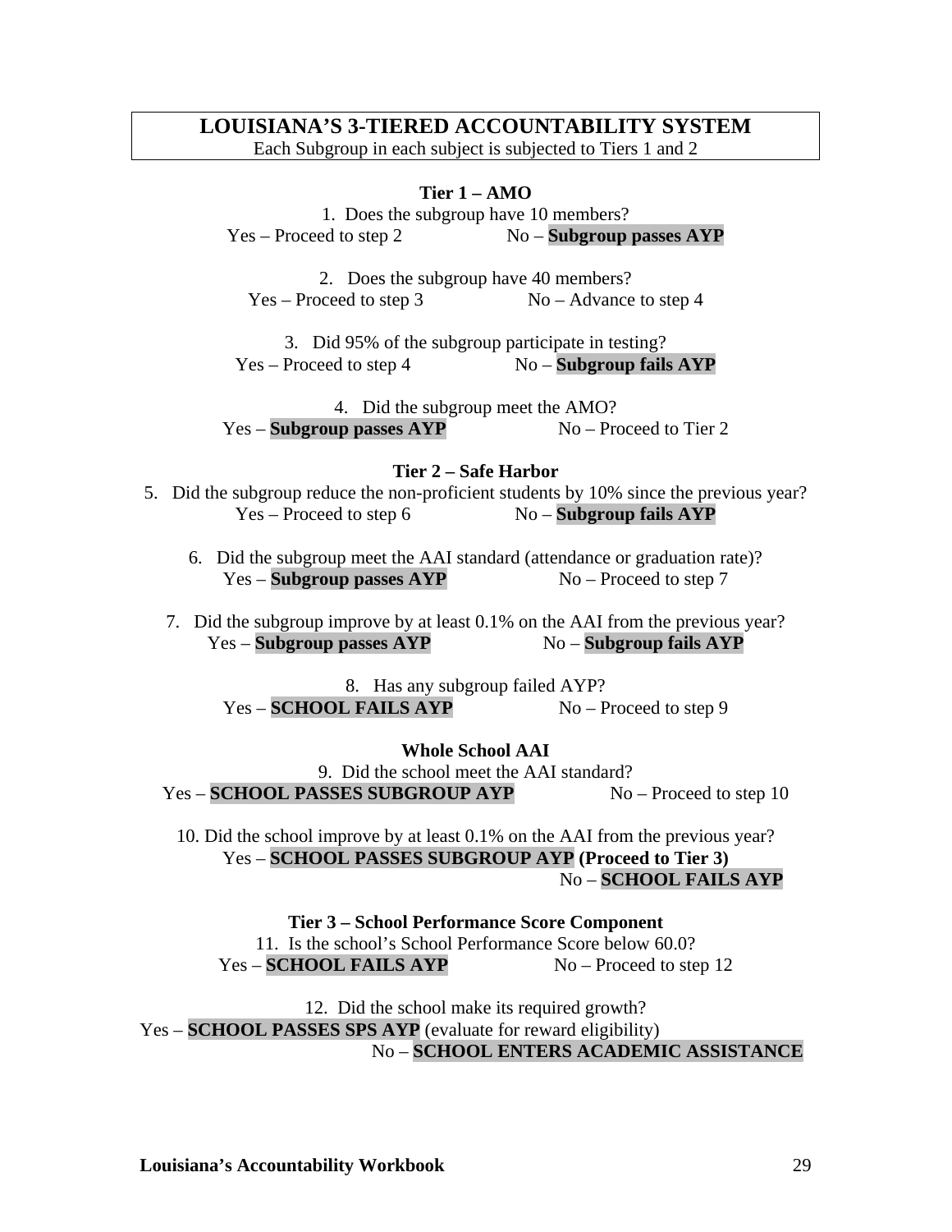## LOUISIANA'S 3-TIERED ACCOUNTABILITY SYSTEM

Each Subgroup in each subject is subjected to Tiers 1 and 2

### Tier 1 – AMO

1. Does the subgroup have 10 members?
   Yes – Proceed to step 2 No – **Subgroup passes AYP**

2. Does the subgroup have 40 members?
   Yes – Proceed to step 3 No – Advance to step 4

3. Did 95% of the subgroup participate in testing?
   Yes – Proceed to step 4 No – **Subgroup fails AYP**

4. Did the subgroup meet the AMO?
   Yes – **Subgroup passes AYP** No – Proceed to Tier 2

### Tier 2 – Safe Harbor

5. Did the subgroup reduce the non-proficient students by 10% since the previous year?
   Yes – Proceed to step 6 No – **Subgroup fails AYP**

6. Did the subgroup meet the AAI standard (attendance or graduation rate)?
   Yes – **Subgroup passes AYP** No – Proceed to step 7

7. Did the subgroup improve by at least 0.1% on the AAI from the previous year?
   Yes – **Subgroup passes AYP** No – **Subgroup fails AYP**

8. Has any subgroup failed AYP?
   Yes – **SCHOOL FAILS AYP** No – Proceed to step 9

### Whole School AAI

9. Did the school meet the AAI standard?
   Yes – **SCHOOL PASSES SUBGROUP AYP** No – Proceed to step 10

10. Did the school improve by at least 0.1% on the AAI from the previous year?
    Yes – **SCHOOL PASSES SUBGROUP AYP (Proceed to Tier 3)**
    No – **SCHOOL FAILS AYP**

### Tier 3 – School Performance Score Component

11. Is the school's School Performance Score below 60.0?
    Yes – **SCHOOL FAILS AYP** No – Proceed to step 12

12. Did the school make its required growth?
    Yes – **SCHOOL PASSES SPS AYP** (evaluate for reward eligibility)
    No – **SCHOOL ENTERS ACADEMIC ASSISTANCE**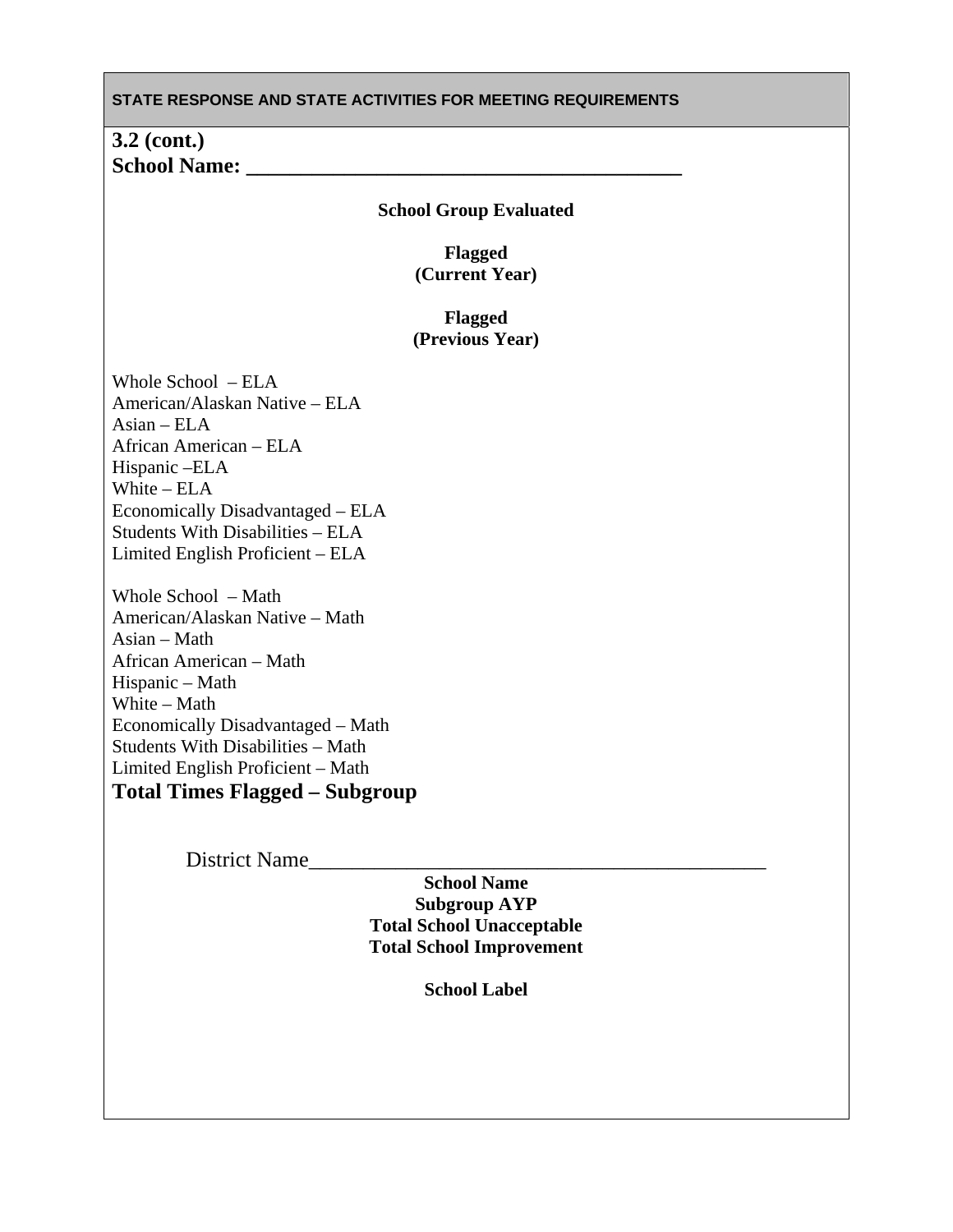**STATE RESPONSE AND STATE ACTIVITIES FOR MEETING REQUIREMENTS**

**3.2 (cont.)**

**School Name: ________________________________________**

**School Group Evaluated**

**Flagged (Current Year)**

**Flagged (Previous Year)**

Whole School – ELA
American/Alaskan Native – ELA
Asian – ELA
African American – ELA
Hispanic –ELA
White – ELA
Economically Disadvantaged – ELA
Students With Disabilities – ELA
Limited English Proficient – ELA

Whole School – Math
American/Alaskan Native – Math
Asian – Math
African American – Math
Hispanic – Math
White – Math
Economically Disadvantaged – Math
Students With Disabilities – Math
Limited English Proficient – Math

**Total Times Flagged – Subgroup**

District Name___________________________________________

**School Name**
**Subgroup AYP**
**Total School Unacceptable**
**Total School Improvement**

**School Label**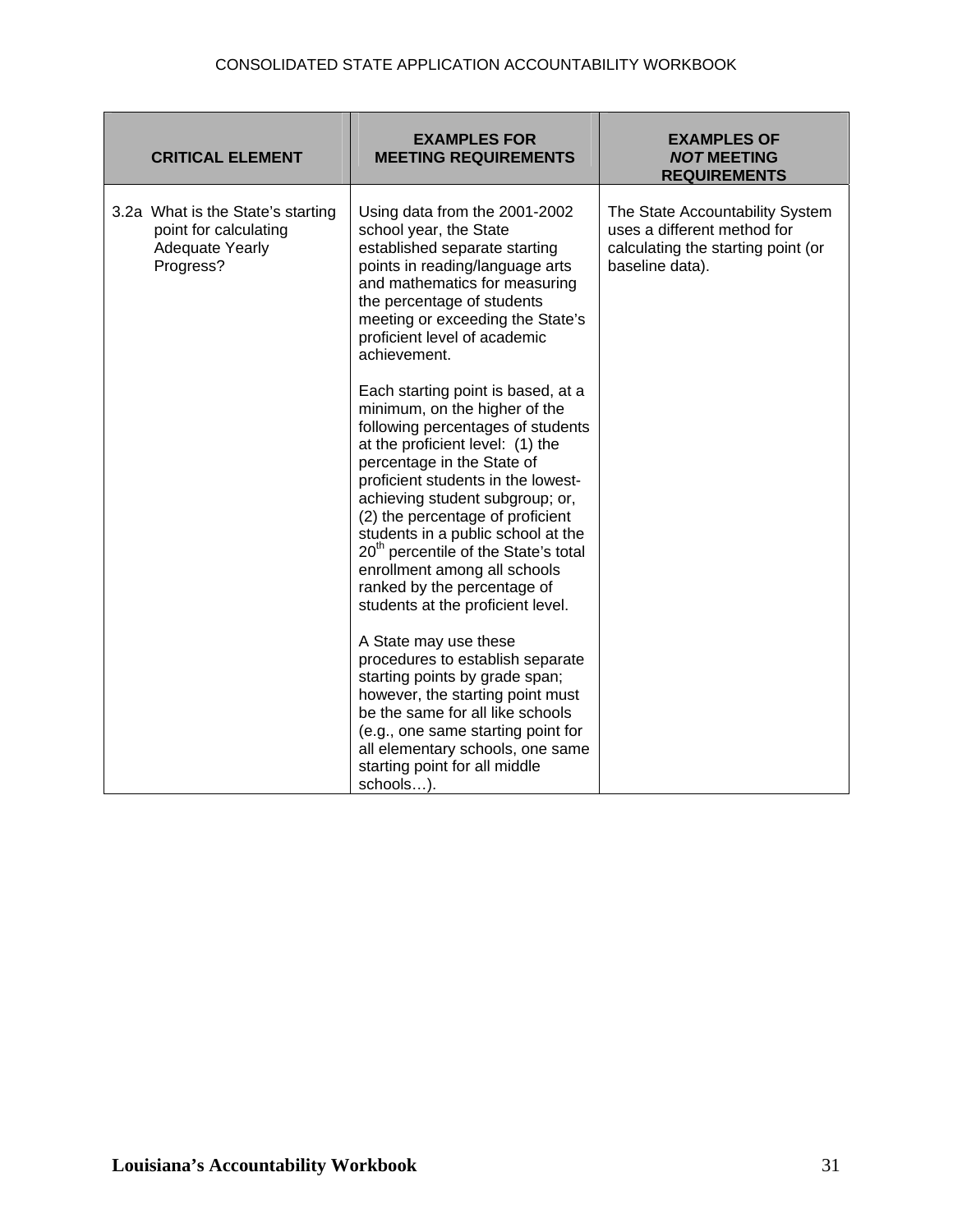| CRITICAL ELEMENT | EXAMPLES FOR MEETING REQUIREMENTS | EXAMPLES OF ***NOT*** MEETING REQUIREMENTS |
|---|---|---|
| 3.2a What is the State's starting point for calculating Adequate Yearly Progress? | Using data from the 2001-2002 school year, the State established separate starting points in reading/language arts and mathematics for measuring the percentage of students meeting or exceeding the State's proficient level of academic achievement.<br><br>Each starting point is based, at a minimum, on the higher of the following percentages of students at the proficient level: (1) the percentage in the State of proficient students in the lowest-achieving student subgroup; or, (2) the percentage of proficient students in a public school at the 20th percentile of the State's total enrollment among all schools ranked by the percentage of students at the proficient level.<br><br>A State may use these procedures to establish separate starting points by grade span; however, the starting point must be the same for all like schools (e.g., one same starting point for all elementary schools, one same starting point for all middle schools…). | The State Accountability System uses a different method for calculating the starting point (or baseline data). |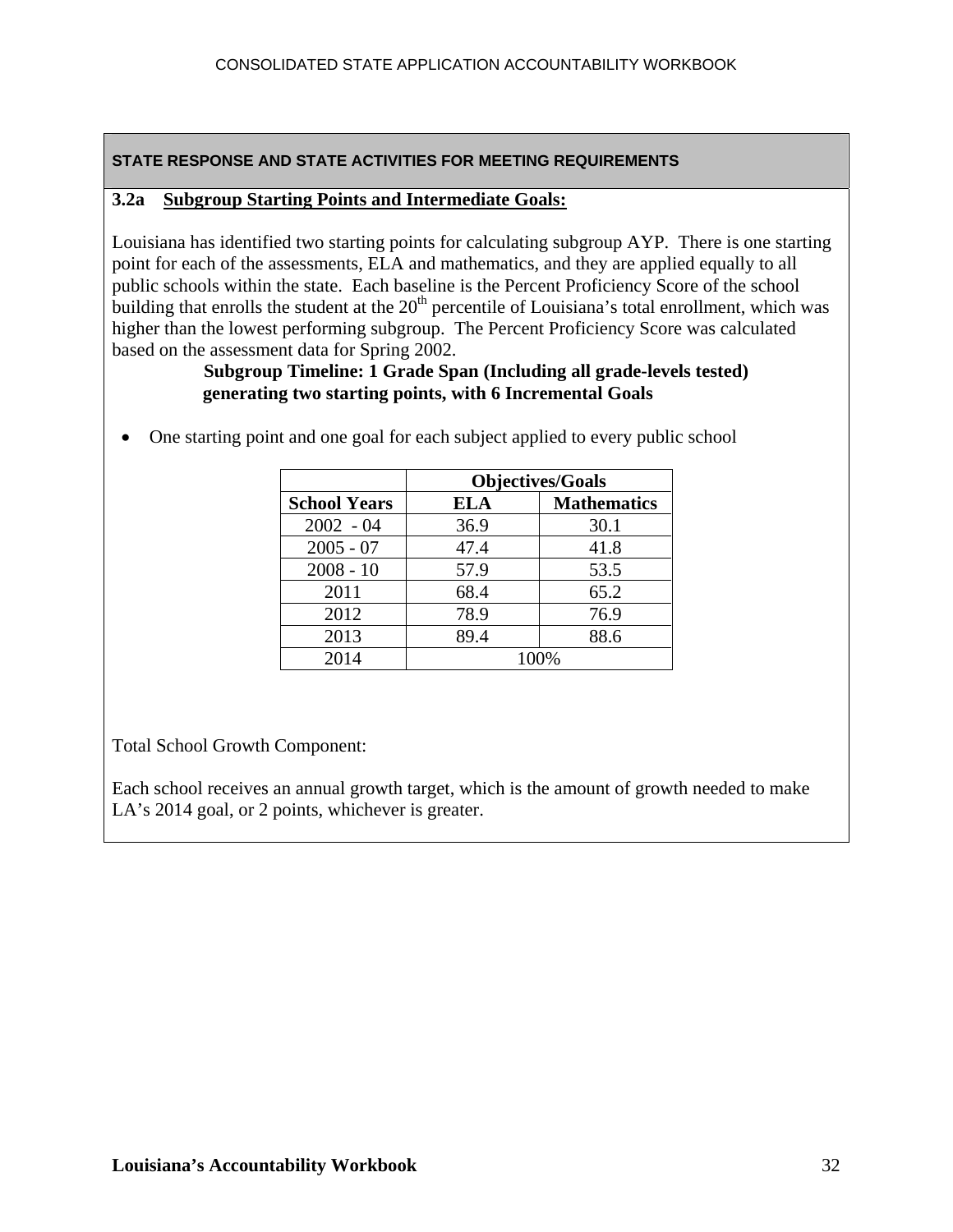**STATE RESPONSE AND STATE ACTIVITIES FOR MEETING REQUIREMENTS**

**3.2a Subgroup Starting Points and Intermediate Goals:**

Louisiana has identified two starting points for calculating subgroup AYP. There is one starting point for each of the assessments, ELA and mathematics, and they are applied equally to all public schools within the state. Each baseline is the Percent Proficiency Score of the school building that enrolls the student at the 20th percentile of Louisiana's total enrollment, which was higher than the lowest performing subgroup. The Percent Proficiency Score was calculated based on the assessment data for Spring 2002.

**Subgroup Timeline: 1 Grade Span (Including all grade-levels tested) generating two starting points, with 6 Incremental Goals**

- One starting point and one goal for each subject applied to every public school

| | **Objectives/Goals** | |
|---|---|---|
| **School Years** | **ELA** | **Mathematics** |
| 2002 - 04 | 36.9 | 30.1 |
| 2005 - 07 | 47.4 | 41.8 |
| 2008 - 10 | 57.9 | 53.5 |
| 2011 | 68.4 | 65.2 |
| 2012 | 78.9 | 76.9 |
| 2013 | 89.4 | 88.6 |
| 2014 | 100% | |

Total School Growth Component:

Each school receives an annual growth target, which is the amount of growth needed to make LA's 2014 goal, or 2 points, whichever is greater.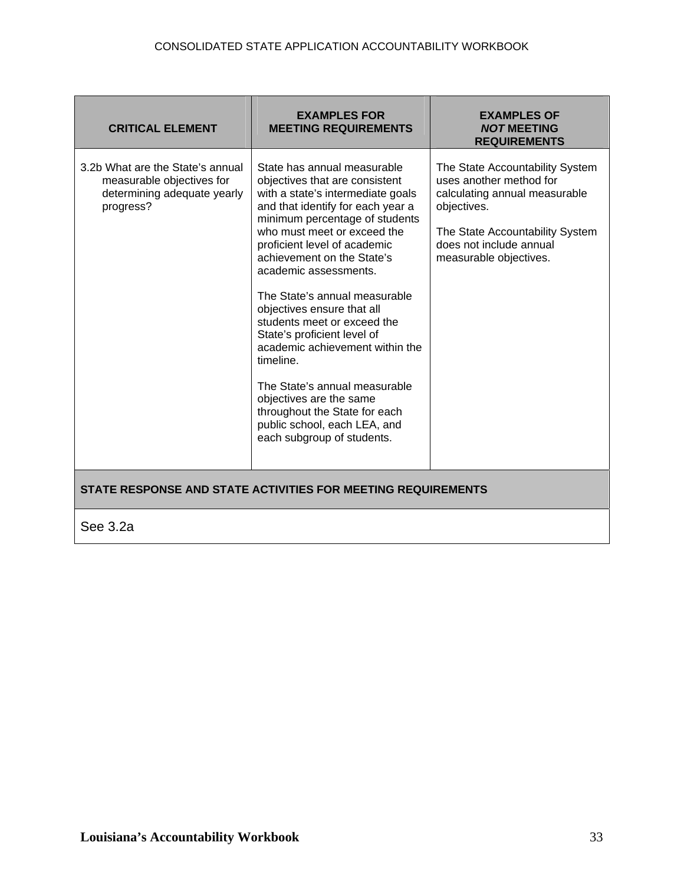| CRITICAL ELEMENT | EXAMPLES FOR MEETING REQUIREMENTS | EXAMPLES OF *NOT* MEETING REQUIREMENTS |
|---|---|---|
| 3.2b What are the State's annual measurable objectives for determining adequate yearly progress? | State has annual measurable objectives that are consistent with a state's intermediate goals and that identify for each year a minimum percentage of students who must meet or exceed the proficient level of academic achievement on the State's academic assessments.<br><br>The State's annual measurable objectives ensure that all students meet or exceed the State's proficient level of academic achievement within the timeline.<br><br>The State's annual measurable objectives are the same throughout the State for each public school, each LEA, and each subgroup of students. | The State Accountability System uses another method for calculating annual measurable objectives.<br><br>The State Accountability System does not include annual measurable objectives. |

**STATE RESPONSE AND STATE ACTIVITIES FOR MEETING REQUIREMENTS**

See 3.2a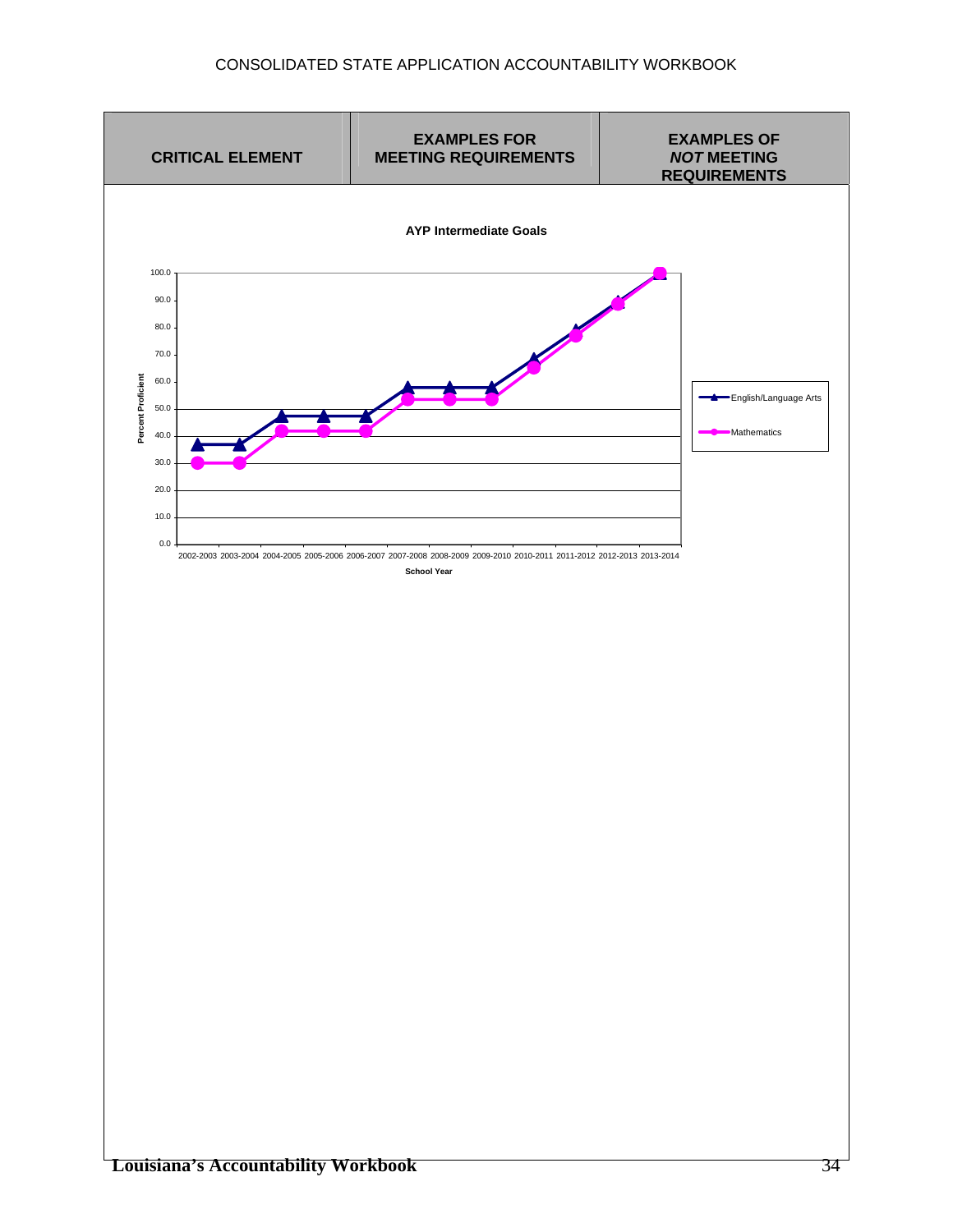| CRITICAL ELEMENT | EXAMPLES FOR MEETING REQUIREMENTS | EXAMPLES OF *NOT* MEETING REQUIREMENTS |
|---|---|---|

**AYP Intermediate Goals**

Percent Proficient (0.0 – 100.0) by School Year: 2002-2003, 2003-2004, 2004-2005, 2005-2006, 2006-2007, 2007-2008, 2008-2009, 2009-2010, 2010-2011, 2011-2012, 2012-2013, 2013-2014

Legend: English/Language Arts; Mathematics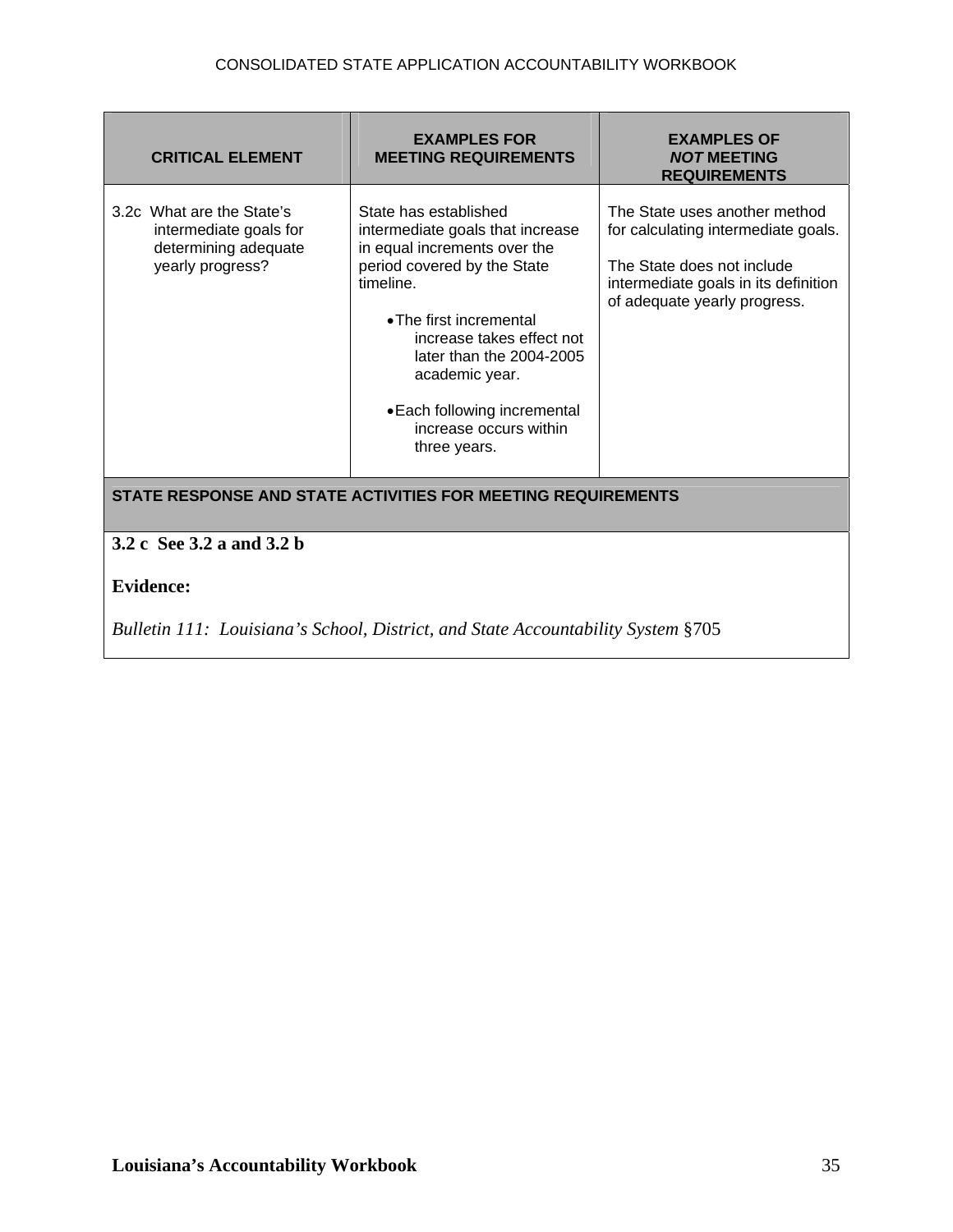| CRITICAL ELEMENT | EXAMPLES FOR MEETING REQUIREMENTS | EXAMPLES OF *NOT* MEETING REQUIREMENTS |
|---|---|---|
| 3.2c What are the State's intermediate goals for determining adequate yearly progress? | State has established intermediate goals that increase in equal increments over the period covered by the State timeline.<br><br>• The first incremental increase takes effect not later than the 2004-2005 academic year.<br><br>• Each following incremental increase occurs within three years. | The State uses another method for calculating intermediate goals.<br><br>The State does not include intermediate goals in its definition of adequate yearly progress. |

**STATE RESPONSE AND STATE ACTIVITIES FOR MEETING REQUIREMENTS**

**3.2 c See 3.2 a and 3.2 b**

**Evidence:**

*Bulletin 111: Louisiana's School, District, and State Accountability System* §705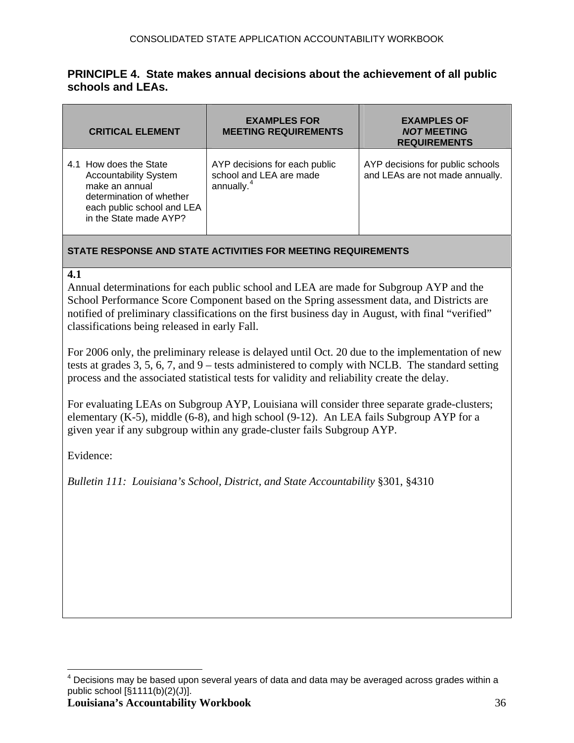## PRINCIPLE 4. State makes annual decisions about the achievement of all public schools and LEAs.

| CRITICAL ELEMENT | EXAMPLES FOR MEETING REQUIREMENTS | EXAMPLES OF *NOT* MEETING REQUIREMENTS |
|---|---|---|
| 4.1 How does the State Accountability System make an annual determination of whether each public school and LEA in the State made AYP? | AYP decisions for each public school and LEA are made annually.[4] | AYP decisions for public schools and LEAs are not made annually. |

**STATE RESPONSE AND STATE ACTIVITIES FOR MEETING REQUIREMENTS**

**4.1**

Annual determinations for each public school and LEA are made for Subgroup AYP and the School Performance Score Component based on the Spring assessment data, and Districts are notified of preliminary classifications on the first business day in August, with final "verified" classifications being released in early Fall.

For 2006 only, the preliminary release is delayed until Oct. 20 due to the implementation of new tests at grades 3, 5, 6, 7, and 9 – tests administered to comply with NCLB. The standard setting process and the associated statistical tests for validity and reliability create the delay.

For evaluating LEAs on Subgroup AYP, Louisiana will consider three separate grade-clusters; elementary (K-5), middle (6-8), and high school (9-12). An LEA fails Subgroup AYP for a given year if any subgroup within any grade-cluster fails Subgroup AYP.

Evidence:

*Bulletin 111: Louisiana's School, District, and State Accountability* §301, §4310

---

[4] Decisions may be based upon several years of data and data may be averaged across grades within a public school [§1111(b)(2)(J)].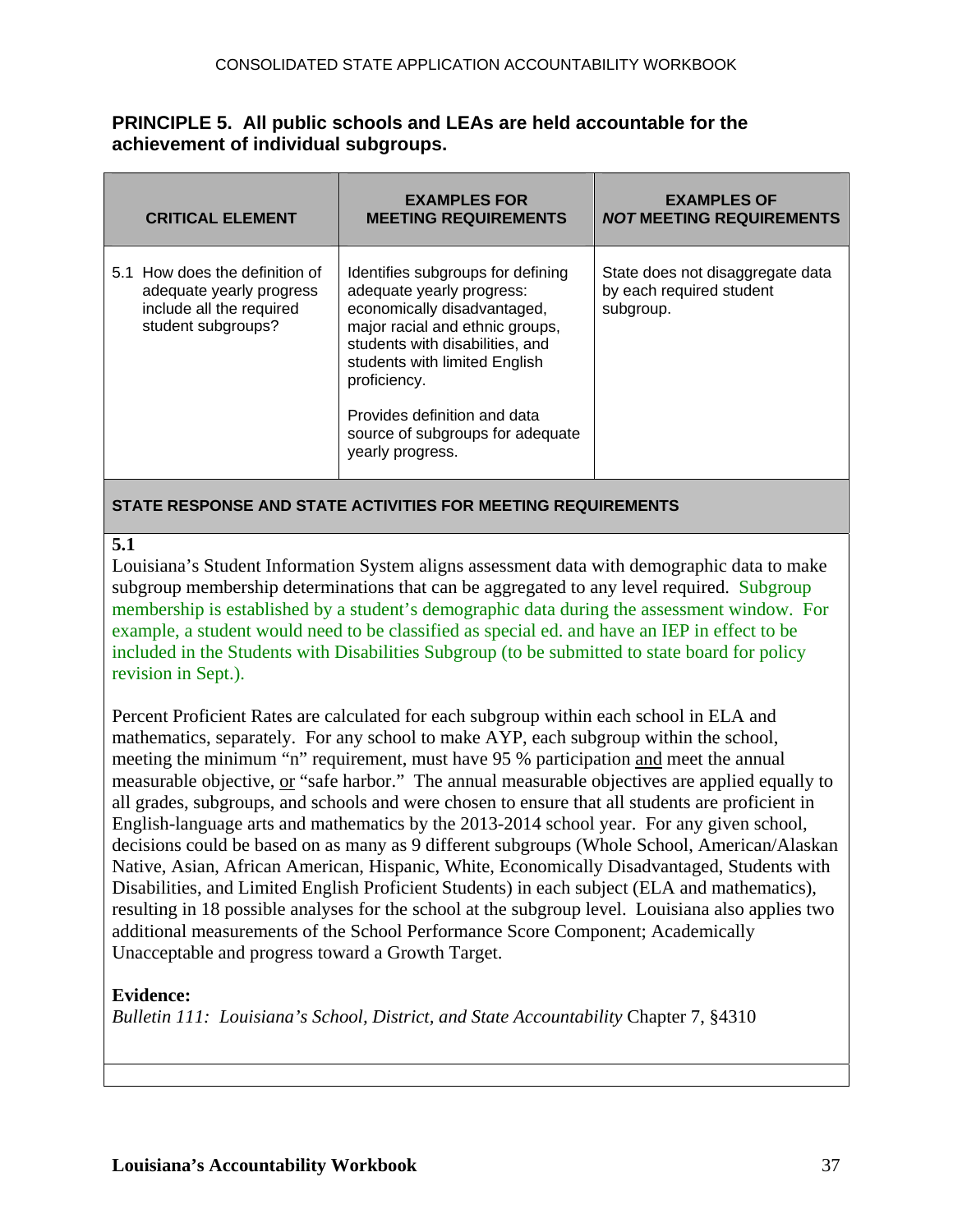## PRINCIPLE 5. All public schools and LEAs are held accountable for the achievement of individual subgroups.

| CRITICAL ELEMENT | EXAMPLES FOR MEETING REQUIREMENTS | EXAMPLES OF *NOT* MEETING REQUIREMENTS |
|---|---|---|
| 5.1 How does the definition of adequate yearly progress include all the required student subgroups? | Identifies subgroups for defining adequate yearly progress: economically disadvantaged, major racial and ethnic groups, students with disabilities, and students with limited English proficiency.<br><br>Provides definition and data source of subgroups for adequate yearly progress. | State does not disaggregate data by each required student subgroup. |

**STATE RESPONSE AND STATE ACTIVITIES FOR MEETING REQUIREMENTS**

**5.1**

Louisiana's Student Information System aligns assessment data with demographic data to make subgroup membership determinations that can be aggregated to any level required. Subgroup membership is established by a student's demographic data during the assessment window. For example, a student would need to be classified as special ed. and have an IEP in effect to be included in the Students with Disabilities Subgroup (to be submitted to state board for policy revision in Sept.).

Percent Proficient Rates are calculated for each subgroup within each school in ELA and mathematics, separately. For any school to make AYP, each subgroup within the school, meeting the minimum "n" requirement, must have 95 % participation and meet the annual measurable objective, or "safe harbor." The annual measurable objectives are applied equally to all grades, subgroups, and schools and were chosen to ensure that all students are proficient in English-language arts and mathematics by the 2013-2014 school year. For any given school, decisions could be based on as many as 9 different subgroups (Whole School, American/Alaskan Native, Asian, African American, Hispanic, White, Economically Disadvantaged, Students with Disabilities, and Limited English Proficient Students) in each subject (ELA and mathematics), resulting in 18 possible analyses for the school at the subgroup level. Louisiana also applies two additional measurements of the School Performance Score Component; Academically Unacceptable and progress toward a Growth Target.

**Evidence:**

*Bulletin 111: Louisiana's School, District, and State Accountability* Chapter 7, §4310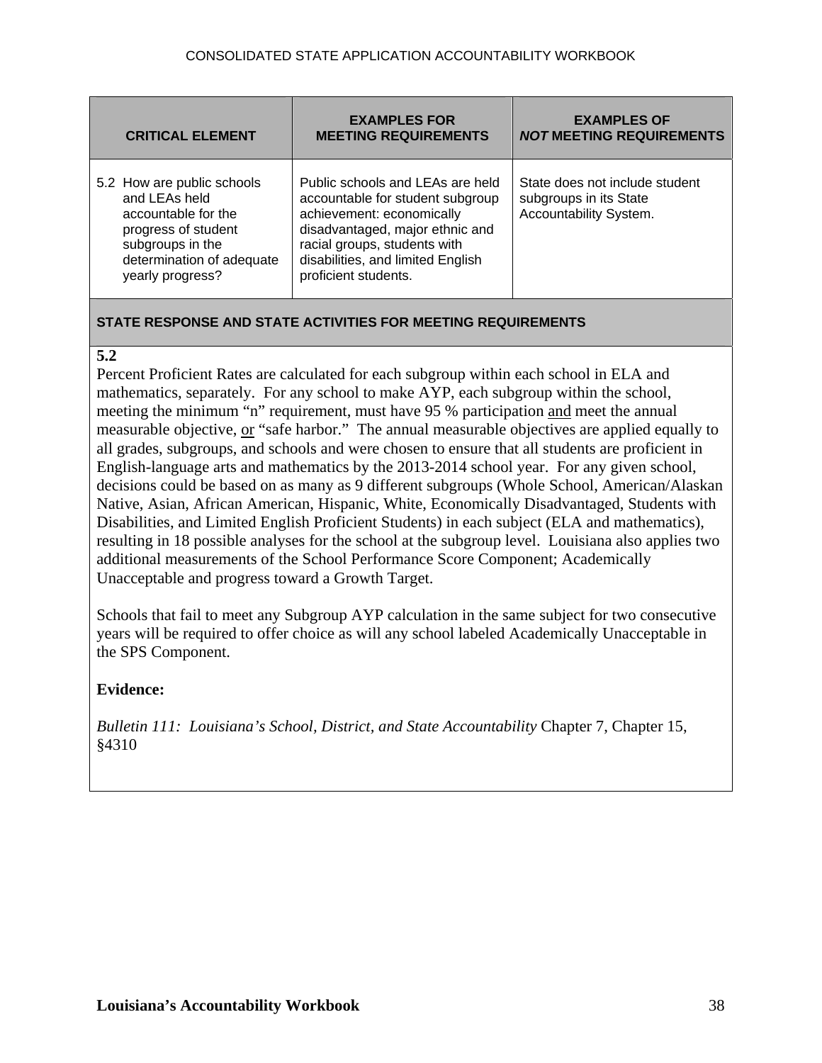| CRITICAL ELEMENT | EXAMPLES FOR MEETING REQUIREMENTS | EXAMPLES OF *NOT* MEETING REQUIREMENTS |
|---|---|---|
| 5.2 How are public schools and LEAs held accountable for the progress of student subgroups in the determination of adequate yearly progress? | Public schools and LEAs are held accountable for student subgroup achievement: economically disadvantaged, major ethnic and racial groups, students with disabilities, and limited English proficient students. | State does not include student subgroups in its State Accountability System. |

**STATE RESPONSE AND STATE ACTIVITIES FOR MEETING REQUIREMENTS**

**5.2**

Percent Proficient Rates are calculated for each subgroup within each school in ELA and mathematics, separately. For any school to make AYP, each subgroup within the school, meeting the minimum "n" requirement, must have 95 % participation <u>and</u> meet the annual measurable objective, <u>or</u> "safe harbor." The annual measurable objectives are applied equally to all grades, subgroups, and schools and were chosen to ensure that all students are proficient in English-language arts and mathematics by the 2013-2014 school year. For any given school, decisions could be based on as many as 9 different subgroups (Whole School, American/Alaskan Native, Asian, African American, Hispanic, White, Economically Disadvantaged, Students with Disabilities, and Limited English Proficient Students) in each subject (ELA and mathematics), resulting in 18 possible analyses for the school at the subgroup level. Louisiana also applies two additional measurements of the School Performance Score Component; Academically Unacceptable and progress toward a Growth Target.

Schools that fail to meet any Subgroup AYP calculation in the same subject for two consecutive years will be required to offer choice as will any school labeled Academically Unacceptable in the SPS Component.

**Evidence:**

*Bulletin 111: Louisiana's School, District, and State Accountability* Chapter 7, Chapter 15, §4310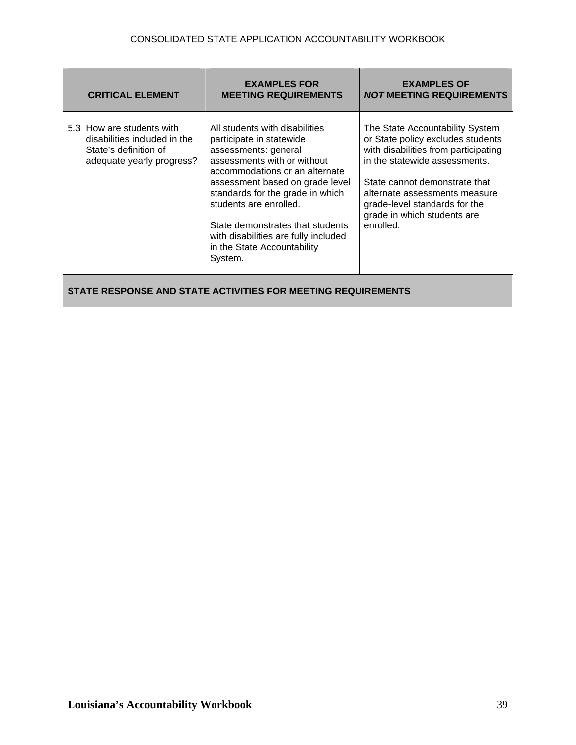| CRITICAL ELEMENT | EXAMPLES FOR MEETING REQUIREMENTS | EXAMPLES OF *NOT* MEETING REQUIREMENTS |
|---|---|---|
| 5.3 How are students with disabilities included in the State's definition of adequate yearly progress? | All students with disabilities participate in statewide assessments: general assessments with or without accommodations or an alternate assessment based on grade level standards for the grade in which students are enrolled.<br><br>State demonstrates that students with disabilities are fully included in the State Accountability System. | The State Accountability System or State policy excludes students with disabilities from participating in the statewide assessments.<br><br>State cannot demonstrate that alternate assessments measure grade-level standards for the grade in which students are enrolled. |

**STATE RESPONSE AND STATE ACTIVITIES FOR MEETING REQUIREMENTS**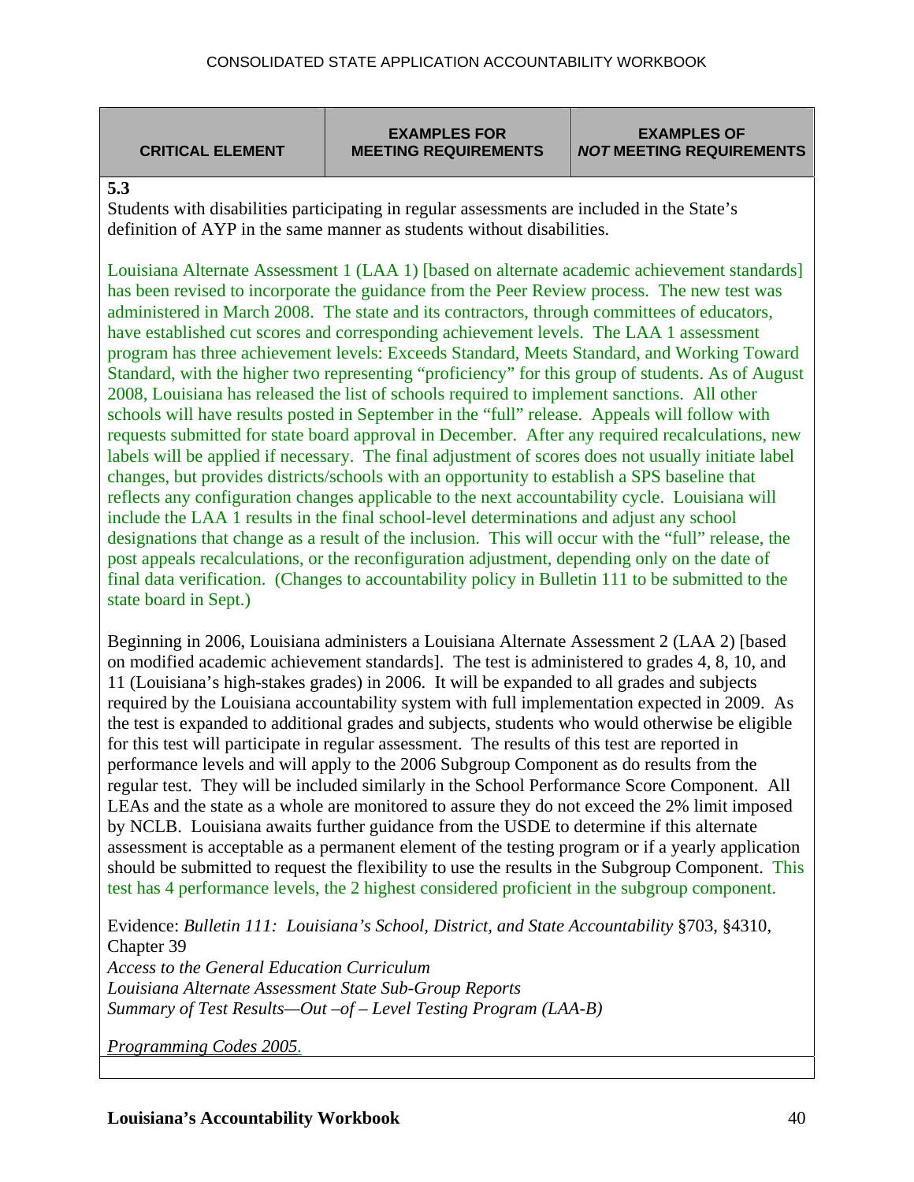| CRITICAL ELEMENT | EXAMPLES FOR MEETING REQUIREMENTS | EXAMPLES OF *NOT* MEETING REQUIREMENTS |
| --- | --- | --- |

**5.3**

Students with disabilities participating in regular assessments are included in the State's definition of AYP in the same manner as students without disabilities.

Louisiana Alternate Assessment 1 (LAA 1) [based on alternate academic achievement standards] has been revised to incorporate the guidance from the Peer Review process. The new test was administered in March 2008. The state and its contractors, through committees of educators, have established cut scores and corresponding achievement levels. The LAA 1 assessment program has three achievement levels: Exceeds Standard, Meets Standard, and Working Toward Standard, with the higher two representing "proficiency" for this group of students. As of August 2008, Louisiana has released the list of schools required to implement sanctions. All other schools will have results posted in September in the "full" release. Appeals will follow with requests submitted for state board approval in December. After any required recalculations, new labels will be applied if necessary. The final adjustment of scores does not usually initiate label changes, but provides districts/schools with an opportunity to establish a SPS baseline that reflects any configuration changes applicable to the next accountability cycle. Louisiana will include the LAA 1 results in the final school-level determinations and adjust any school designations that change as a result of the inclusion. This will occur with the "full" release, the post appeals recalculations, or the reconfiguration adjustment, depending only on the date of final data verification. (Changes to accountability policy in Bulletin 111 to be submitted to the state board in Sept.)

Beginning in 2006, Louisiana administers a Louisiana Alternate Assessment 2 (LAA 2) [based on modified academic achievement standards]. The test is administered to grades 4, 8, 10, and 11 (Louisiana's high-stakes grades) in 2006. It will be expanded to all grades and subjects required by the Louisiana accountability system with full implementation expected in 2009. As the test is expanded to additional grades and subjects, students who would otherwise be eligible for this test will participate in regular assessment. The results of this test are reported in performance levels and will apply to the 2006 Subgroup Component as do results from the regular test. They will be included similarly in the School Performance Score Component. All LEAs and the state as a whole are monitored to assure they do not exceed the 2% limit imposed by NCLB. Louisiana awaits further guidance from the USDE to determine if this alternate assessment is acceptable as a permanent element of the testing program or if a yearly application should be submitted to request the flexibility to use the results in the Subgroup Component. This test has 4 performance levels, the 2 highest considered proficient in the subgroup component.

Evidence: *Bulletin 111: Louisiana's School, District, and State Accountability* §703, §4310, Chapter 39
*Access to the General Education Curriculum*
*Louisiana Alternate Assessment State Sub-Group Reports*
*Summary of Test Results—Out –of – Level Testing Program (LAA-B)*

*Programming Codes 2005.*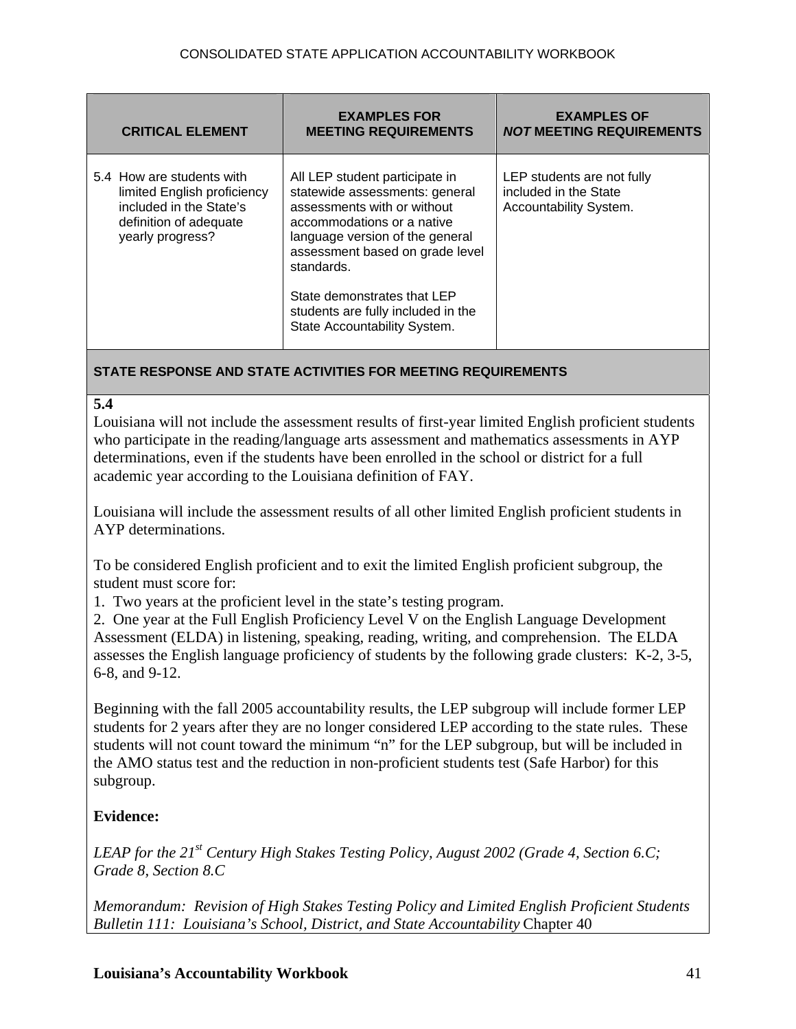| CRITICAL ELEMENT | EXAMPLES FOR MEETING REQUIREMENTS | EXAMPLES OF *NOT* MEETING REQUIREMENTS |
|---|---|---|
| 5.4 How are students with limited English proficiency included in the State's definition of adequate yearly progress? | All LEP student participate in statewide assessments: general assessments with or without accommodations or a native language version of the general assessment based on grade level standards.<br><br>State demonstrates that LEP students are fully included in the State Accountability System. | LEP students are not fully included in the State Accountability System. |

**STATE RESPONSE AND STATE ACTIVITIES FOR MEETING REQUIREMENTS**

**5.4**

Louisiana will not include the assessment results of first-year limited English proficient students who participate in the reading/language arts assessment and mathematics assessments in AYP determinations, even if the students have been enrolled in the school or district for a full academic year according to the Louisiana definition of FAY.

Louisiana will include the assessment results of all other limited English proficient students in AYP determinations.

To be considered English proficient and to exit the limited English proficient subgroup, the student must score for:

1. Two years at the proficient level in the state's testing program.
2. One year at the Full English Proficiency Level V on the English Language Development Assessment (ELDA) in listening, speaking, reading, writing, and comprehension. The ELDA assesses the English language proficiency of students by the following grade clusters: K-2, 3-5, 6-8, and 9-12.

Beginning with the fall 2005 accountability results, the LEP subgroup will include former LEP students for 2 years after they are no longer considered LEP according to the state rules. These students will not count toward the minimum "n" for the LEP subgroup, but will be included in the AMO status test and the reduction in non-proficient students test (Safe Harbor) for this subgroup.

**Evidence:**

*LEAP for the 21st Century High Stakes Testing Policy, August 2002 (Grade 4, Section 6.C; Grade 8, Section 8.C*

*Memorandum: Revision of High Stakes Testing Policy and Limited English Proficient Students*
*Bulletin 111: Louisiana's School, District, and State Accountability* Chapter 40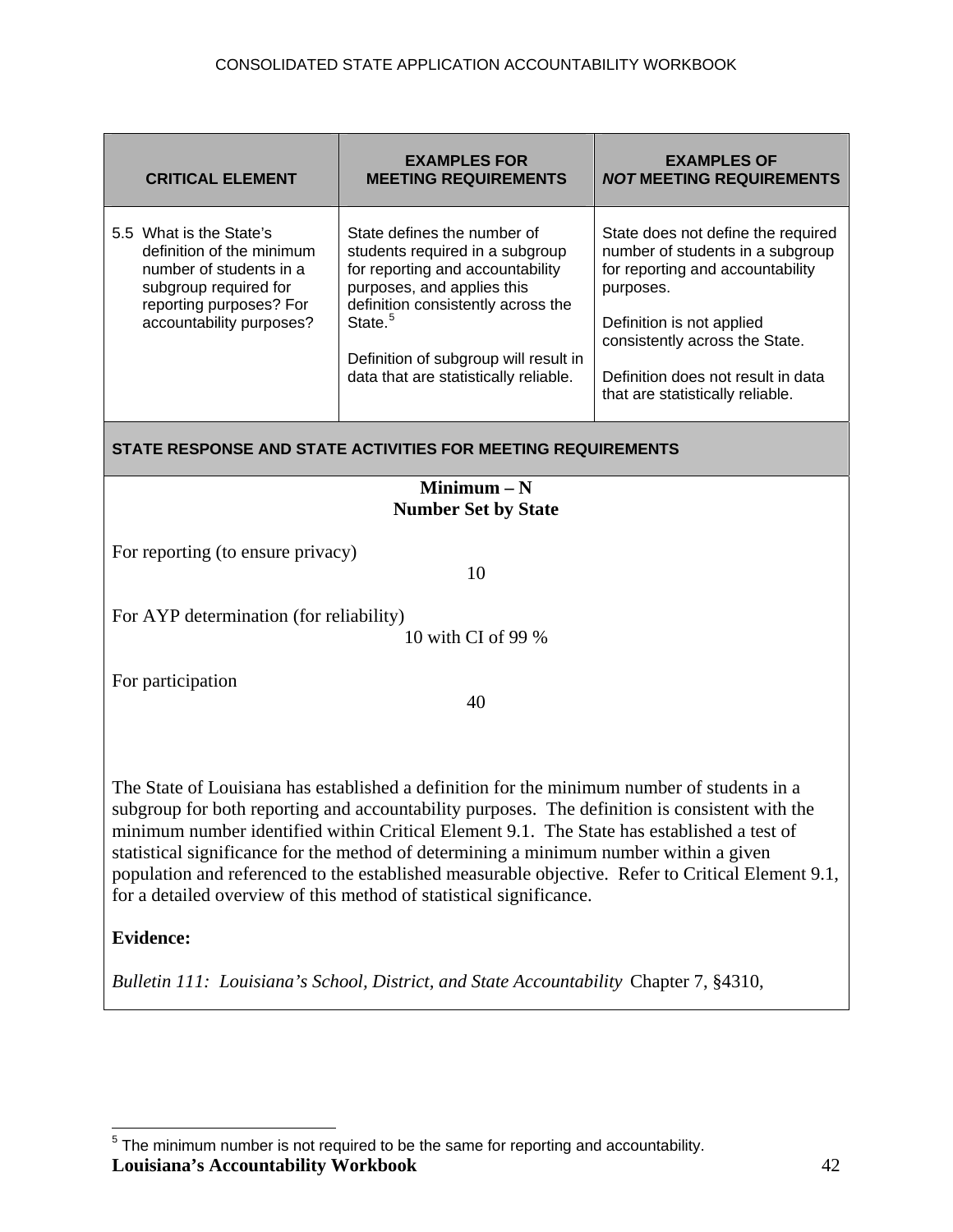| CRITICAL ELEMENT | EXAMPLES FOR MEETING REQUIREMENTS | EXAMPLES OF *NOT* MEETING REQUIREMENTS |
|---|---|---|
| 5.5 What is the State's definition of the minimum number of students in a subgroup required for reporting purposes? For accountability purposes? | State defines the number of students required in a subgroup for reporting and accountability purposes, and applies this definition consistently across the State.[5]<br><br>Definition of subgroup will result in data that are statistically reliable. | State does not define the required number of students in a subgroup for reporting and accountability purposes.<br><br>Definition is not applied consistently across the State.<br><br>Definition does not result in data that are statistically reliable. |

**STATE RESPONSE AND STATE ACTIVITIES FOR MEETING REQUIREMENTS**

**Minimum – N**
**Number Set by State**

For reporting (to ensure privacy)
10

For AYP determination (for reliability)
10 with CI of 99 %

For participation
40

The State of Louisiana has established a definition for the minimum number of students in a subgroup for both reporting and accountability purposes. The definition is consistent with the minimum number identified within Critical Element 9.1. The State has established a test of statistical significance for the method of determining a minimum number within a given population and referenced to the established measurable objective. Refer to Critical Element 9.1, for a detailed overview of this method of statistical significance.

**Evidence:**

*Bulletin 111: Louisiana's School, District, and State Accountability* Chapter 7, §4310,

[5] The minimum number is not required to be the same for reporting and accountability.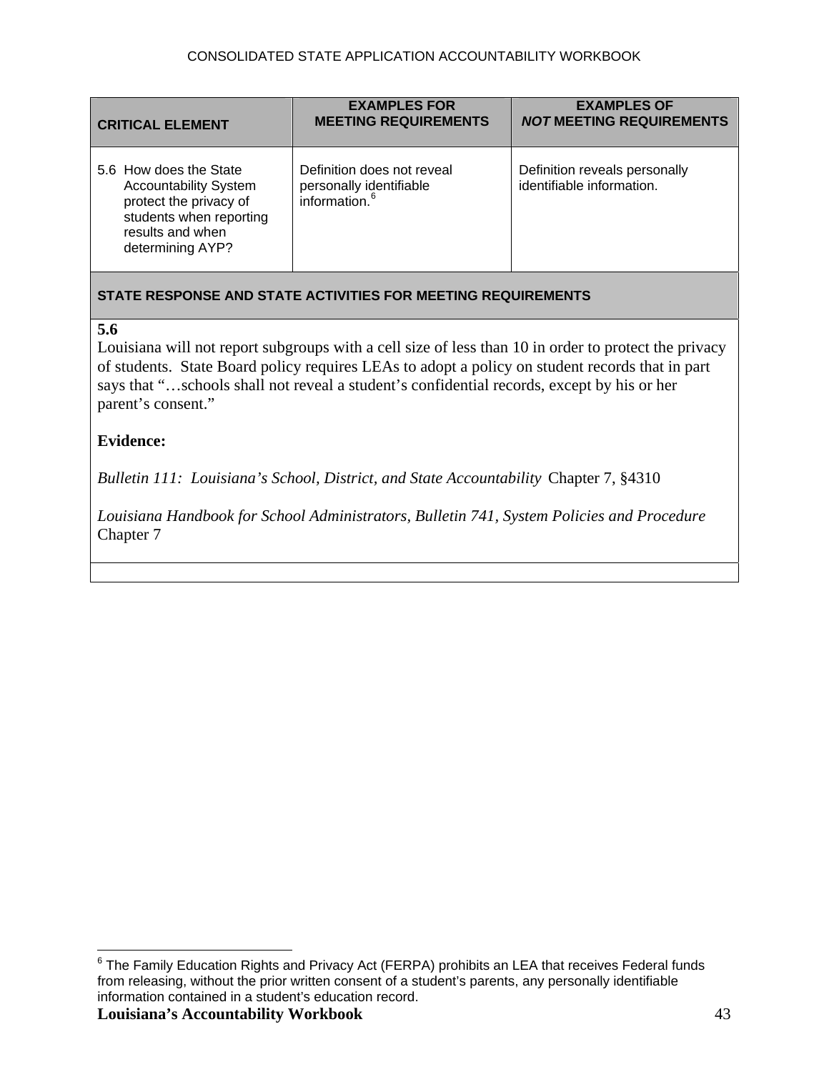| CRITICAL ELEMENT | EXAMPLES FOR MEETING REQUIREMENTS | EXAMPLES OF *NOT* MEETING REQUIREMENTS |
|---|---|---|
| 5.6 How does the State Accountability System protect the privacy of students when reporting results and when determining AYP? | Definition does not reveal personally identifiable information.[6] | Definition reveals personally identifiable information. |

**STATE RESPONSE AND STATE ACTIVITIES FOR MEETING REQUIREMENTS**

**5.6**

Louisiana will not report subgroups with a cell size of less than 10 in order to protect the privacy of students. State Board policy requires LEAs to adopt a policy on student records that in part says that "…schools shall not reveal a student's confidential records, except by his or her parent's consent."

**Evidence:**

*Bulletin 111: Louisiana's School, District, and State Accountability* Chapter 7, §4310

*Louisiana Handbook for School Administrators, Bulletin 741, System Policies and Procedure* Chapter 7

---

[6] The Family Education Rights and Privacy Act (FERPA) prohibits an LEA that receives Federal funds from releasing, without the prior written consent of a student's parents, any personally identifiable information contained in a student's education record.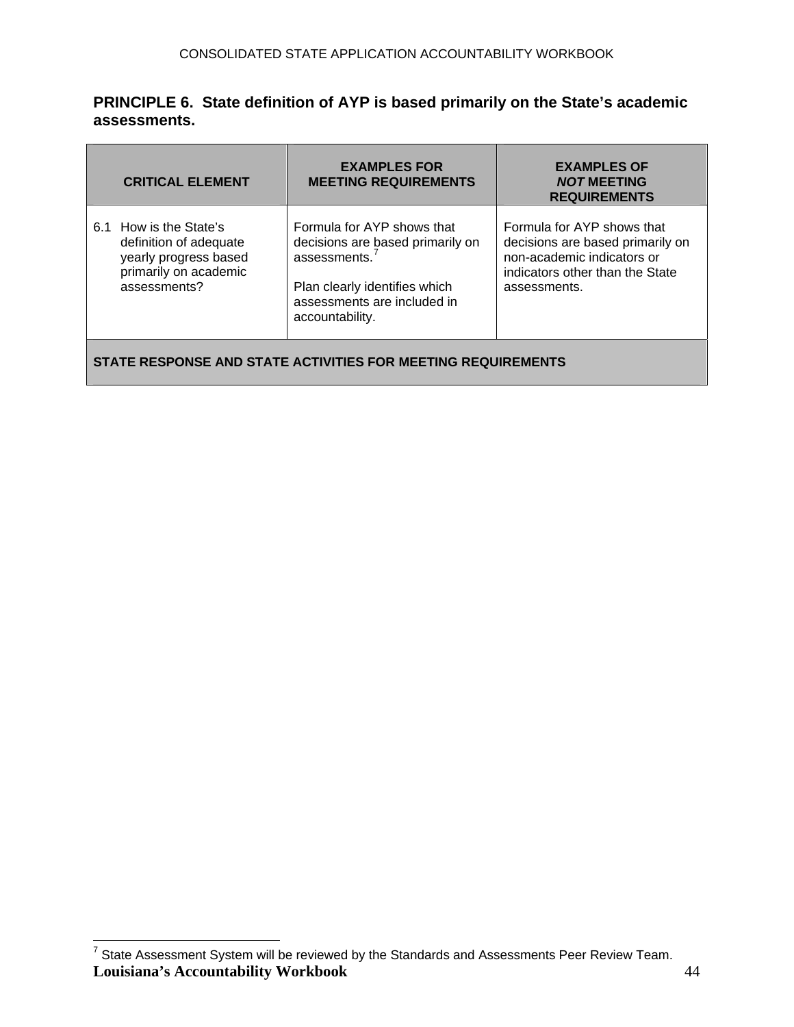**PRINCIPLE 6. State definition of AYP is based primarily on the State's academic assessments.**

| CRITICAL ELEMENT | EXAMPLES FOR MEETING REQUIREMENTS | EXAMPLES OF *NOT* MEETING REQUIREMENTS |
|---|---|---|
| 6.1 How is the State's definition of adequate yearly progress based primarily on academic assessments? | Formula for AYP shows that decisions are based primarily on assessments.[7]<br><br>Plan clearly identifies which assessments are included in accountability. | Formula for AYP shows that decisions are based primarily on non-academic indicators or indicators other than the State assessments. |
| **STATE RESPONSE AND STATE ACTIVITIES FOR MEETING REQUIREMENTS** | | |

[7] State Assessment System will be reviewed by the Standards and Assessments Peer Review Team.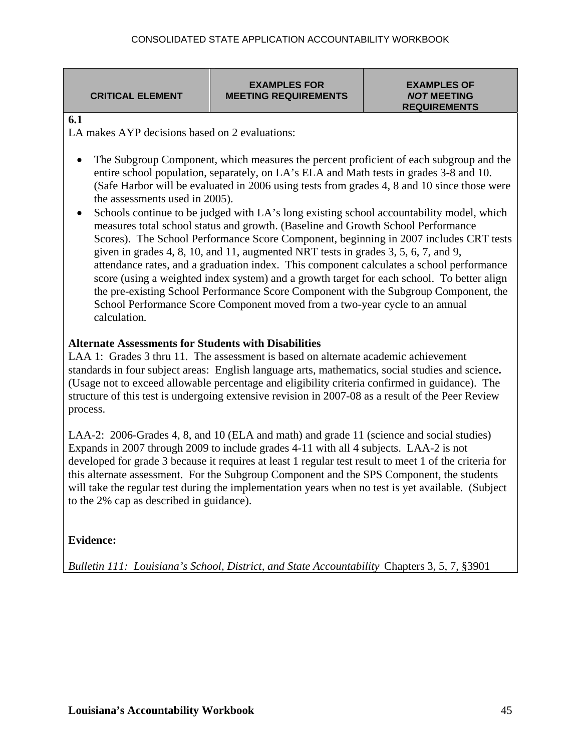| CRITICAL ELEMENT | EXAMPLES FOR MEETING REQUIREMENTS | EXAMPLES OF *NOT* MEETING REQUIREMENTS |
|---|---|---|

**6.1**

LA makes AYP decisions based on 2 evaluations:

- The Subgroup Component, which measures the percent proficient of each subgroup and the entire school population, separately, on LA's ELA and Math tests in grades 3-8 and 10. (Safe Harbor will be evaluated in 2006 using tests from grades 4, 8 and 10 since those were the assessments used in 2005).
- Schools continue to be judged with LA's long existing school accountability model, which measures total school status and growth. (Baseline and Growth School Performance Scores). The School Performance Score Component, beginning in 2007 includes CRT tests given in grades 4, 8, 10, and 11, augmented NRT tests in grades 3, 5, 6, 7, and 9, attendance rates, and a graduation index. This component calculates a school performance score (using a weighted index system) and a growth target for each school. To better align the pre-existing School Performance Score Component with the Subgroup Component, the School Performance Score Component moved from a two-year cycle to an annual calculation.

**Alternate Assessments for Students with Disabilities**

LAA 1: Grades 3 thru 11. The assessment is based on alternate academic achievement standards in four subject areas: English language arts, mathematics, social studies and science**.** (Usage not to exceed allowable percentage and eligibility criteria confirmed in guidance). The structure of this test is undergoing extensive revision in 2007-08 as a result of the Peer Review process.

LAA-2: 2006-Grades 4, 8, and 10 (ELA and math) and grade 11 (science and social studies) Expands in 2007 through 2009 to include grades 4-11 with all 4 subjects. LAA-2 is not developed for grade 3 because it requires at least 1 regular test result to meet 1 of the criteria for this alternate assessment. For the Subgroup Component and the SPS Component, the students will take the regular test during the implementation years when no test is yet available. (Subject to the 2% cap as described in guidance).

**Evidence:**

*Bulletin 111: Louisiana's School, District, and State Accountability* Chapters 3, 5, 7, §3901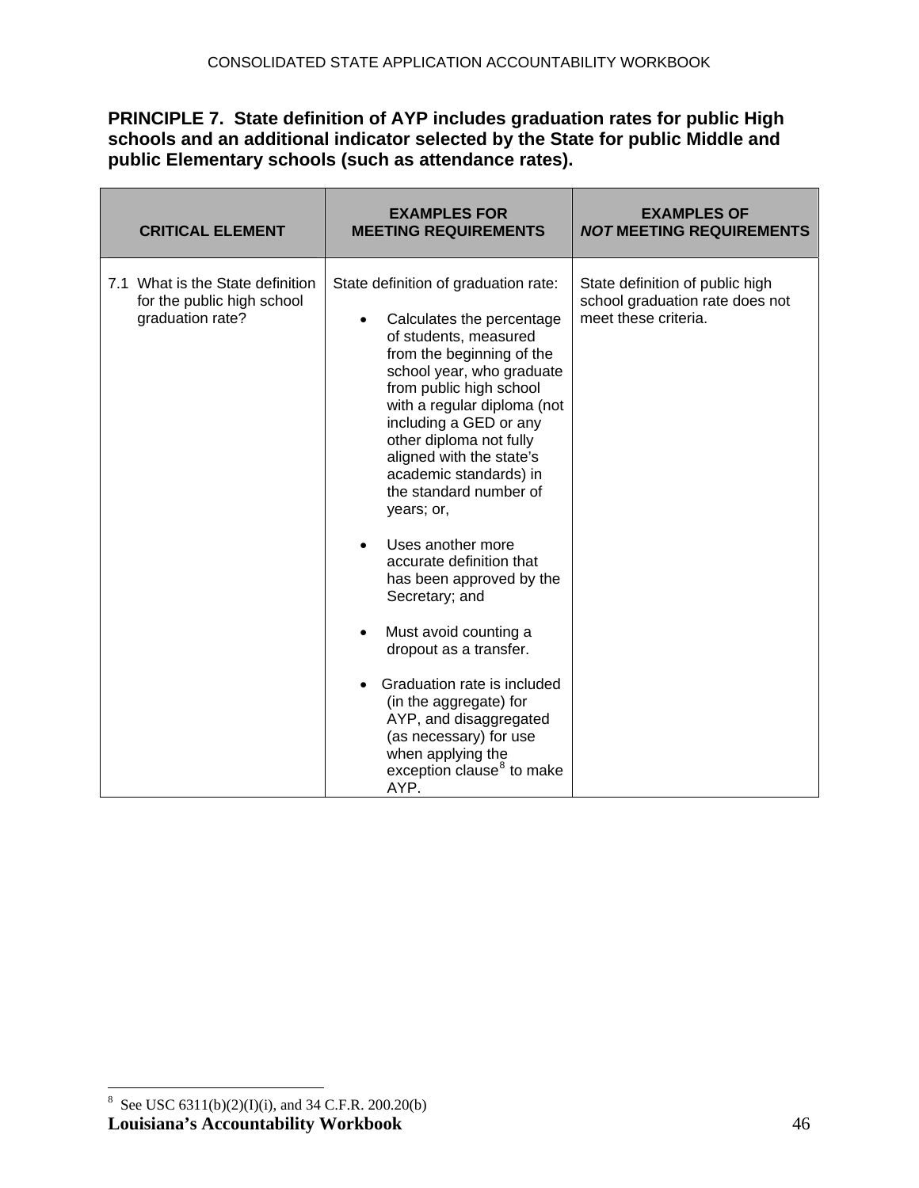**PRINCIPLE 7. State definition of AYP includes graduation rates for public High schools and an additional indicator selected by the State for public Middle and public Elementary schools (such as attendance rates).**

| CRITICAL ELEMENT | EXAMPLES FOR MEETING REQUIREMENTS | EXAMPLES OF *NOT* MEETING REQUIREMENTS |
|---|---|---|
| 7.1 What is the State definition for the public high school graduation rate? | State definition of graduation rate:<br><br>• Calculates the percentage of students, measured from the beginning of the school year, who graduate from public high school with a regular diploma (not including a GED or any other diploma not fully aligned with the state's academic standards) in the standard number of years; or,<br><br>• Uses another more accurate definition that has been approved by the Secretary; and<br><br>• Must avoid counting a dropout as a transfer.<br><br>• Graduation rate is included (in the aggregate) for AYP, and disaggregated (as necessary) for use when applying the exception clause[8] to make AYP. | State definition of public high school graduation rate does not meet these criteria. |

[8] See USC 6311(b)(2)(I)(i), and 34 C.F.R. 200.20(b)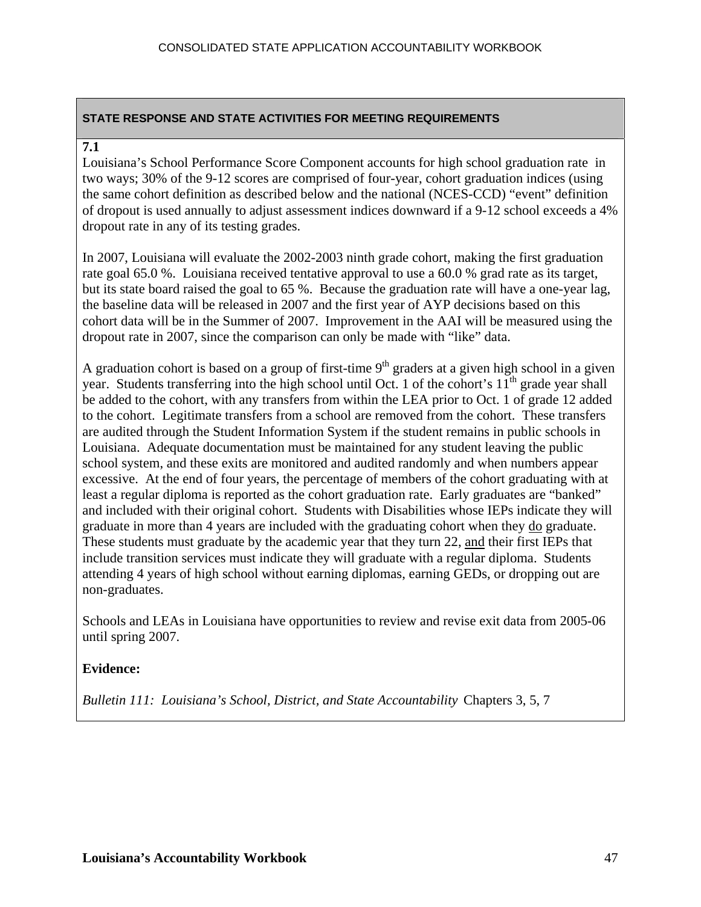**STATE RESPONSE AND STATE ACTIVITIES FOR MEETING REQUIREMENTS**

**7.1**

Louisiana's School Performance Score Component accounts for high school graduation rate in two ways; 30% of the 9-12 scores are comprised of four-year, cohort graduation indices (using the same cohort definition as described below and the national (NCES-CCD) "event" definition of dropout is used annually to adjust assessment indices downward if a 9-12 school exceeds a 4% dropout rate in any of its testing grades.

In 2007, Louisiana will evaluate the 2002-2003 ninth grade cohort, making the first graduation rate goal 65.0 %. Louisiana received tentative approval to use a 60.0 % grad rate as its target, but its state board raised the goal to 65 %. Because the graduation rate will have a one-year lag, the baseline data will be released in 2007 and the first year of AYP decisions based on this cohort data will be in the Summer of 2007. Improvement in the AAI will be measured using the dropout rate in 2007, since the comparison can only be made with "like" data.

A graduation cohort is based on a group of first-time 9th graders at a given high school in a given year. Students transferring into the high school until Oct. 1 of the cohort's 11th grade year shall be added to the cohort, with any transfers from within the LEA prior to Oct. 1 of grade 12 added to the cohort. Legitimate transfers from a school are removed from the cohort. These transfers are audited through the Student Information System if the student remains in public schools in Louisiana. Adequate documentation must be maintained for any student leaving the public school system, and these exits are monitored and audited randomly and when numbers appear excessive. At the end of four years, the percentage of members of the cohort graduating with at least a regular diploma is reported as the cohort graduation rate. Early graduates are "banked" and included with their original cohort. Students with Disabilities whose IEPs indicate they will graduate in more than 4 years are included with the graduating cohort when they <u>do</u> graduate. These students must graduate by the academic year that they turn 22, <u>and</u> their first IEPs that include transition services must indicate they will graduate with a regular diploma. Students attending 4 years of high school without earning diplomas, earning GEDs, or dropping out are non-graduates.

Schools and LEAs in Louisiana have opportunities to review and revise exit data from 2005-06 until spring 2007.

**Evidence:**

*Bulletin 111: Louisiana's School, District, and State Accountability* Chapters 3, 5, 7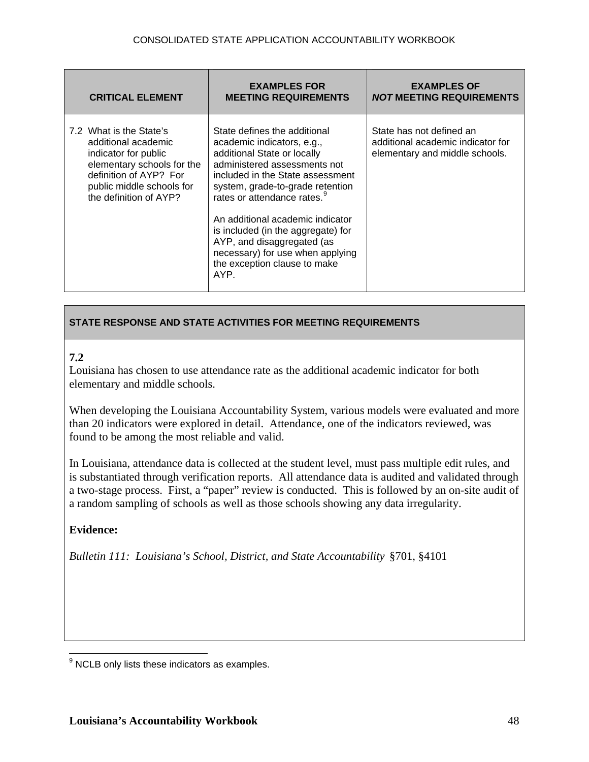| CRITICAL ELEMENT | EXAMPLES FOR MEETING REQUIREMENTS | EXAMPLES OF *NOT* MEETING REQUIREMENTS |
|---|---|---|
| 7.2 What is the State's additional academic indicator for public elementary schools for the definition of AYP? For public middle schools for the definition of AYP? | State defines the additional academic indicators, e.g., additional State or locally administered assessments not included in the State assessment system, grade-to-grade retention rates or attendance rates.[9]<br><br>An additional academic indicator is included (in the aggregate) for AYP, and disaggregated (as necessary) for use when applying the exception clause to make AYP. | State has not defined an additional academic indicator for elementary and middle schools. |

**STATE RESPONSE AND STATE ACTIVITIES FOR MEETING REQUIREMENTS**

**7.2**

Louisiana has chosen to use attendance rate as the additional academic indicator for both elementary and middle schools.

When developing the Louisiana Accountability System, various models were evaluated and more than 20 indicators were explored in detail. Attendance, one of the indicators reviewed, was found to be among the most reliable and valid.

In Louisiana, attendance data is collected at the student level, must pass multiple edit rules, and is substantiated through verification reports. All attendance data is audited and validated through a two-stage process. First, a "paper" review is conducted. This is followed by an on-site audit of a random sampling of schools as well as those schools showing any data irregularity.

**Evidence:**

*Bulletin 111: Louisiana's School, District, and State Accountability* §701, §4101

[9] NCLB only lists these indicators as examples.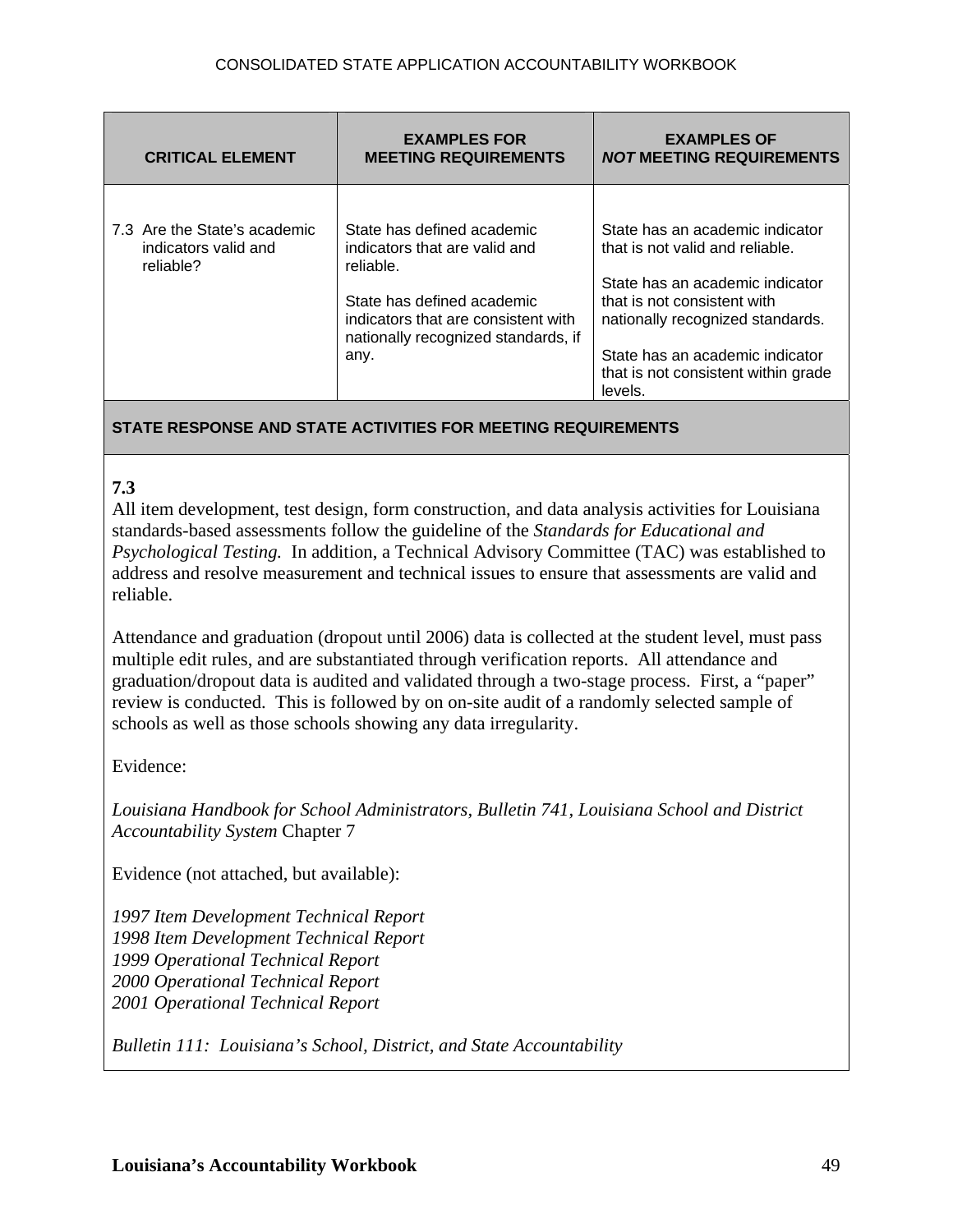| CRITICAL ELEMENT | EXAMPLES FOR MEETING REQUIREMENTS | EXAMPLES OF *NOT* MEETING REQUIREMENTS |
|---|---|---|
| 7.3 Are the State's academic indicators valid and reliable? | State has defined academic indicators that are valid and reliable.<br><br>State has defined academic indicators that are consistent with nationally recognized standards, if any. | State has an academic indicator that is not valid and reliable.<br><br>State has an academic indicator that is not consistent with nationally recognized standards.<br><br>State has an academic indicator that is not consistent within grade levels. |

**STATE RESPONSE AND STATE ACTIVITIES FOR MEETING REQUIREMENTS**

**7.3**
All item development, test design, form construction, and data analysis activities for Louisiana standards-based assessments follow the guideline of the *Standards for Educational and Psychological Testing.* In addition, a Technical Advisory Committee (TAC) was established to address and resolve measurement and technical issues to ensure that assessments are valid and reliable.

Attendance and graduation (dropout until 2006) data is collected at the student level, must pass multiple edit rules, and are substantiated through verification reports. All attendance and graduation/dropout data is audited and validated through a two-stage process. First, a "paper" review is conducted. This is followed by on on-site audit of a randomly selected sample of schools as well as those schools showing any data irregularity.

Evidence:

*Louisiana Handbook for School Administrators, Bulletin 741, Louisiana School and District Accountability System* Chapter 7

Evidence (not attached, but available):

*1997 Item Development Technical Report*
*1998 Item Development Technical Report*
*1999 Operational Technical Report*
*2000 Operational Technical Report*
*2001 Operational Technical Report*

*Bulletin 111: Louisiana's School, District, and State Accountability*

**Louisiana's Accountability Workbook**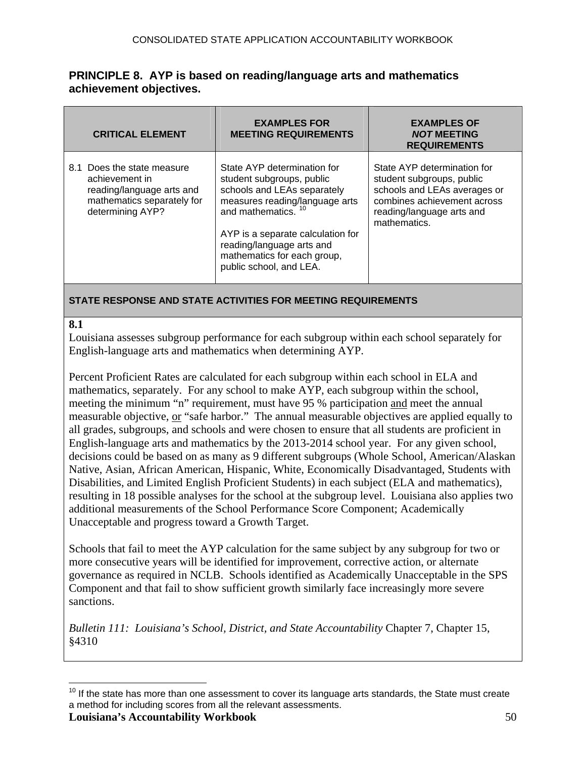## PRINCIPLE 8. AYP is based on reading/language arts and mathematics achievement objectives.

| CRITICAL ELEMENT | EXAMPLES FOR MEETING REQUIREMENTS | EXAMPLES OF *NOT* MEETING REQUIREMENTS |
|---|---|---|
| 8.1 Does the state measure achievement in reading/language arts and mathematics separately for determining AYP? | State AYP determination for student subgroups, public schools and LEAs separately measures reading/language arts and mathematics.[10]<br><br>AYP is a separate calculation for reading/language arts and mathematics for each group, public school, and LEA. | State AYP determination for student subgroups, public schools and LEAs averages or combines achievement across reading/language arts and mathematics. |

**STATE RESPONSE AND STATE ACTIVITIES FOR MEETING REQUIREMENTS**

**8.1**

Louisiana assesses subgroup performance for each subgroup within each school separately for English-language arts and mathematics when determining AYP.

Percent Proficient Rates are calculated for each subgroup within each school in ELA and mathematics, separately. For any school to make AYP, each subgroup within the school, meeting the minimum "n" requirement, must have 95 % participation <u>and</u> meet the annual measurable objective, <u>or</u> "safe harbor." The annual measurable objectives are applied equally to all grades, subgroups, and schools and were chosen to ensure that all students are proficient in English-language arts and mathematics by the 2013-2014 school year. For any given school, decisions could be based on as many as 9 different subgroups (Whole School, American/Alaskan Native, Asian, African American, Hispanic, White, Economically Disadvantaged, Students with Disabilities, and Limited English Proficient Students) in each subject (ELA and mathematics), resulting in 18 possible analyses for the school at the subgroup level. Louisiana also applies two additional measurements of the School Performance Score Component; Academically Unacceptable and progress toward a Growth Target.

Schools that fail to meet the AYP calculation for the same subject by any subgroup for two or more consecutive years will be identified for improvement, corrective action, or alternate governance as required in NCLB. Schools identified as Academically Unacceptable in the SPS Component and that fail to show sufficient growth similarly face increasingly more severe sanctions.

*Bulletin 111: Louisiana's School, District, and State Accountability* Chapter 7, Chapter 15, §4310

---

[10] If the state has more than one assessment to cover its language arts standards, the State must create a method for including scores from all the relevant assessments.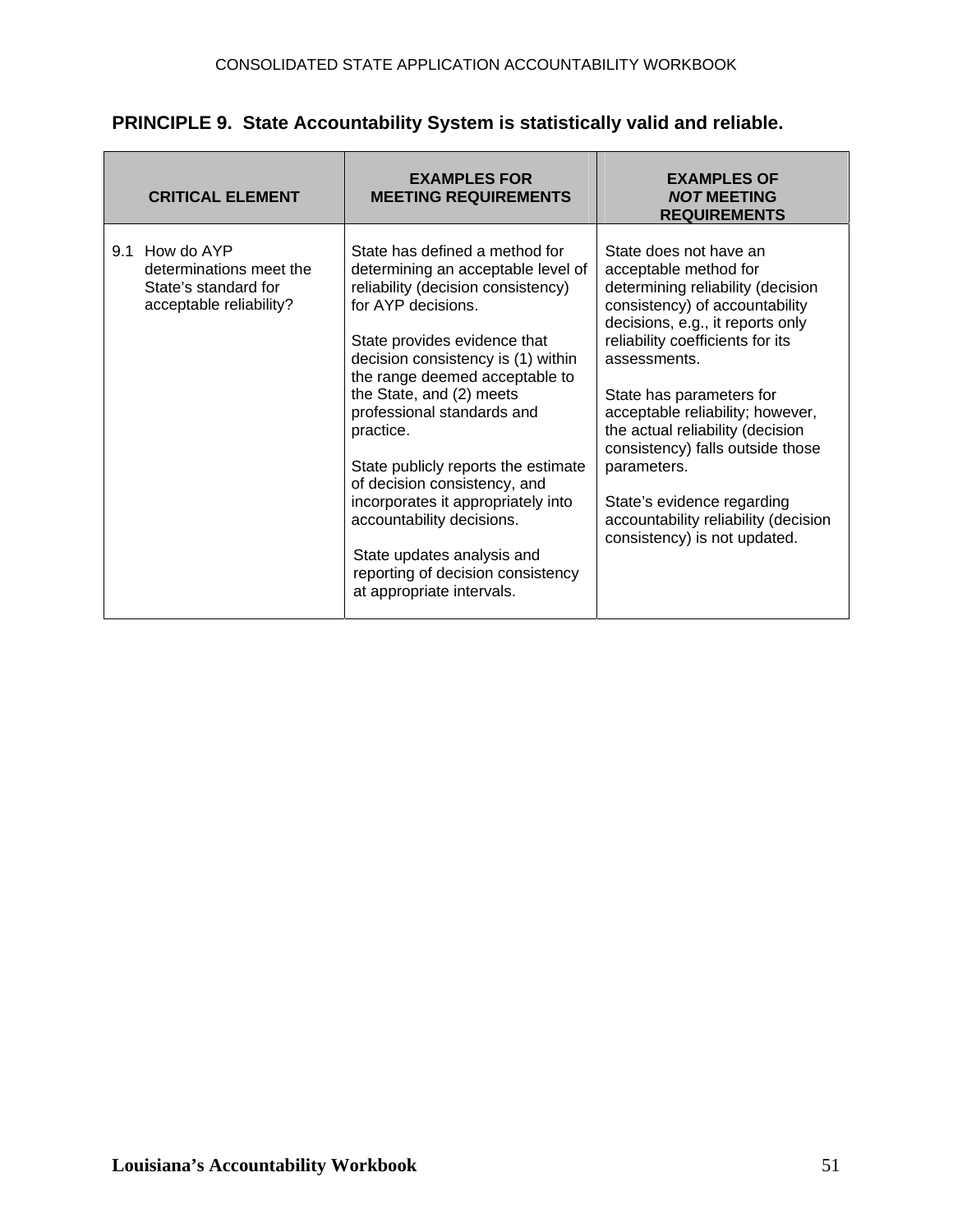## PRINCIPLE 9. State Accountability System is statistically valid and reliable.

| CRITICAL ELEMENT | EXAMPLES FOR MEETING REQUIREMENTS | EXAMPLES OF *NOT* MEETING REQUIREMENTS |
|---|---|---|
| 9.1 How do AYP determinations meet the State's standard for acceptable reliability? | State has defined a method for determining an acceptable level of reliability (decision consistency) for AYP decisions.<br><br>State provides evidence that decision consistency is (1) within the range deemed acceptable to the State, and (2) meets professional standards and practice.<br><br>State publicly reports the estimate of decision consistency, and incorporates it appropriately into accountability decisions.<br><br>State updates analysis and reporting of decision consistency at appropriate intervals. | State does not have an acceptable method for determining reliability (decision consistency) of accountability decisions, e.g., it reports only reliability coefficients for its assessments.<br><br>State has parameters for acceptable reliability; however, the actual reliability (decision consistency) falls outside those parameters.<br><br>State's evidence regarding accountability reliability (decision consistency) is not updated. |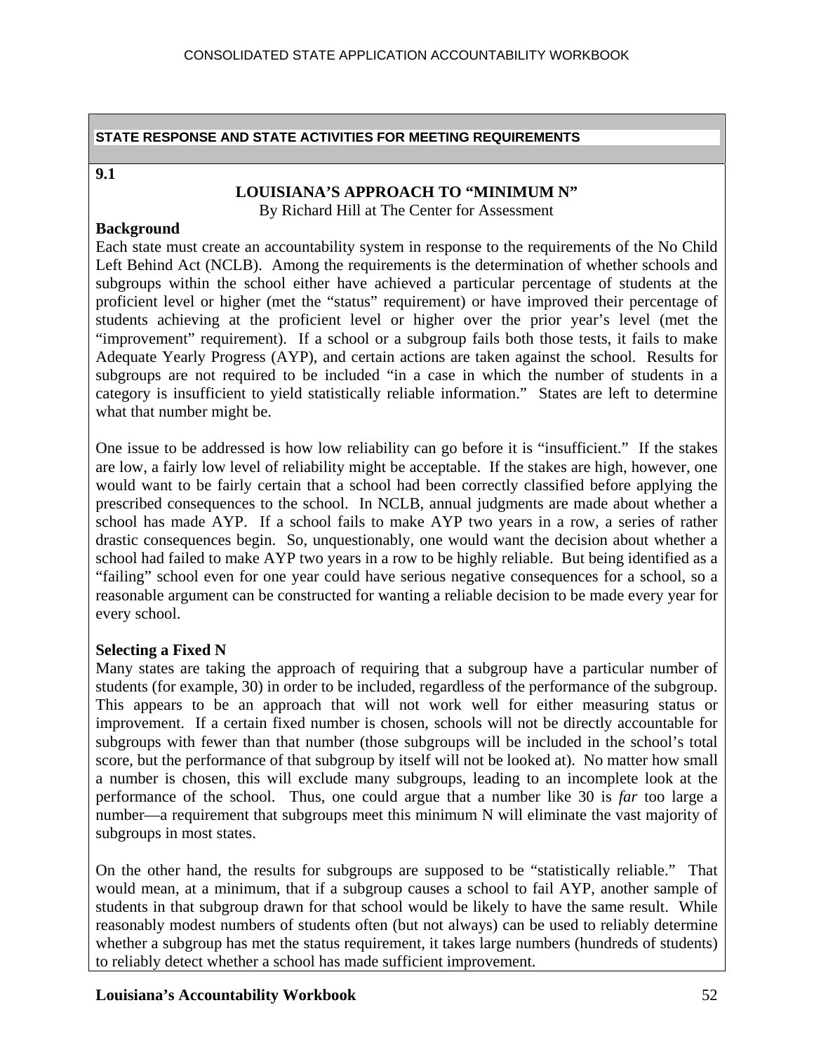**STATE RESPONSE AND STATE ACTIVITIES FOR MEETING REQUIREMENTS**

**9.1**

## LOUISIANA'S APPROACH TO "MINIMUM N"

By Richard Hill at The Center for Assessment

### Background

Each state must create an accountability system in response to the requirements of the No Child Left Behind Act (NCLB). Among the requirements is the determination of whether schools and subgroups within the school either have achieved a particular percentage of students at the proficient level or higher (met the "status" requirement) or have improved their percentage of students achieving at the proficient level or higher over the prior year's level (met the "improvement" requirement). If a school or a subgroup fails both those tests, it fails to make Adequate Yearly Progress (AYP), and certain actions are taken against the school. Results for subgroups are not required to be included "in a case in which the number of students in a category is insufficient to yield statistically reliable information." States are left to determine what that number might be.

One issue to be addressed is how low reliability can go before it is "insufficient." If the stakes are low, a fairly low level of reliability might be acceptable. If the stakes are high, however, one would want to be fairly certain that a school had been correctly classified before applying the prescribed consequences to the school. In NCLB, annual judgments are made about whether a school has made AYP. If a school fails to make AYP two years in a row, a series of rather drastic consequences begin. So, unquestionably, one would want the decision about whether a school had failed to make AYP two years in a row to be highly reliable. But being identified as a "failing" school even for one year could have serious negative consequences for a school, so a reasonable argument can be constructed for wanting a reliable decision to be made every year for every school.

### Selecting a Fixed N

Many states are taking the approach of requiring that a subgroup have a particular number of students (for example, 30) in order to be included, regardless of the performance of the subgroup. This appears to be an approach that will not work well for either measuring status or improvement. If a certain fixed number is chosen, schools will not be directly accountable for subgroups with fewer than that number (those subgroups will be included in the school's total score, but the performance of that subgroup by itself will not be looked at). No matter how small a number is chosen, this will exclude many subgroups, leading to an incomplete look at the performance of the school. Thus, one could argue that a number like 30 is *far* too large a number—a requirement that subgroups meet this minimum N will eliminate the vast majority of subgroups in most states.

On the other hand, the results for subgroups are supposed to be "statistically reliable." That would mean, at a minimum, that if a subgroup causes a school to fail AYP, another sample of students in that subgroup drawn for that school would be likely to have the same result. While reasonably modest numbers of students often (but not always) can be used to reliably determine whether a subgroup has met the status requirement, it takes large numbers (hundreds of students) to reliably detect whether a school has made sufficient improvement.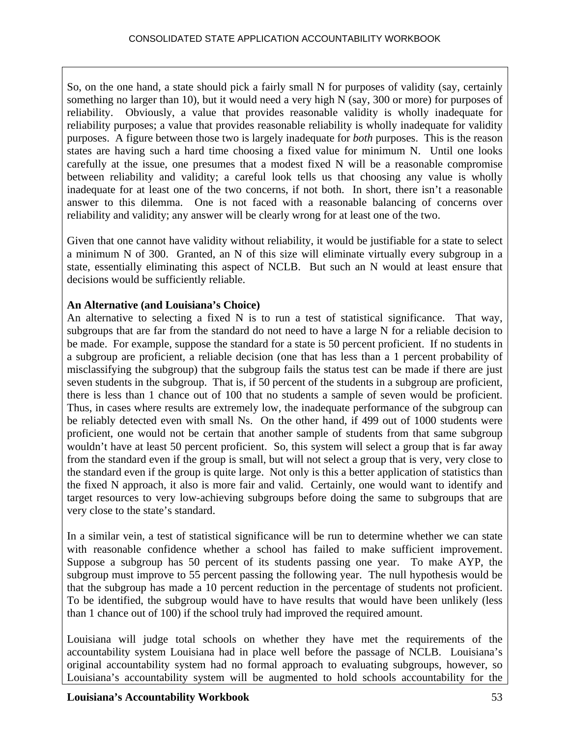So, on the one hand, a state should pick a fairly small N for purposes of validity (say, certainly something no larger than 10), but it would need a very high N (say, 300 or more) for purposes of reliability. Obviously, a value that provides reasonable validity is wholly inadequate for reliability purposes; a value that provides reasonable reliability is wholly inadequate for validity purposes. A figure between those two is largely inadequate for *both* purposes. This is the reason states are having such a hard time choosing a fixed value for minimum N. Until one looks carefully at the issue, one presumes that a modest fixed N will be a reasonable compromise between reliability and validity; a careful look tells us that choosing any value is wholly inadequate for at least one of the two concerns, if not both. In short, there isn't a reasonable answer to this dilemma. One is not faced with a reasonable balancing of concerns over reliability and validity; any answer will be clearly wrong for at least one of the two.

Given that one cannot have validity without reliability, it would be justifiable for a state to select a minimum N of 300. Granted, an N of this size will eliminate virtually every subgroup in a state, essentially eliminating this aspect of NCLB. But such an N would at least ensure that decisions would be sufficiently reliable.

**An Alternative (and Louisiana's Choice)**

An alternative to selecting a fixed N is to run a test of statistical significance. That way, subgroups that are far from the standard do not need to have a large N for a reliable decision to be made. For example, suppose the standard for a state is 50 percent proficient. If no students in a subgroup are proficient, a reliable decision (one that has less than a 1 percent probability of misclassifying the subgroup) that the subgroup fails the status test can be made if there are just seven students in the subgroup. That is, if 50 percent of the students in a subgroup are proficient, there is less than 1 chance out of 100 that no students a sample of seven would be proficient. Thus, in cases where results are extremely low, the inadequate performance of the subgroup can be reliably detected even with small Ns. On the other hand, if 499 out of 1000 students were proficient, one would not be certain that another sample of students from that same subgroup wouldn't have at least 50 percent proficient. So, this system will select a group that is far away from the standard even if the group is small, but will not select a group that is very, very close to the standard even if the group is quite large. Not only is this a better application of statistics than the fixed N approach, it also is more fair and valid. Certainly, one would want to identify and target resources to very low-achieving subgroups before doing the same to subgroups that are very close to the state's standard.

In a similar vein, a test of statistical significance will be run to determine whether we can state with reasonable confidence whether a school has failed to make sufficient improvement. Suppose a subgroup has 50 percent of its students passing one year. To make AYP, the subgroup must improve to 55 percent passing the following year. The null hypothesis would be that the subgroup has made a 10 percent reduction in the percentage of students not proficient. To be identified, the subgroup would have to have results that would have been unlikely (less than 1 chance out of 100) if the school truly had improved the required amount.

Louisiana will judge total schools on whether they have met the requirements of the accountability system Louisiana had in place well before the passage of NCLB. Louisiana's original accountability system had no formal approach to evaluating subgroups, however, so Louisiana's accountability system will be augmented to hold schools accountability for the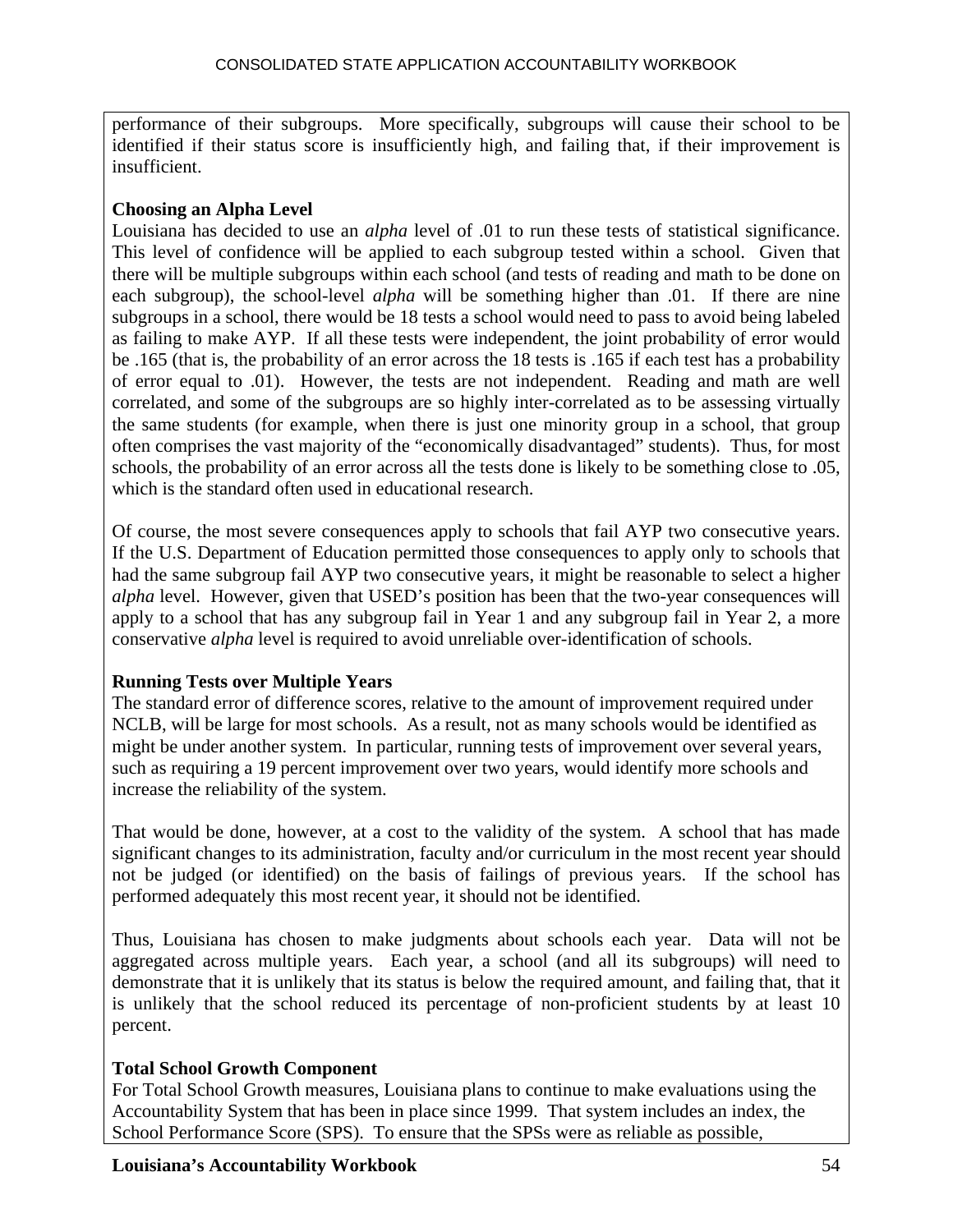performance of their subgroups. More specifically, subgroups will cause their school to be identified if their status score is insufficiently high, and failing that, if their improvement is insufficient.

**Choosing an Alpha Level**

Louisiana has decided to use an *alpha* level of .01 to run these tests of statistical significance. This level of confidence will be applied to each subgroup tested within a school. Given that there will be multiple subgroups within each school (and tests of reading and math to be done on each subgroup), the school-level *alpha* will be something higher than .01. If there are nine subgroups in a school, there would be 18 tests a school would need to pass to avoid being labeled as failing to make AYP. If all these tests were independent, the joint probability of error would be .165 (that is, the probability of an error across the 18 tests is .165 if each test has a probability of error equal to .01). However, the tests are not independent. Reading and math are well correlated, and some of the subgroups are so highly inter-correlated as to be assessing virtually the same students (for example, when there is just one minority group in a school, that group often comprises the vast majority of the "economically disadvantaged" students). Thus, for most schools, the probability of an error across all the tests done is likely to be something close to .05, which is the standard often used in educational research.

Of course, the most severe consequences apply to schools that fail AYP two consecutive years. If the U.S. Department of Education permitted those consequences to apply only to schools that had the same subgroup fail AYP two consecutive years, it might be reasonable to select a higher *alpha* level. However, given that USED's position has been that the two-year consequences will apply to a school that has any subgroup fail in Year 1 and any subgroup fail in Year 2, a more conservative *alpha* level is required to avoid unreliable over-identification of schools.

**Running Tests over Multiple Years**

The standard error of difference scores, relative to the amount of improvement required under NCLB, will be large for most schools. As a result, not as many schools would be identified as might be under another system. In particular, running tests of improvement over several years, such as requiring a 19 percent improvement over two years, would identify more schools and increase the reliability of the system.

That would be done, however, at a cost to the validity of the system. A school that has made significant changes to its administration, faculty and/or curriculum in the most recent year should not be judged (or identified) on the basis of failings of previous years. If the school has performed adequately this most recent year, it should not be identified.

Thus, Louisiana has chosen to make judgments about schools each year. Data will not be aggregated across multiple years. Each year, a school (and all its subgroups) will need to demonstrate that it is unlikely that its status is below the required amount, and failing that, that it is unlikely that the school reduced its percentage of non-proficient students by at least 10 percent.

**Total School Growth Component**

For Total School Growth measures, Louisiana plans to continue to make evaluations using the Accountability System that has been in place since 1999. That system includes an index, the School Performance Score (SPS). To ensure that the SPSs were as reliable as possible,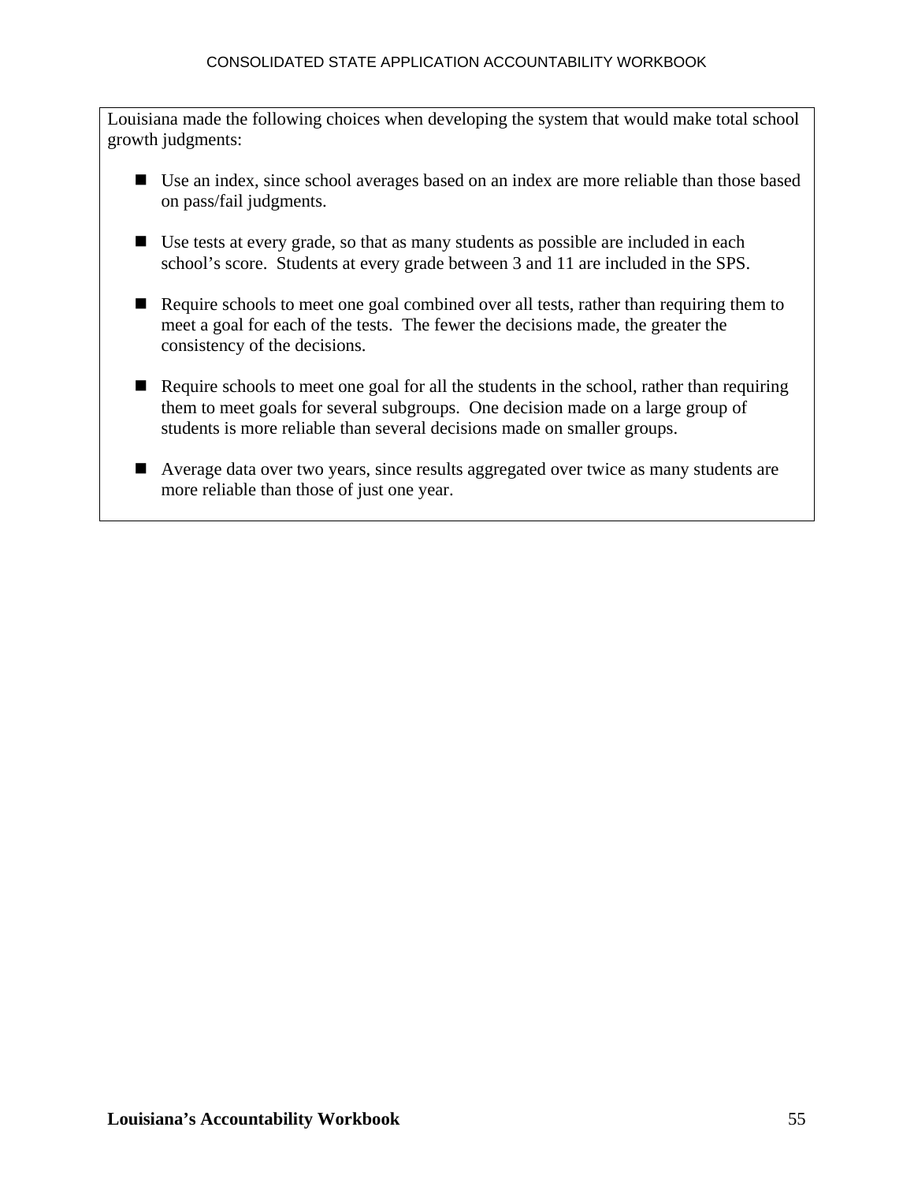Louisiana made the following choices when developing the system that would make total school growth judgments:

- Use an index, since school averages based on an index are more reliable than those based on pass/fail judgments.
- Use tests at every grade, so that as many students as possible are included in each school's score. Students at every grade between 3 and 11 are included in the SPS.
- Require schools to meet one goal combined over all tests, rather than requiring them to meet a goal for each of the tests. The fewer the decisions made, the greater the consistency of the decisions.
- Require schools to meet one goal for all the students in the school, rather than requiring them to meet goals for several subgroups. One decision made on a large group of students is more reliable than several decisions made on smaller groups.
- Average data over two years, since results aggregated over twice as many students are more reliable than those of just one year.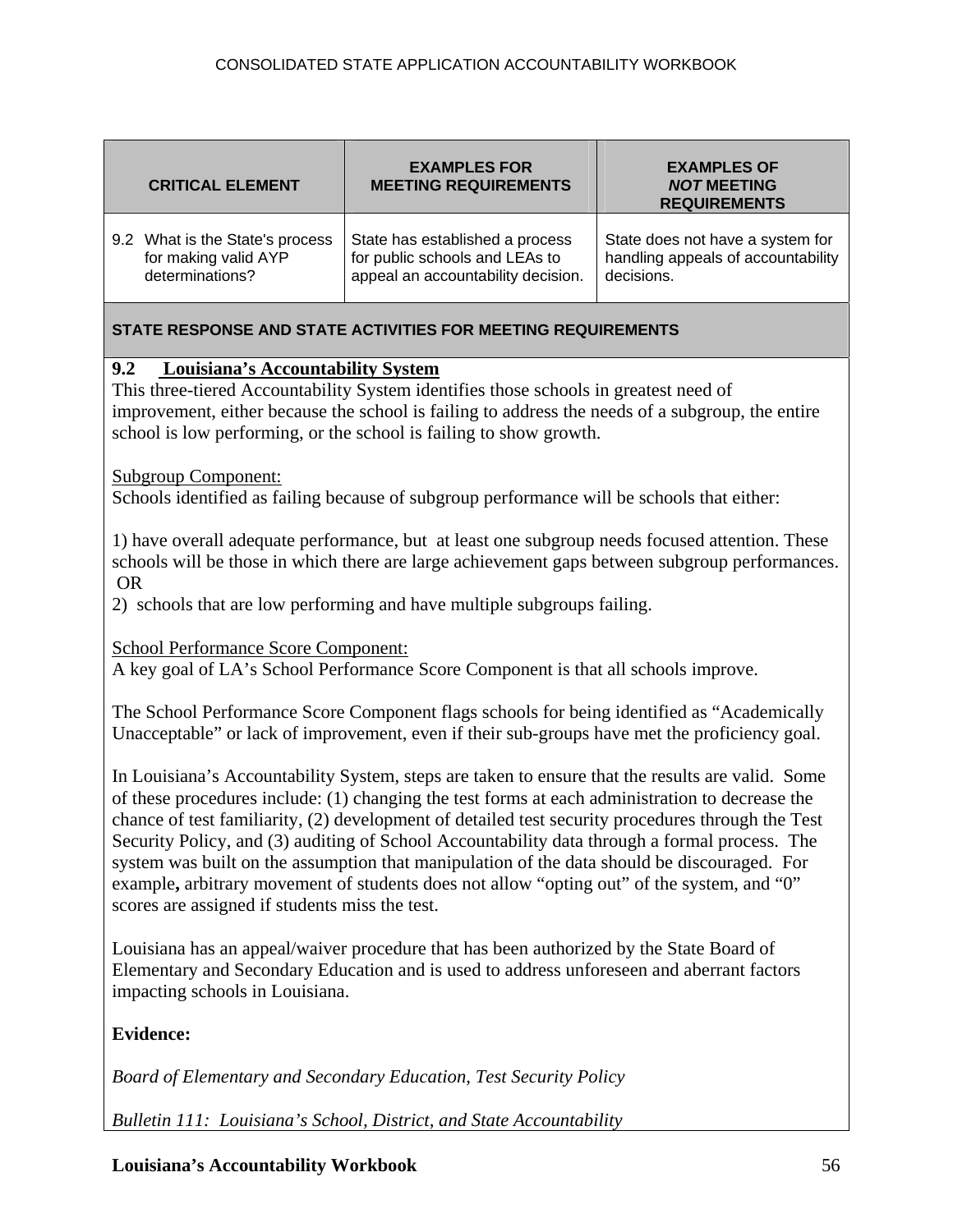| CRITICAL ELEMENT | EXAMPLES FOR MEETING REQUIREMENTS | EXAMPLES OF *NOT* MEETING REQUIREMENTS |
|---|---|---|
| 9.2 What is the State's process for making valid AYP determinations? | State has established a process for public schools and LEAs to appeal an accountability decision. | State does not have a system for handling appeals of accountability decisions. |

**STATE RESPONSE AND STATE ACTIVITIES FOR MEETING REQUIREMENTS**

**9.2 Louisiana's Accountability System**

This three-tiered Accountability System identifies those schools in greatest need of improvement, either because the school is failing to address the needs of a subgroup, the entire school is low performing, or the school is failing to show growth.

Subgroup Component:

Schools identified as failing because of subgroup performance will be schools that either:

1) have overall adequate performance, but at least one subgroup needs focused attention. These schools will be those in which there are large achievement gaps between subgroup performances. OR

2) schools that are low performing and have multiple subgroups failing.

School Performance Score Component:

A key goal of LA's School Performance Score Component is that all schools improve.

The School Performance Score Component flags schools for being identified as "Academically Unacceptable" or lack of improvement, even if their sub-groups have met the proficiency goal.

In Louisiana's Accountability System, steps are taken to ensure that the results are valid. Some of these procedures include: (1) changing the test forms at each administration to decrease the chance of test familiarity, (2) development of detailed test security procedures through the Test Security Policy, and (3) auditing of School Accountability data through a formal process. The system was built on the assumption that manipulation of the data should be discouraged. For example**,** arbitrary movement of students does not allow "opting out" of the system, and "0" scores are assigned if students miss the test.

Louisiana has an appeal/waiver procedure that has been authorized by the State Board of Elementary and Secondary Education and is used to address unforeseen and aberrant factors impacting schools in Louisiana.

**Evidence:**

*Board of Elementary and Secondary Education, Test Security Policy*

*Bulletin 111: Louisiana's School, District, and State Accountability*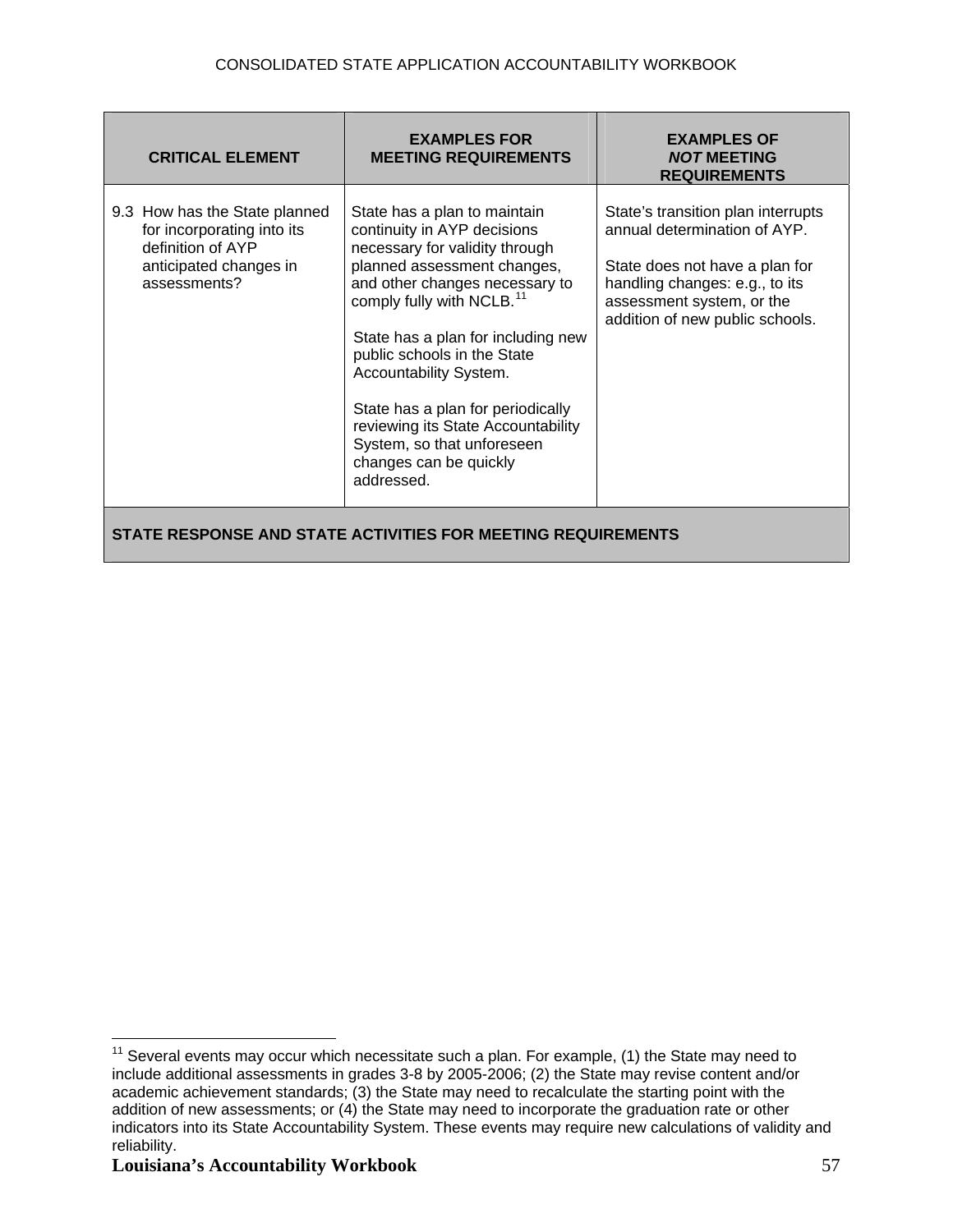| CRITICAL ELEMENT | EXAMPLES FOR MEETING REQUIREMENTS | EXAMPLES OF *NOT* MEETING REQUIREMENTS |
|---|---|---|
| 9.3 How has the State planned for incorporating into its definition of AYP anticipated changes in assessments? | State has a plan to maintain continuity in AYP decisions necessary for validity through planned assessment changes, and other changes necessary to comply fully with NCLB.[11]<br><br>State has a plan for including new public schools in the State Accountability System.<br><br>State has a plan for periodically reviewing its State Accountability System, so that unforeseen changes can be quickly addressed. | State's transition plan interrupts annual determination of AYP.<br><br>State does not have a plan for handling changes: e.g., to its assessment system, or the addition of new public schools. |

**STATE RESPONSE AND STATE ACTIVITIES FOR MEETING REQUIREMENTS**

[11] Several events may occur which necessitate such a plan. For example, (1) the State may need to include additional assessments in grades 3-8 by 2005-2006; (2) the State may revise content and/or academic achievement standards; (3) the State may need to recalculate the starting point with the addition of new assessments; or (4) the State may need to incorporate the graduation rate or other indicators into its State Accountability System. These events may require new calculations of validity and reliability.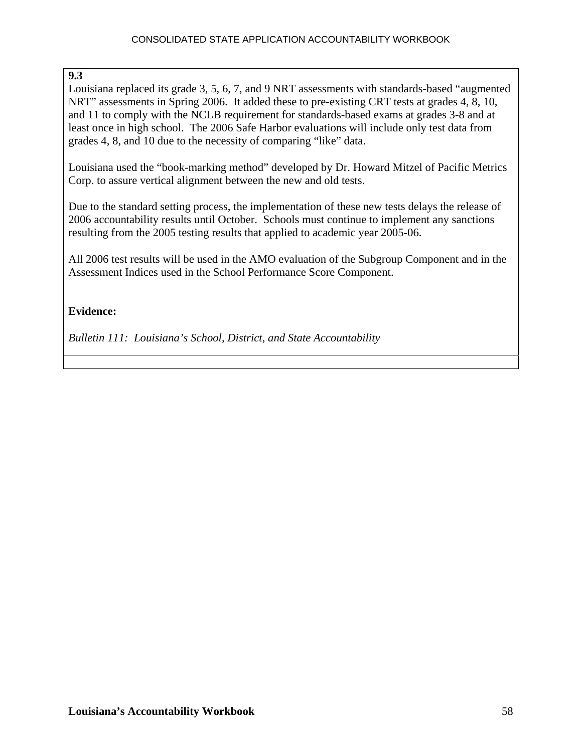**9.3**

Louisiana replaced its grade 3, 5, 6, 7, and 9 NRT assessments with standards-based "augmented NRT" assessments in Spring 2006. It added these to pre-existing CRT tests at grades 4, 8, 10, and 11 to comply with the NCLB requirement for standards-based exams at grades 3-8 and at least once in high school. The 2006 Safe Harbor evaluations will include only test data from grades 4, 8, and 10 due to the necessity of comparing "like" data.

Louisiana used the "book-marking method" developed by Dr. Howard Mitzel of Pacific Metrics Corp. to assure vertical alignment between the new and old tests.

Due to the standard setting process, the implementation of these new tests delays the release of 2006 accountability results until October. Schools must continue to implement any sanctions resulting from the 2005 testing results that applied to academic year 2005-06.

All 2006 test results will be used in the AMO evaluation of the Subgroup Component and in the Assessment Indices used in the School Performance Score Component.

**Evidence:**

*Bulletin 111: Louisiana's School, District, and State Accountability*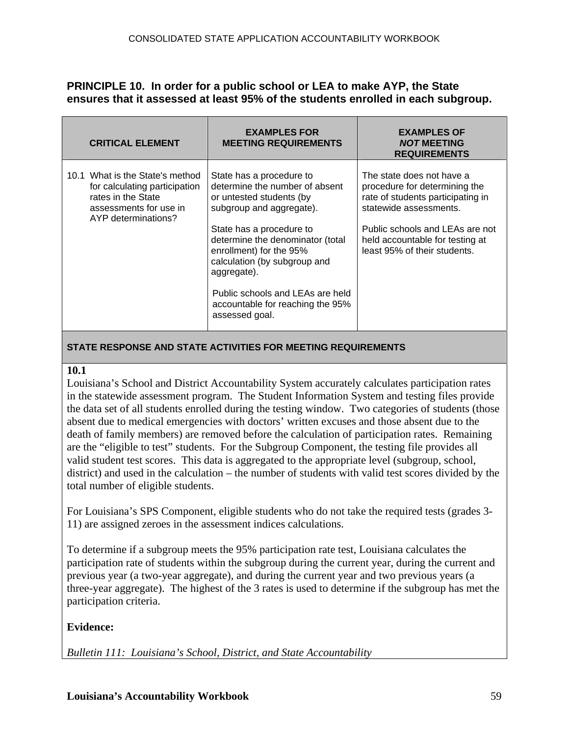## PRINCIPLE 10. In order for a public school or LEA to make AYP, the State ensures that it assessed at least 95% of the students enrolled in each subgroup.

| CRITICAL ELEMENT | EXAMPLES FOR MEETING REQUIREMENTS | EXAMPLES OF *NOT* MEETING REQUIREMENTS |
|---|---|---|
| 10.1 What is the State's method for calculating participation rates in the State assessments for use in AYP determinations? | State has a procedure to determine the number of absent or untested students (by subgroup and aggregate).<br><br>State has a procedure to determine the denominator (total enrollment) for the 95% calculation (by subgroup and aggregate).<br><br>Public schools and LEAs are held accountable for reaching the 95% assessed goal. | The state does not have a procedure for determining the rate of students participating in statewide assessments.<br><br>Public schools and LEAs are not held accountable for testing at least 95% of their students. |

**STATE RESPONSE AND STATE ACTIVITIES FOR MEETING REQUIREMENTS**

**10.1**

Louisiana's School and District Accountability System accurately calculates participation rates in the statewide assessment program. The Student Information System and testing files provide the data set of all students enrolled during the testing window. Two categories of students (those absent due to medical emergencies with doctors' written excuses and those absent due to the death of family members) are removed before the calculation of participation rates. Remaining are the "eligible to test" students. For the Subgroup Component, the testing file provides all valid student test scores. This data is aggregated to the appropriate level (subgroup, school, district) and used in the calculation – the number of students with valid test scores divided by the total number of eligible students.

For Louisiana's SPS Component, eligible students who do not take the required tests (grades 3-11) are assigned zeroes in the assessment indices calculations.

To determine if a subgroup meets the 95% participation rate test, Louisiana calculates the participation rate of students within the subgroup during the current year, during the current and previous year (a two-year aggregate), and during the current year and two previous years (a three-year aggregate). The highest of the 3 rates is used to determine if the subgroup has met the participation criteria.

**Evidence:**

*Bulletin 111: Louisiana's School, District, and State Accountability*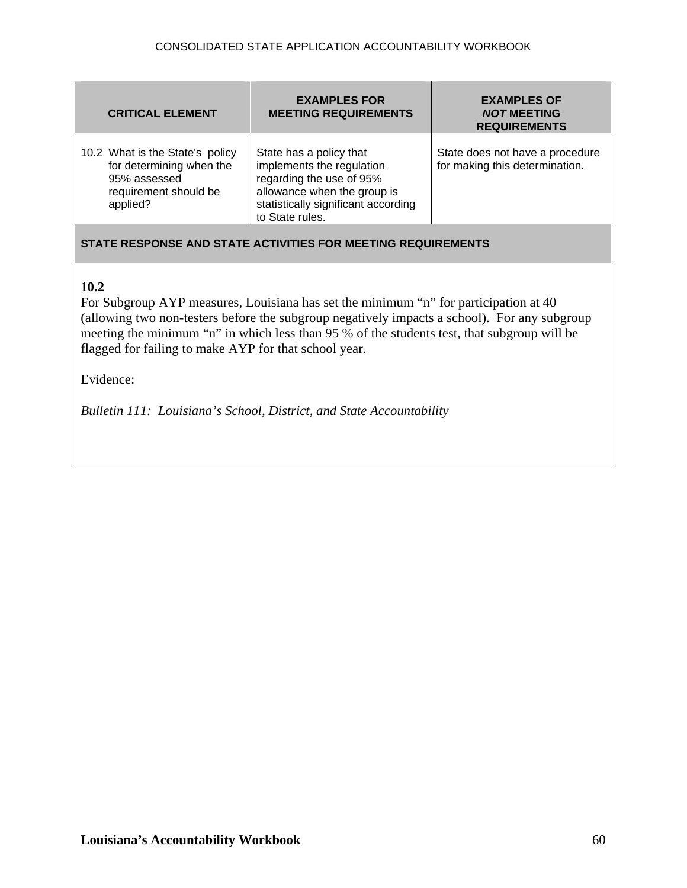| CRITICAL ELEMENT | EXAMPLES FOR MEETING REQUIREMENTS | EXAMPLES OF *NOT* MEETING REQUIREMENTS |
|---|---|---|
| 10.2 What is the State's policy for determining when the 95% assessed requirement should be applied? | State has a policy that implements the regulation regarding the use of 95% allowance when the group is statistically significant according to State rules. | State does not have a procedure for making this determination. |

**STATE RESPONSE AND STATE ACTIVITIES FOR MEETING REQUIREMENTS**

**10.2**

For Subgroup AYP measures, Louisiana has set the minimum "n" for participation at 40 (allowing two non-testers before the subgroup negatively impacts a school). For any subgroup meeting the minimum "n" in which less than 95 % of the students test, that subgroup will be flagged for failing to make AYP for that school year.

Evidence:

*Bulletin 111: Louisiana's School, District, and State Accountability*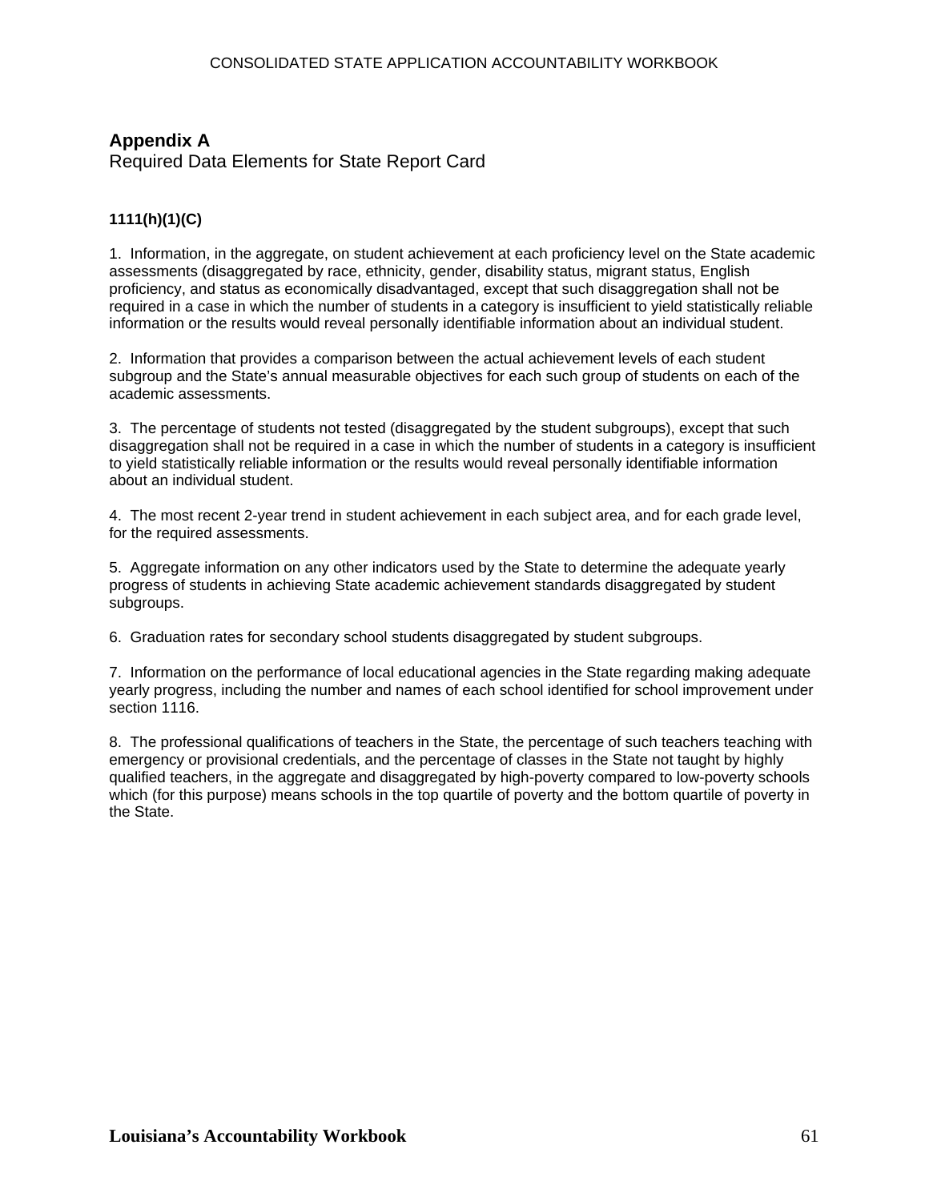## Appendix A

Required Data Elements for State Report Card

**1111(h)(1)(C)**

1. Information, in the aggregate, on student achievement at each proficiency level on the State academic assessments (disaggregated by race, ethnicity, gender, disability status, migrant status, English proficiency, and status as economically disadvantaged, except that such disaggregation shall not be required in a case in which the number of students in a category is insufficient to yield statistically reliable information or the results would reveal personally identifiable information about an individual student.

2. Information that provides a comparison between the actual achievement levels of each student subgroup and the State's annual measurable objectives for each such group of students on each of the academic assessments.

3. The percentage of students not tested (disaggregated by the student subgroups), except that such disaggregation shall not be required in a case in which the number of students in a category is insufficient to yield statistically reliable information or the results would reveal personally identifiable information about an individual student.

4. The most recent 2-year trend in student achievement in each subject area, and for each grade level, for the required assessments.

5. Aggregate information on any other indicators used by the State to determine the adequate yearly progress of students in achieving State academic achievement standards disaggregated by student subgroups.

6. Graduation rates for secondary school students disaggregated by student subgroups.

7. Information on the performance of local educational agencies in the State regarding making adequate yearly progress, including the number and names of each school identified for school improvement under section 1116.

8. The professional qualifications of teachers in the State, the percentage of such teachers teaching with emergency or provisional credentials, and the percentage of classes in the State not taught by highly qualified teachers, in the aggregate and disaggregated by high-poverty compared to low-poverty schools which (for this purpose) means schools in the top quartile of poverty and the bottom quartile of poverty in the State.